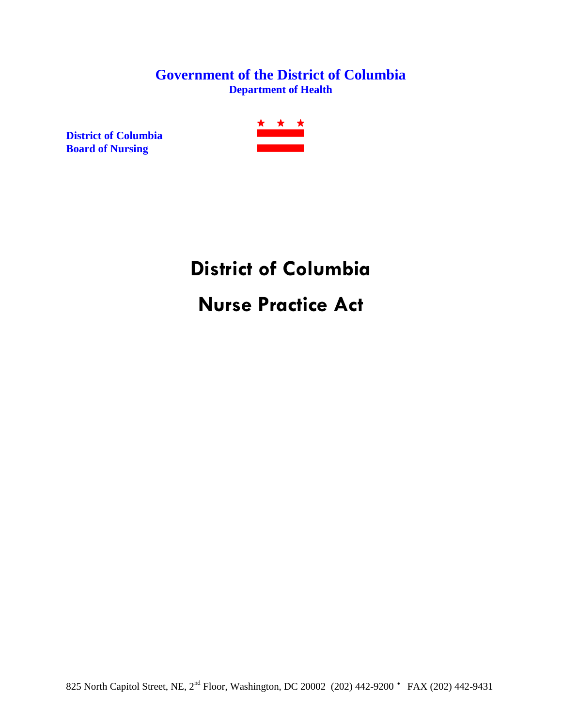**Government of the District of Columbia**

**Department of Health**

**District of Columbia**
**Board of Nursing**

# District of Columbia

# Nurse Practice Act

825 North Capitol Street, NE, 2nd Floor, Washington, DC 20002 (202) 442-9200 • FAX (202) 442-9431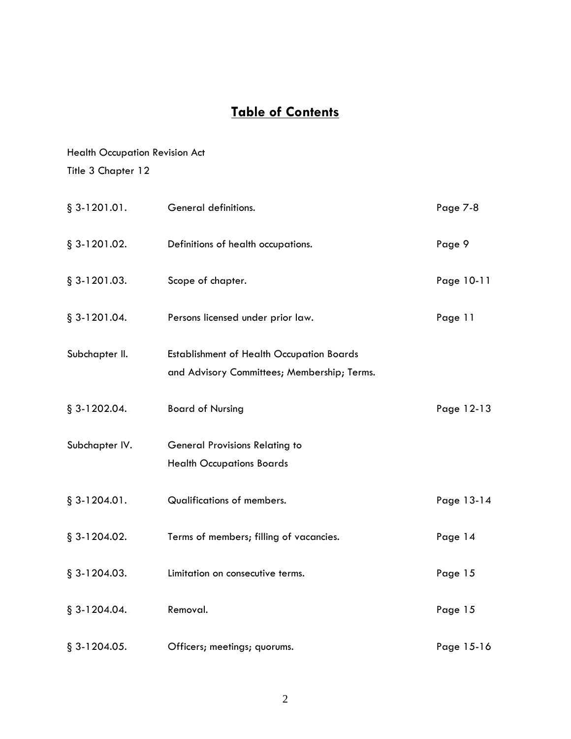# Table of Contents

Health Occupation Revision Act

Title 3 Chapter 12

| | | |
|---|---|---|
| § 3-1201.01. | General definitions. | Page 7-8 |
| § 3-1201.02. | Definitions of health occupations. | Page 9 |
| § 3-1201.03. | Scope of chapter. | Page 10-11 |
| § 3-1201.04. | Persons licensed under prior law. | Page 11 |
| Subchapter II. | Establishment of Health Occupation Boards and Advisory Committees; Membership; Terms. | |
| § 3-1202.04. | Board of Nursing | Page 12-13 |
| Subchapter IV. | General Provisions Relating to Health Occupations Boards | |
| § 3-1204.01. | Qualifications of members. | Page 13-14 |
| § 3-1204.02. | Terms of members; filling of vacancies. | Page 14 |
| § 3-1204.03. | Limitation on consecutive terms. | Page 15 |
| § 3-1204.04. | Removal. | Page 15 |
| § 3-1204.05. | Officers; meetings; quorums. | Page 15-16 |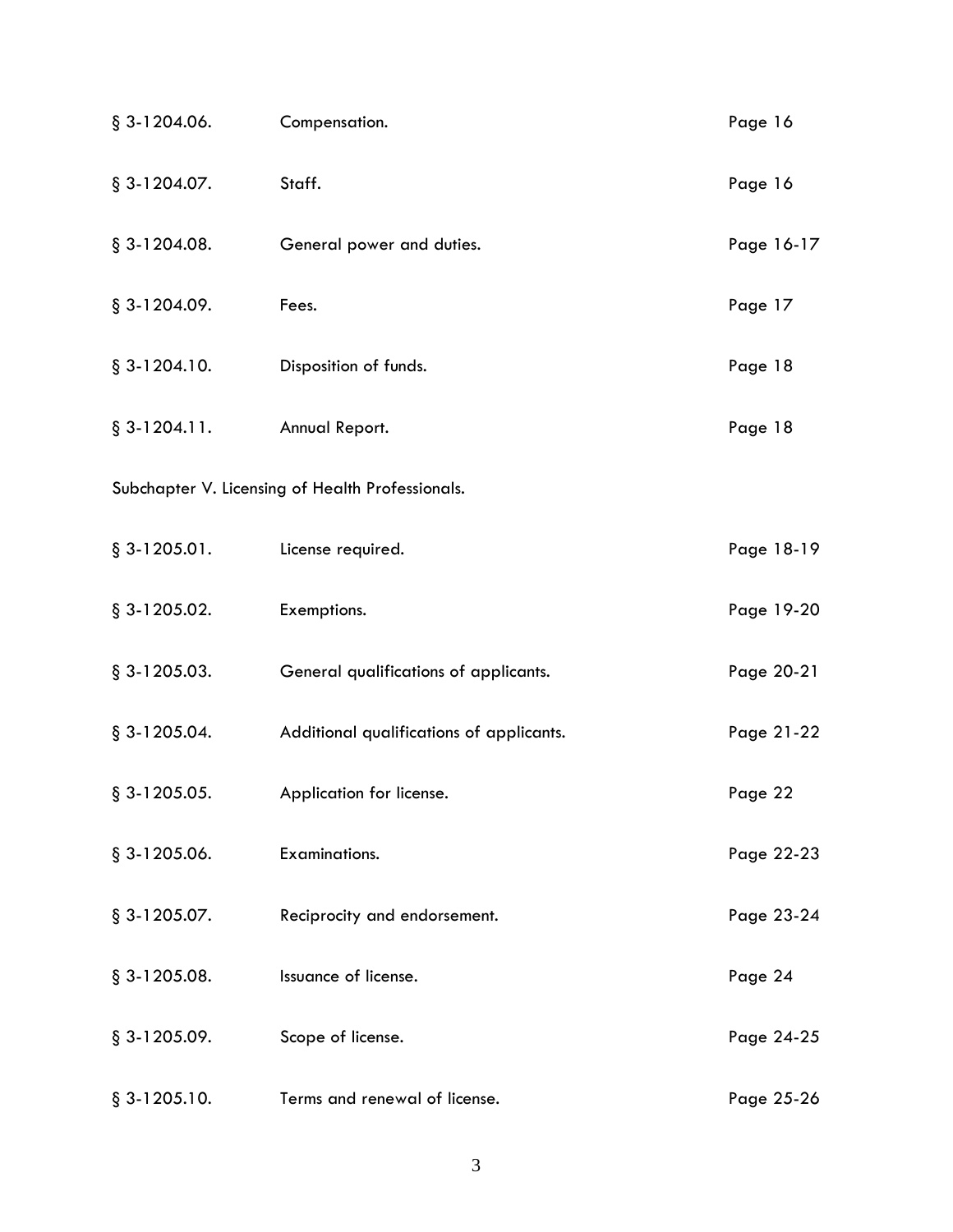| | | |
|---|---|---|
| § 3-1204.06. | Compensation. | Page 16 |
| § 3-1204.07. | Staff. | Page 16 |
| § 3-1204.08. | General power and duties. | Page 16-17 |
| § 3-1204.09. | Fees. | Page 17 |
| § 3-1204.10. | Disposition of funds. | Page 18 |
| § 3-1204.11. | Annual Report. | Page 18 |

Subchapter V. Licensing of Health Professionals.

| | | |
|---|---|---|
| § 3-1205.01. | License required. | Page 18-19 |
| § 3-1205.02. | Exemptions. | Page 19-20 |
| § 3-1205.03. | General qualifications of applicants. | Page 20-21 |
| § 3-1205.04. | Additional qualifications of applicants. | Page 21-22 |
| § 3-1205.05. | Application for license. | Page 22 |
| § 3-1205.06. | Examinations. | Page 22-23 |
| § 3-1205.07. | Reciprocity and endorsement. | Page 23-24 |
| § 3-1205.08. | Issuance of license. | Page 24 |
| § 3-1205.09. | Scope of license. | Page 24-25 |
| § 3-1205.10. | Terms and renewal of license. | Page 25-26 |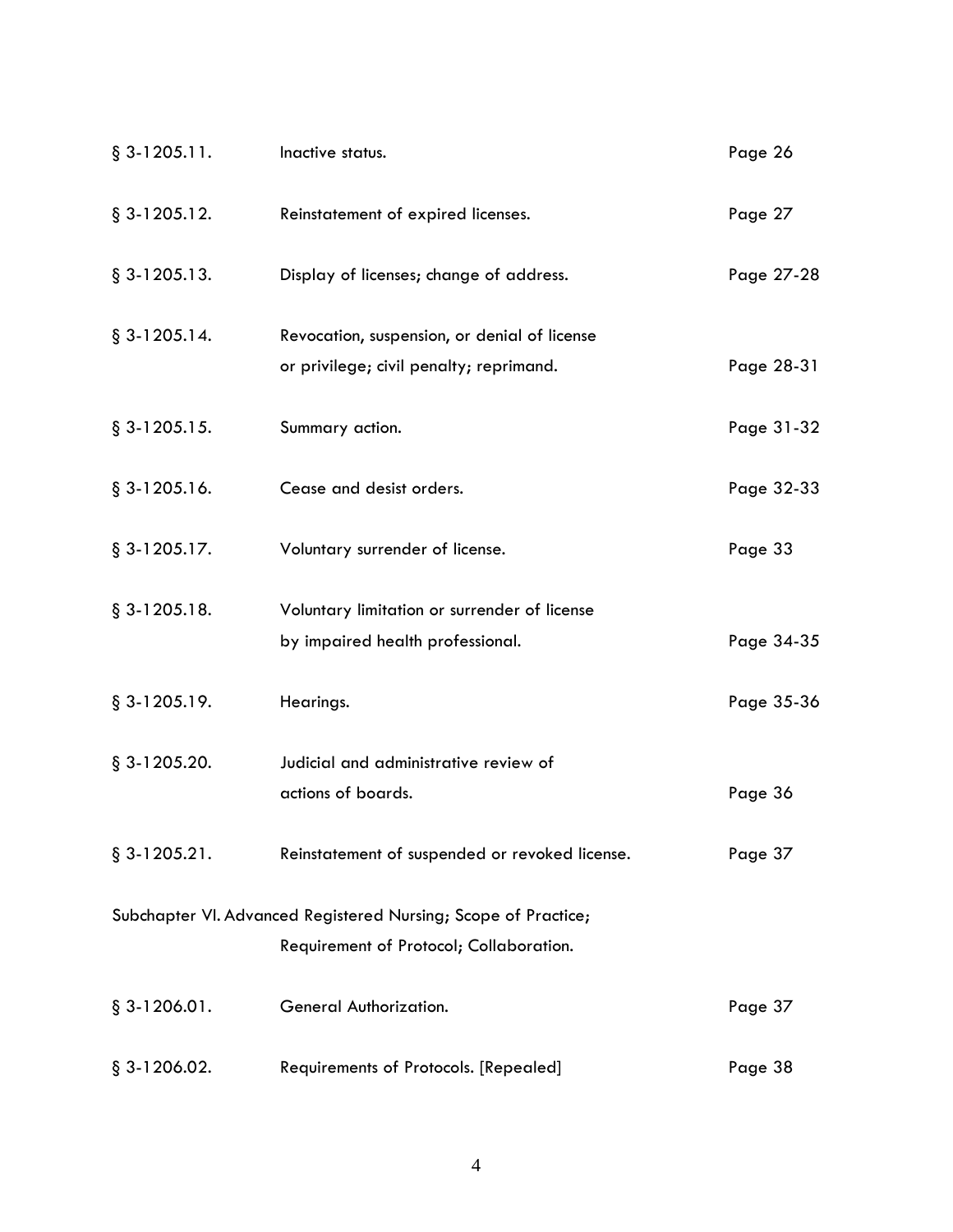| | | |
|---|---|---|
| § 3-1205.11. | Inactive status. | Page 26 |
| § 3-1205.12. | Reinstatement of expired licenses. | Page 27 |
| § 3-1205.13. | Display of licenses; change of address. | Page 27-28 |
| § 3-1205.14. | Revocation, suspension, or denial of license or privilege; civil penalty; reprimand. | Page 28-31 |
| § 3-1205.15. | Summary action. | Page 31-32 |
| § 3-1205.16. | Cease and desist orders. | Page 32-33 |
| § 3-1205.17. | Voluntary surrender of license. | Page 33 |
| § 3-1205.18. | Voluntary limitation or surrender of license by impaired health professional. | Page 34-35 |
| § 3-1205.19. | Hearings. | Page 35-36 |
| § 3-1205.20. | Judicial and administrative review of actions of boards. | Page 36 |
| § 3-1205.21. | Reinstatement of suspended or revoked license. | Page 37 |

Subchapter VI. Advanced Registered Nursing; Scope of Practice; Requirement of Protocol; Collaboration.

| | | |
|---|---|---|
| § 3-1206.01. | General Authorization. | Page 37 |
| § 3-1206.02. | Requirements of Protocols. [Repealed] | Page 38 |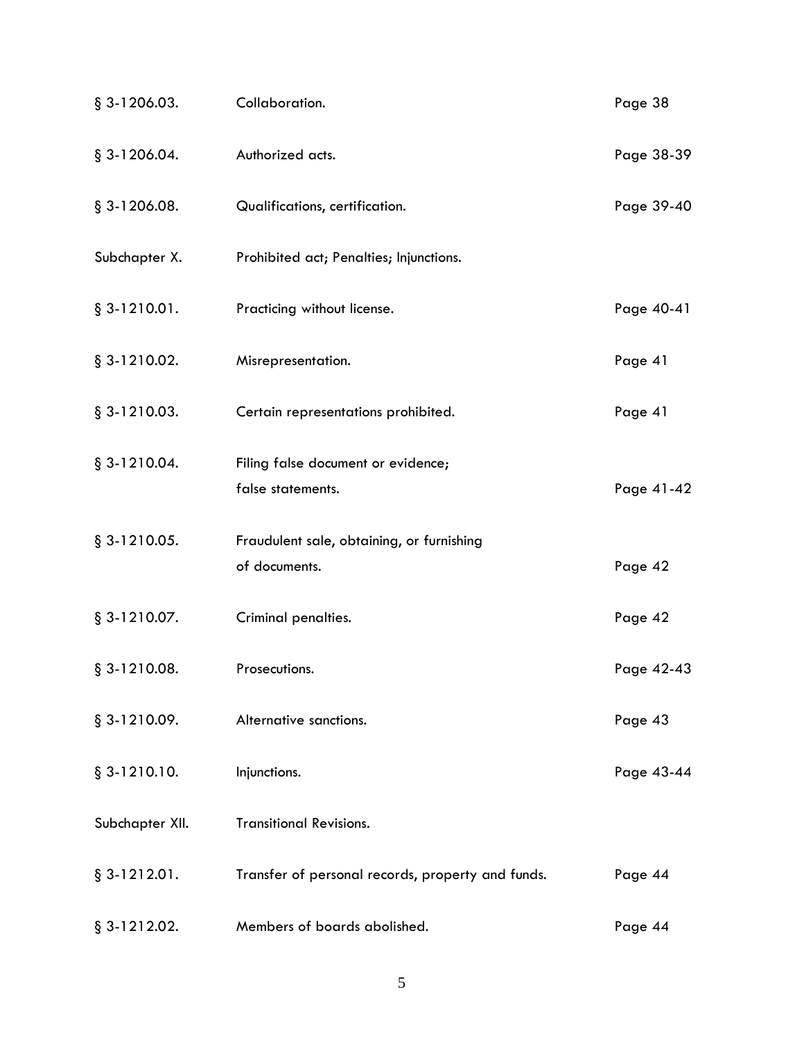| | | |
|---|---|---|
| § 3-1206.03. | Collaboration. | Page 38 |
| § 3-1206.04. | Authorized acts. | Page 38-39 |
| § 3-1206.08. | Qualifications, certification. | Page 39-40 |
| Subchapter X. | Prohibited act; Penalties; Injunctions. | |
| § 3-1210.01. | Practicing without license. | Page 40-41 |
| § 3-1210.02. | Misrepresentation. | Page 41 |
| § 3-1210.03. | Certain representations prohibited. | Page 41 |
| § 3-1210.04. | Filing false document or evidence; false statements. | Page 41-42 |
| § 3-1210.05. | Fraudulent sale, obtaining, or furnishing of documents. | Page 42 |
| § 3-1210.07. | Criminal penalties. | Page 42 |
| § 3-1210.08. | Prosecutions. | Page 42-43 |
| § 3-1210.09. | Alternative sanctions. | Page 43 |
| § 3-1210.10. | Injunctions. | Page 43-44 |
| Subchapter XII. | Transitional Revisions. | |
| § 3-1212.01. | Transfer of personal records, property and funds. | Page 44 |
| § 3-1212.02. | Members of boards abolished. | Page 44 |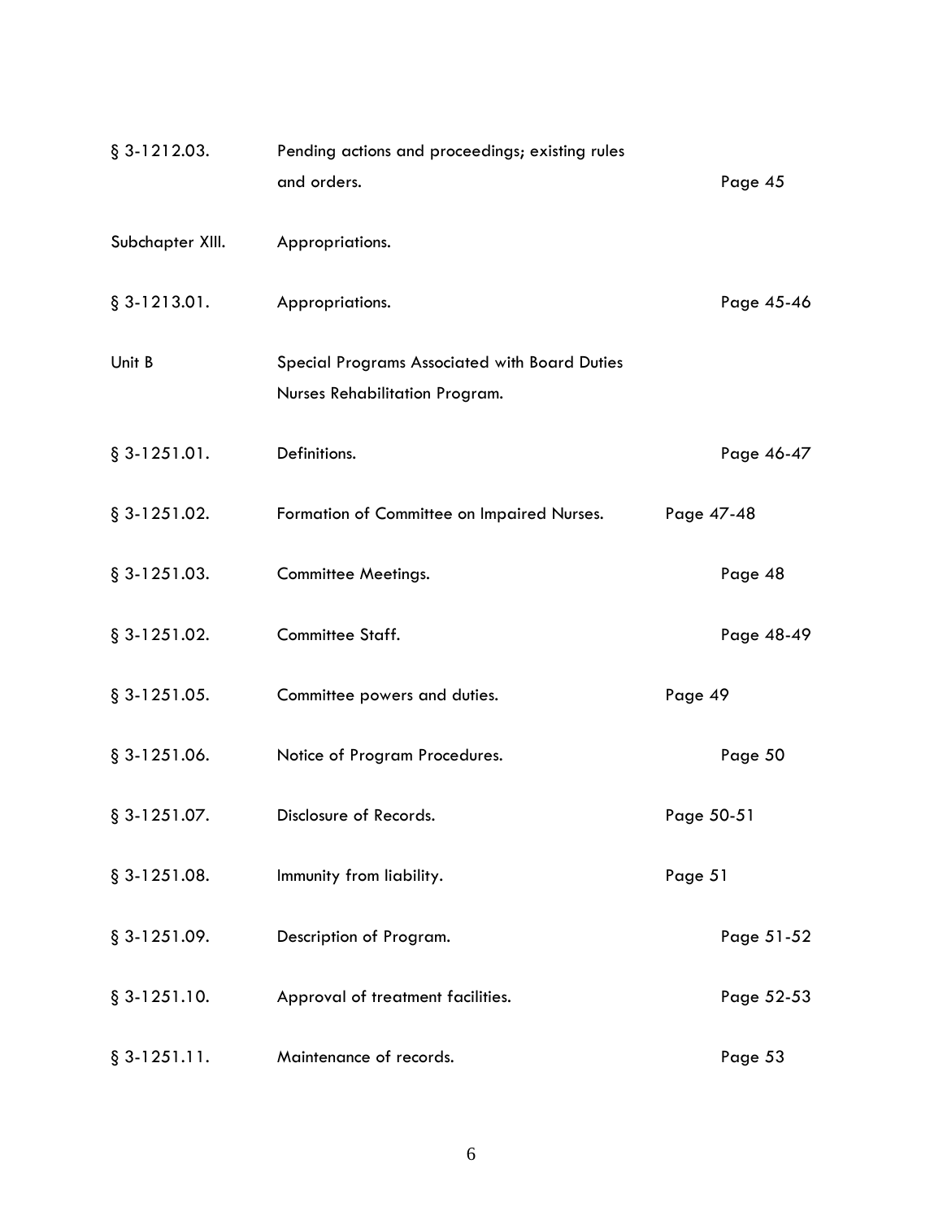| | | |
|---|---|---|
| § 3-1212.03. | Pending actions and proceedings; existing rules and orders. | Page 45 |
| Subchapter XIII. | Appropriations. | |
| § 3-1213.01. | Appropriations. | Page 45-46 |
| Unit B | Special Programs Associated with Board Duties Nurses Rehabilitation Program. | |
| § 3-1251.01. | Definitions. | Page 46-47 |
| § 3-1251.02. | Formation of Committee on Impaired Nurses. | Page 47-48 |
| § 3-1251.03. | Committee Meetings. | Page 48 |
| § 3-1251.02. | Committee Staff. | Page 48-49 |
| § 3-1251.05. | Committee powers and duties. | Page 49 |
| § 3-1251.06. | Notice of Program Procedures. | Page 50 |
| § 3-1251.07. | Disclosure of Records. | Page 50-51 |
| § 3-1251.08. | Immunity from liability. | Page 51 |
| § 3-1251.09. | Description of Program. | Page 51-52 |
| § 3-1251.10. | Approval of treatment facilities. | Page 52-53 |
| § 3-1251.11. | Maintenance of records. | Page 53 |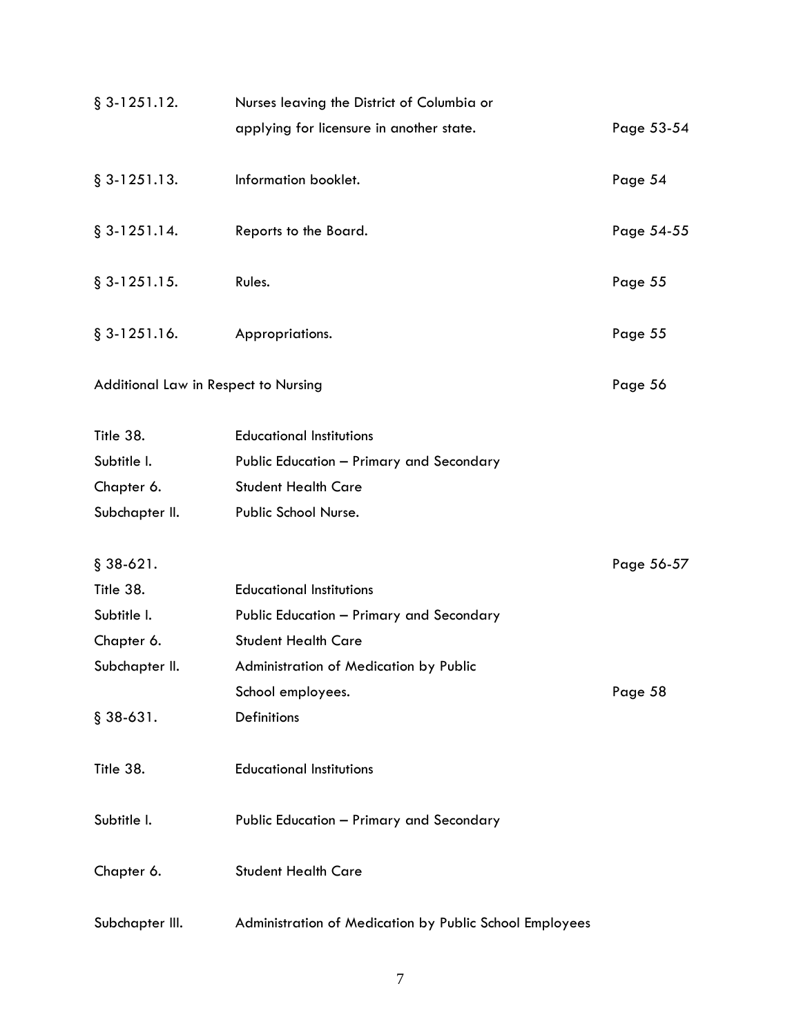| | | |
|---|---|---|
| § 3-1251.12. | Nurses leaving the District of Columbia or applying for licensure in another state. | Page 53-54 |
| § 3-1251.13. | Information booklet. | Page 54 |
| § 3-1251.14. | Reports to the Board. | Page 54-55 |
| § 3-1251.15. | Rules. | Page 55 |
| § 3-1251.16. | Appropriations. | Page 55 |
| Additional Law in Respect to Nursing | | Page 56 |
| Title 38. | Educational Institutions | |
| Subtitle I. | Public Education – Primary and Secondary | |
| Chapter 6. | Student Health Care | |
| Subchapter II. | Public School Nurse. | |
| § 38-621. | | Page 56-57 |
| Title 38. | Educational Institutions | |
| Subtitle I. | Public Education – Primary and Secondary | |
| Chapter 6. | Student Health Care | |
| Subchapter II. | Administration of Medication by Public School employees. | Page 58 |
| § 38-631. | Definitions | |
| Title 38. | Educational Institutions | |
| Subtitle I. | Public Education – Primary and Secondary | |
| Chapter 6. | Student Health Care | |
| Subchapter III. | Administration of Medication by Public School Employees | |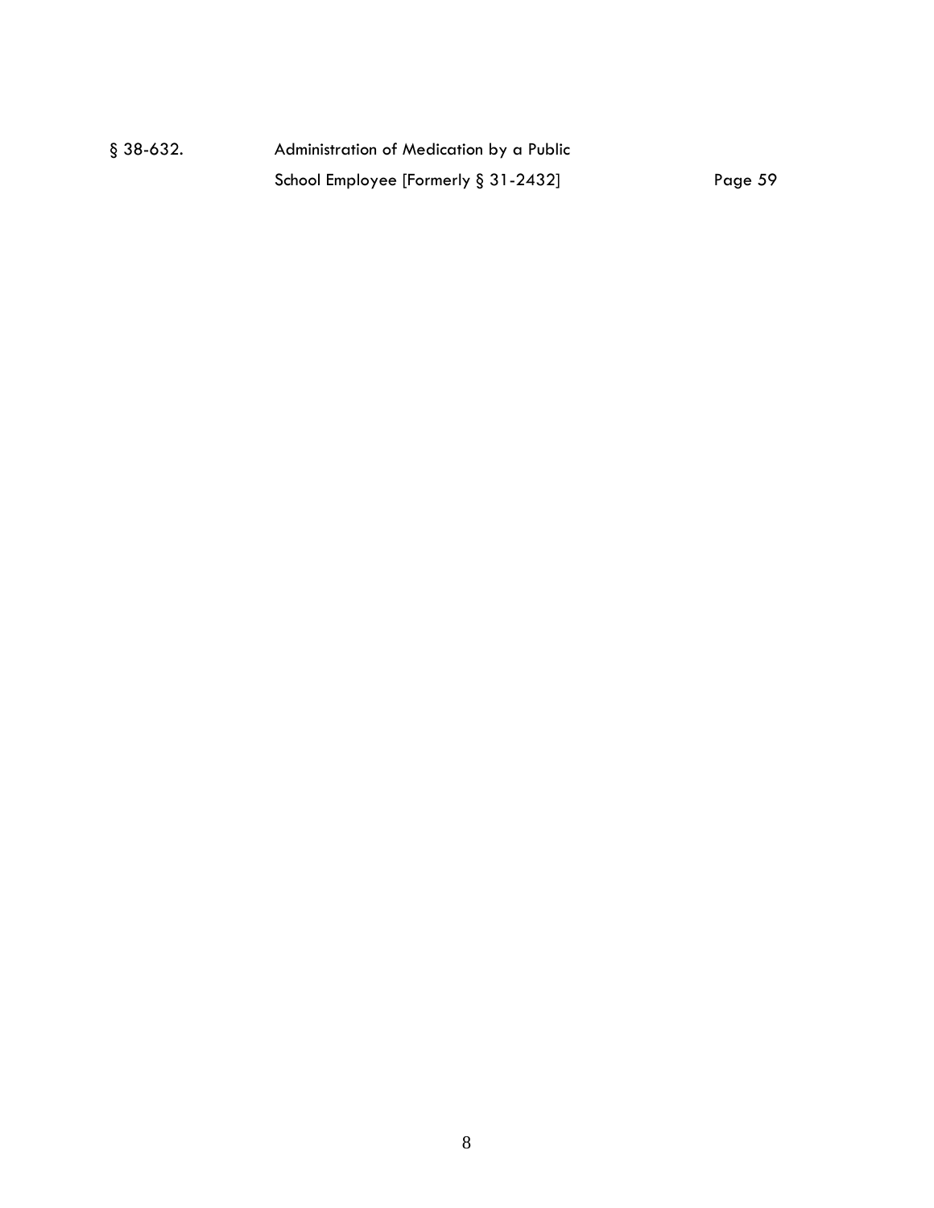| | | |
|---|---|---|
| § 38-632. | Administration of Medication by a Public School Employee [Formerly § 31-2432] | Page 59 |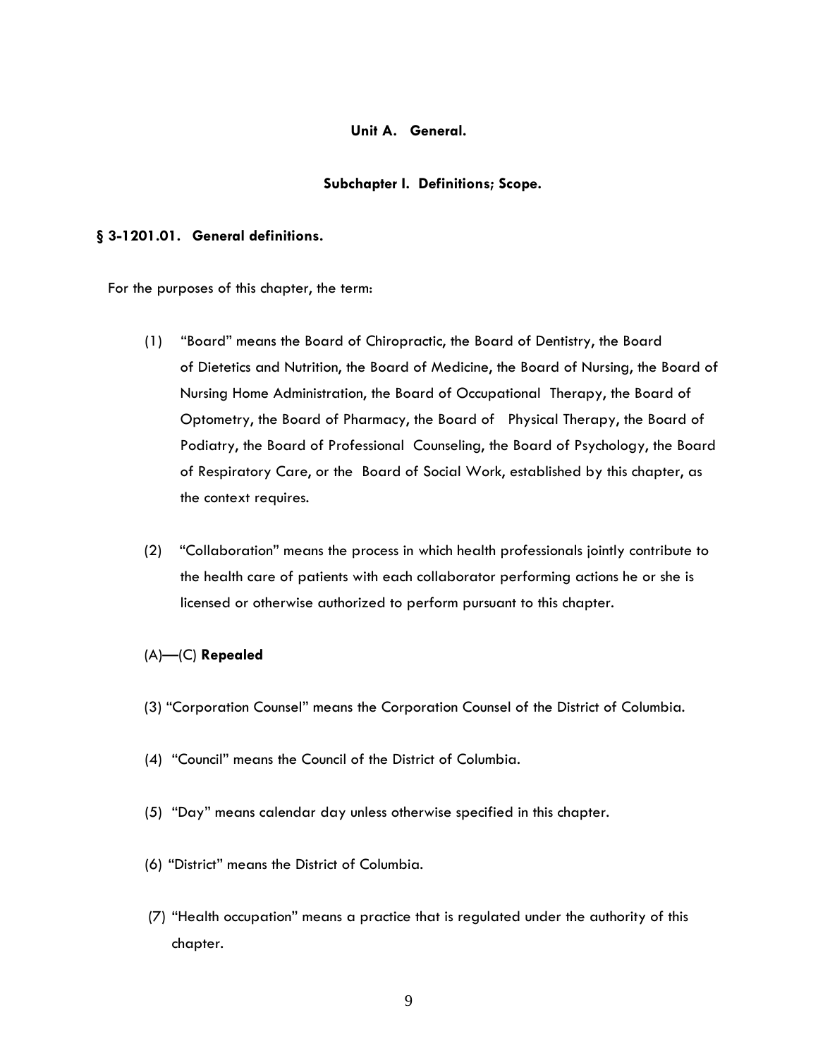## Unit A. General.

### Subchapter I. Definitions; Scope.

**§ 3-1201.01. General definitions.**

For the purposes of this chapter, the term:

(1) "Board" means the Board of Chiropractic, the Board of Dentistry, the Board of Dietetics and Nutrition, the Board of Medicine, the Board of Nursing, the Board of Nursing Home Administration, the Board of Occupational Therapy, the Board of Optometry, the Board of Pharmacy, the Board of Physical Therapy, the Board of Podiatry, the Board of Professional Counseling, the Board of Psychology, the Board of Respiratory Care, or the Board of Social Work, established by this chapter, as the context requires.

(2) "Collaboration" means the process in which health professionals jointly contribute to the health care of patients with each collaborator performing actions he or she is licensed or otherwise authorized to perform pursuant to this chapter.

(A)—(C) **Repealed**

(3) "Corporation Counsel" means the Corporation Counsel of the District of Columbia.

(4) "Council" means the Council of the District of Columbia.

(5) "Day" means calendar day unless otherwise specified in this chapter.

(6) "District" means the District of Columbia.

(7) "Health occupation" means a practice that is regulated under the authority of this chapter.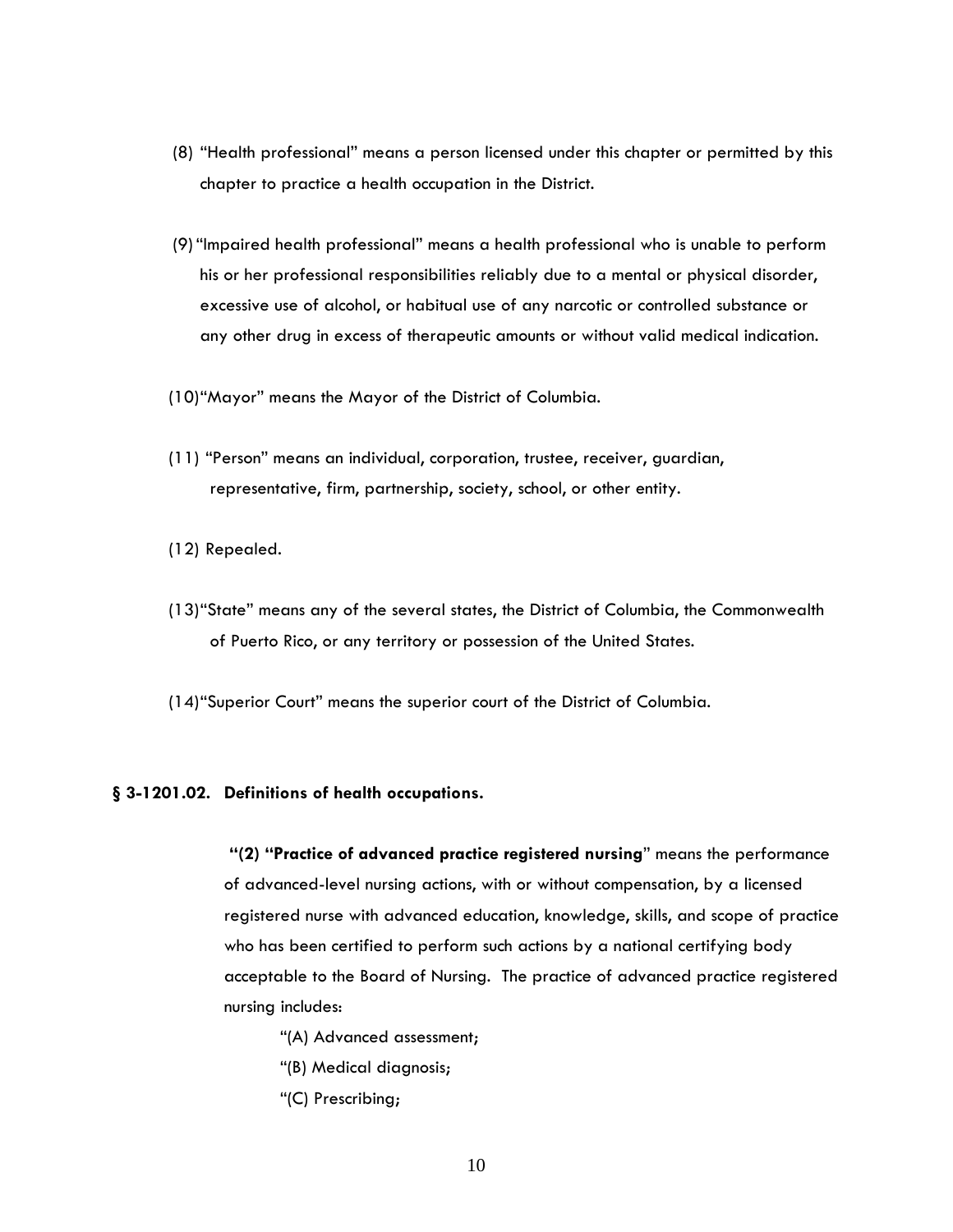(8) "Health professional" means a person licensed under this chapter or permitted by this chapter to practice a health occupation in the District.

(9) "Impaired health professional" means a health professional who is unable to perform his or her professional responsibilities reliably due to a mental or physical disorder, excessive use of alcohol, or habitual use of any narcotic or controlled substance or any other drug in excess of therapeutic amounts or without valid medical indication.

(10) "Mayor" means the Mayor of the District of Columbia.

(11) "Person" means an individual, corporation, trustee, receiver, guardian, representative, firm, partnership, society, school, or other entity.

(12) Repealed.

(13) "State" means any of the several states, the District of Columbia, the Commonwealth of Puerto Rico, or any territory or possession of the United States.

(14) "Superior Court" means the superior court of the District of Columbia.

### § 3-1201.02. Definitions of health occupations.

**"(2) "Practice of advanced practice registered nursing**" means the performance of advanced-level nursing actions, with or without compensation, by a licensed registered nurse with advanced education, knowledge, skills, and scope of practice who has been certified to perform such actions by a national certifying body acceptable to the Board of Nursing. The practice of advanced practice registered nursing includes:

"(A) Advanced assessment;

"(B) Medical diagnosis;

"(C) Prescribing;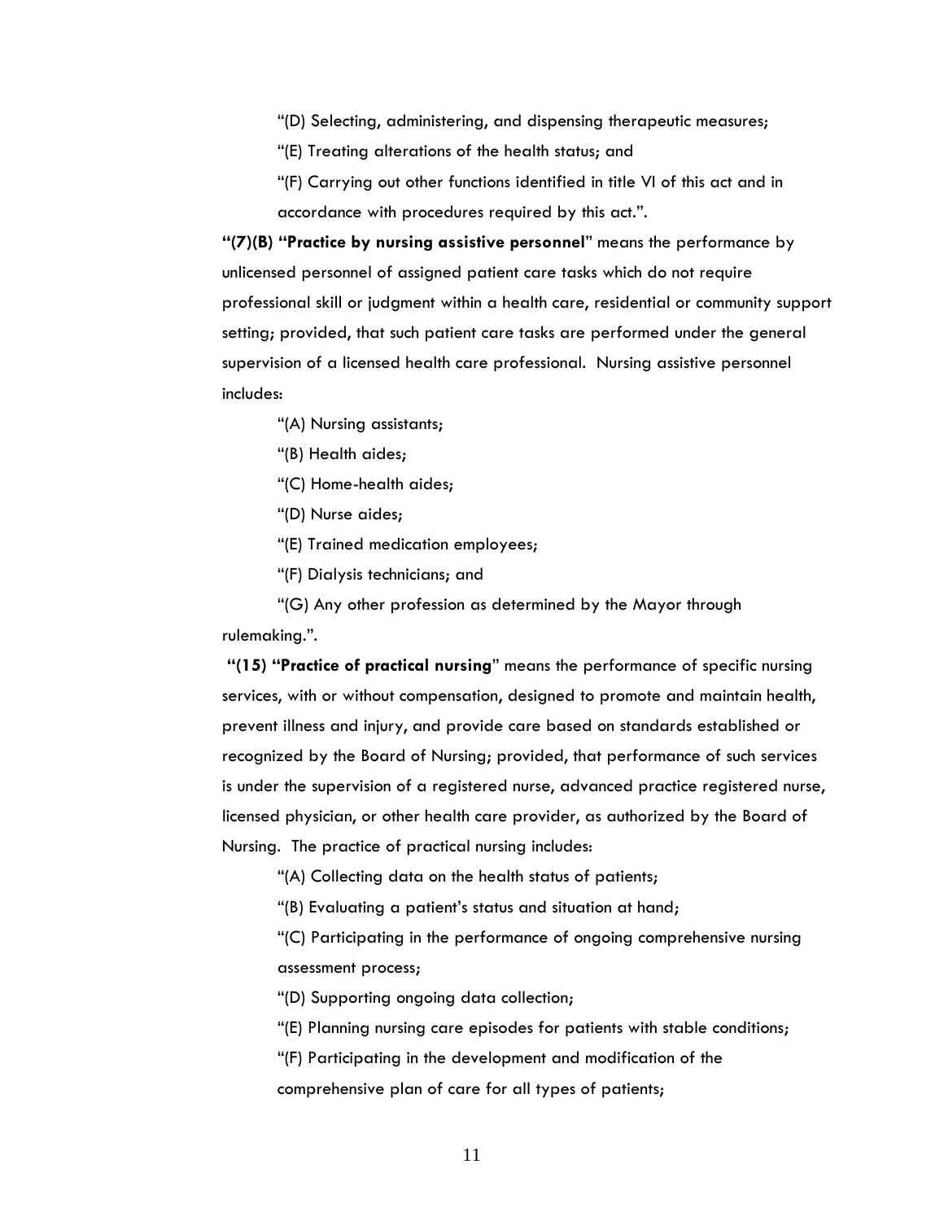"(D) Selecting, administering, and dispensing therapeutic measures;

"(E) Treating alterations of the health status; and

"(F) Carrying out other functions identified in title VI of this act and in accordance with procedures required by this act.".

**"(7)(B) "Practice by nursing assistive personnel**" means the performance by unlicensed personnel of assigned patient care tasks which do not require professional skill or judgment within a health care, residential or community support setting; provided, that such patient care tasks are performed under the general supervision of a licensed health care professional. Nursing assistive personnel includes:

"(A) Nursing assistants;

"(B) Health aides;

"(C) Home-health aides;

"(D) Nurse aides;

"(E) Trained medication employees;

"(F) Dialysis technicians; and

"(G) Any other profession as determined by the Mayor through rulemaking.".

**"(15) "Practice of practical nursing**" means the performance of specific nursing services, with or without compensation, designed to promote and maintain health, prevent illness and injury, and provide care based on standards established or recognized by the Board of Nursing; provided, that performance of such services is under the supervision of a registered nurse, advanced practice registered nurse, licensed physician, or other health care provider, as authorized by the Board of Nursing. The practice of practical nursing includes:

"(A) Collecting data on the health status of patients;

"(B) Evaluating a patient's status and situation at hand;

"(C) Participating in the performance of ongoing comprehensive nursing assessment process;

"(D) Supporting ongoing data collection;

"(E) Planning nursing care episodes for patients with stable conditions;

"(F) Participating in the development and modification of the comprehensive plan of care for all types of patients;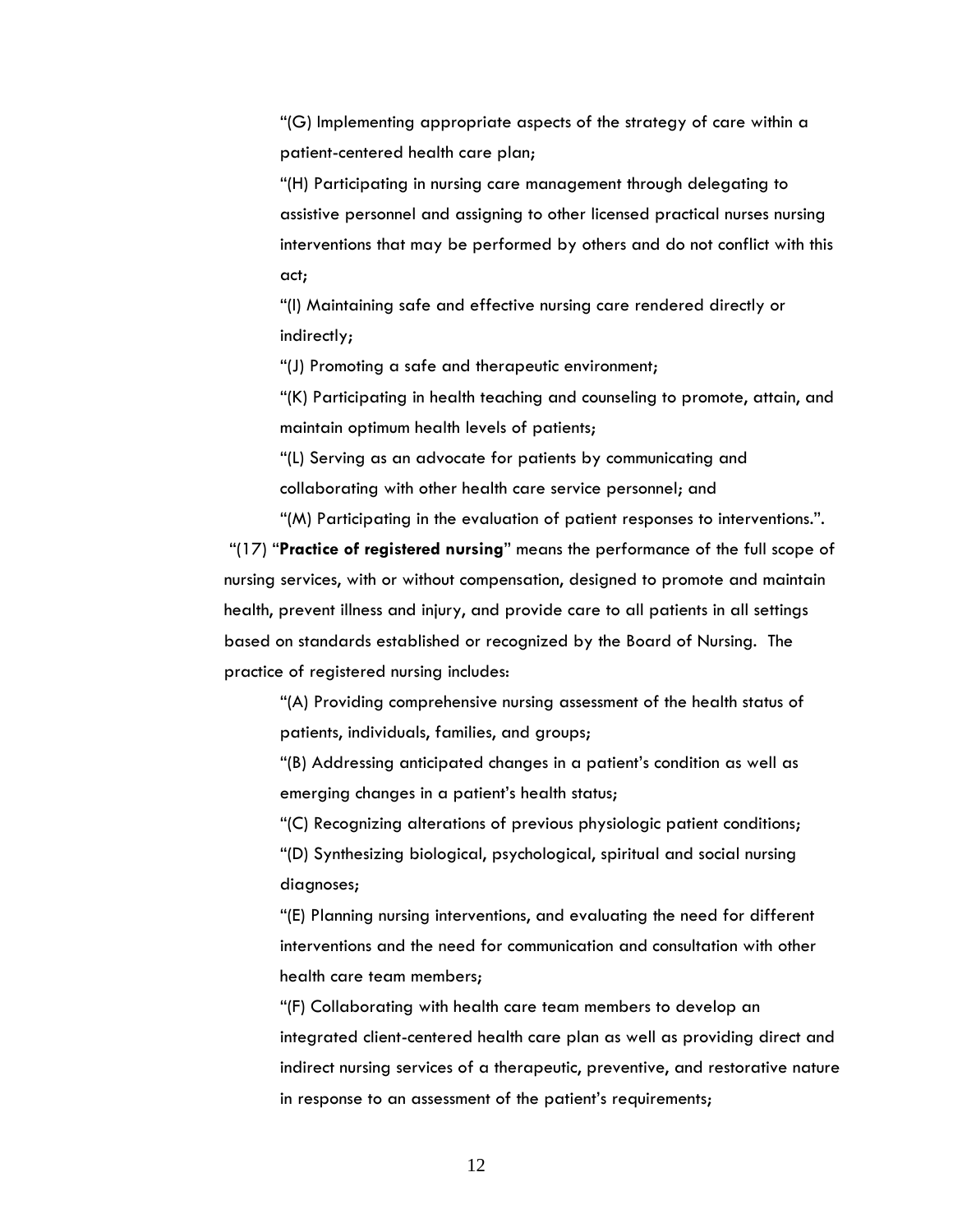"(G) Implementing appropriate aspects of the strategy of care within a patient-centered health care plan;

"(H) Participating in nursing care management through delegating to assistive personnel and assigning to other licensed practical nurses nursing interventions that may be performed by others and do not conflict with this act;

"(I) Maintaining safe and effective nursing care rendered directly or indirectly;

"(J) Promoting a safe and therapeutic environment;

"(K) Participating in health teaching and counseling to promote, attain, and maintain optimum health levels of patients;

"(L) Serving as an advocate for patients by communicating and collaborating with other health care service personnel; and

"(M) Participating in the evaluation of patient responses to interventions.".

"(17) "**Practice of registered nursing**" means the performance of the full scope of nursing services, with or without compensation, designed to promote and maintain health, prevent illness and injury, and provide care to all patients in all settings based on standards established or recognized by the Board of Nursing. The practice of registered nursing includes:

"(A) Providing comprehensive nursing assessment of the health status of patients, individuals, families, and groups;

"(B) Addressing anticipated changes in a patient's condition as well as emerging changes in a patient's health status;

"(C) Recognizing alterations of previous physiologic patient conditions;

"(D) Synthesizing biological, psychological, spiritual and social nursing diagnoses;

"(E) Planning nursing interventions, and evaluating the need for different interventions and the need for communication and consultation with other health care team members;

"(F) Collaborating with health care team members to develop an integrated client-centered health care plan as well as providing direct and indirect nursing services of a therapeutic, preventive, and restorative nature in response to an assessment of the patient's requirements;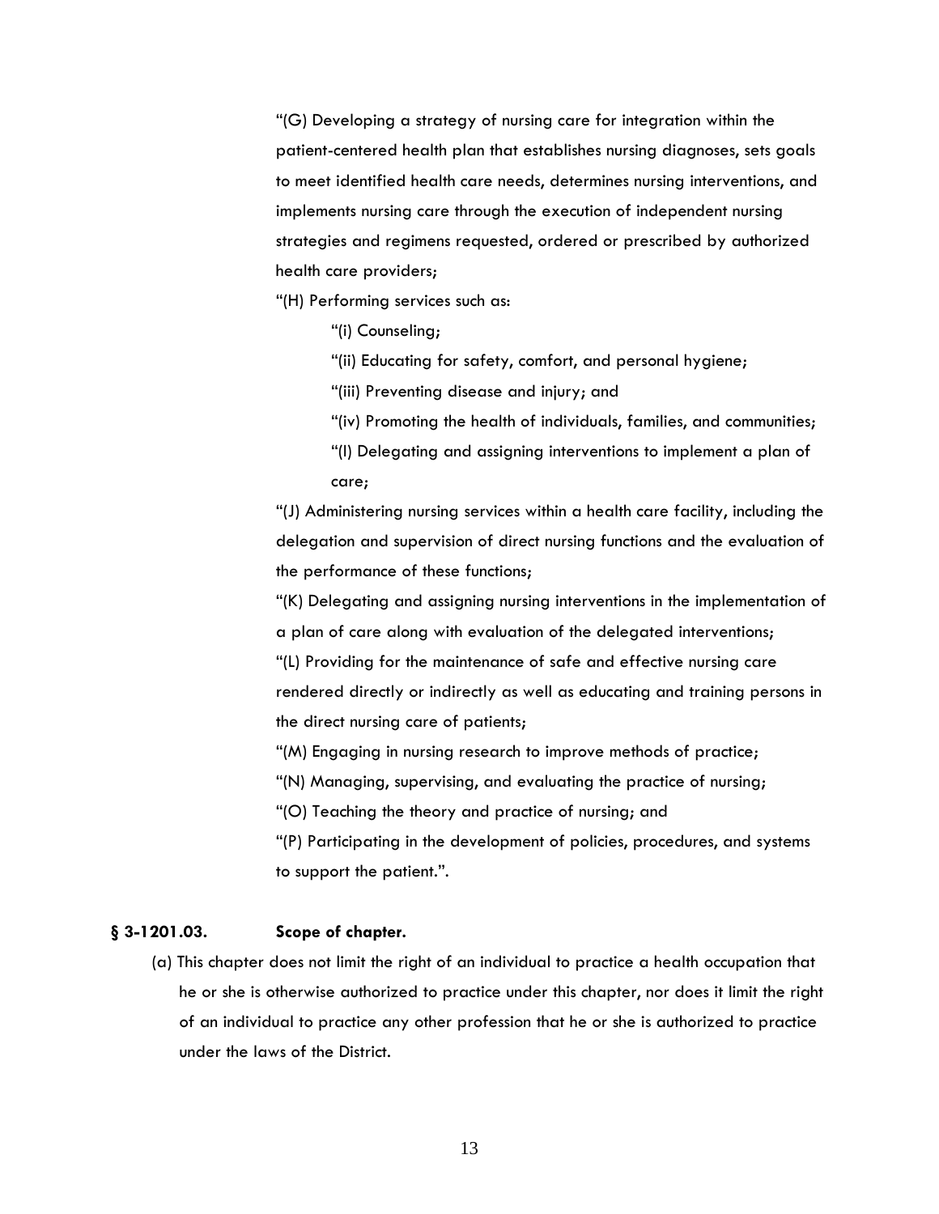"(G) Developing a strategy of nursing care for integration within the patient-centered health plan that establishes nursing diagnoses, sets goals to meet identified health care needs, determines nursing interventions, and implements nursing care through the execution of independent nursing strategies and regimens requested, ordered or prescribed by authorized health care providers;

"(H) Performing services such as:

"(i) Counseling;

"(ii) Educating for safety, comfort, and personal hygiene;

"(iii) Preventing disease and injury; and

"(iv) Promoting the health of individuals, families, and communities;

"(I) Delegating and assigning interventions to implement a plan of care;

"(J) Administering nursing services within a health care facility, including the delegation and supervision of direct nursing functions and the evaluation of the performance of these functions;

"(K) Delegating and assigning nursing interventions in the implementation of a plan of care along with evaluation of the delegated interventions;

"(L) Providing for the maintenance of safe and effective nursing care rendered directly or indirectly as well as educating and training persons in the direct nursing care of patients;

"(M) Engaging in nursing research to improve methods of practice;

"(N) Managing, supervising, and evaluating the practice of nursing;

"(O) Teaching the theory and practice of nursing; and

"(P) Participating in the development of policies, procedures, and systems to support the patient.".

**§ 3-1201.03. Scope of chapter.**

(a) This chapter does not limit the right of an individual to practice a health occupation that he or she is otherwise authorized to practice under this chapter, nor does it limit the right of an individual to practice any other profession that he or she is authorized to practice under the laws of the District.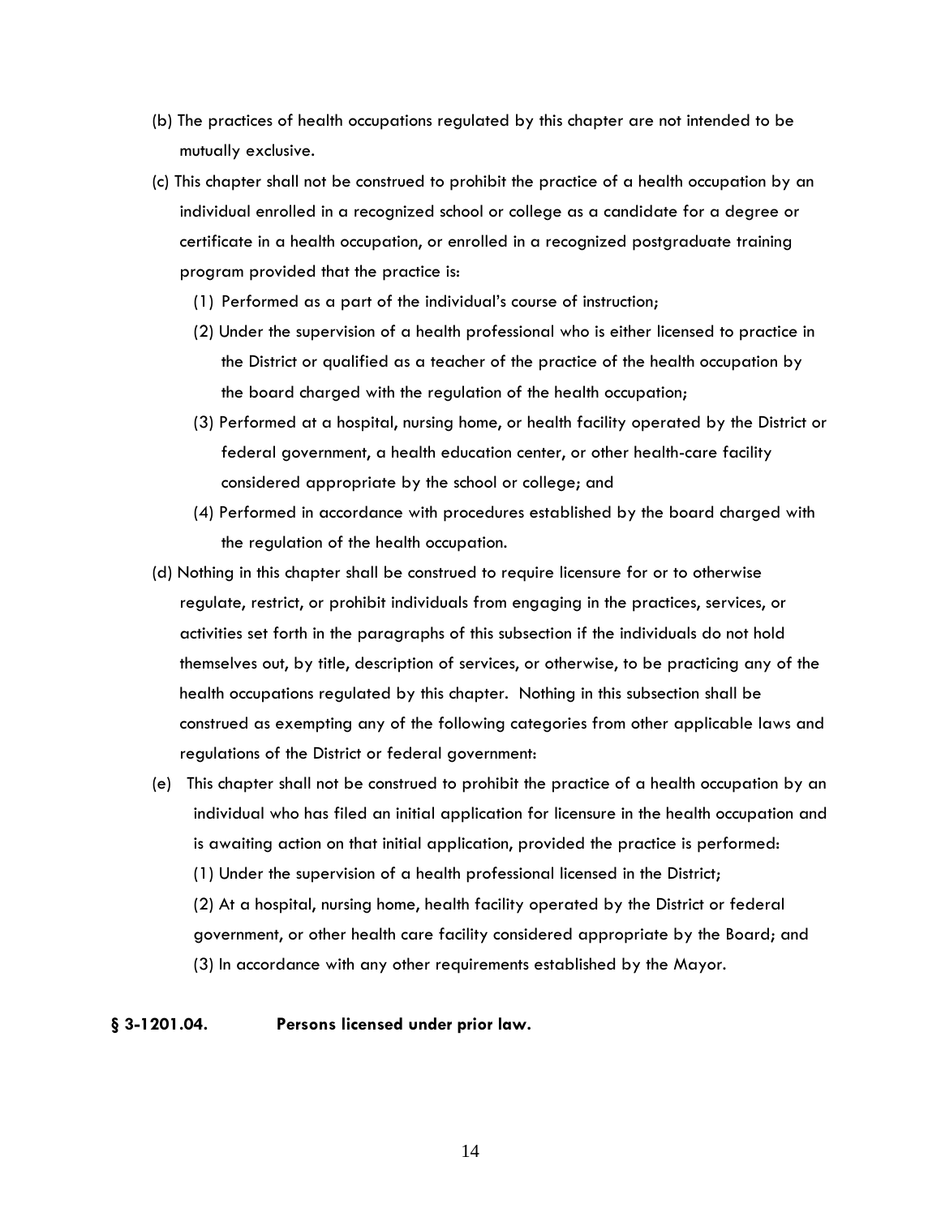(b) The practices of health occupations regulated by this chapter are not intended to be mutually exclusive.

(c) This chapter shall not be construed to prohibit the practice of a health occupation by an individual enrolled in a recognized school or college as a candidate for a degree or certificate in a health occupation, or enrolled in a recognized postgraduate training program provided that the practice is:

(1) Performed as a part of the individual's course of instruction;

(2) Under the supervision of a health professional who is either licensed to practice in the District or qualified as a teacher of the practice of the health occupation by the board charged with the regulation of the health occupation;

(3) Performed at a hospital, nursing home, or health facility operated by the District or federal government, a health education center, or other health-care facility considered appropriate by the school or college; and

(4) Performed in accordance with procedures established by the board charged with the regulation of the health occupation.

(d) Nothing in this chapter shall be construed to require licensure for or to otherwise regulate, restrict, or prohibit individuals from engaging in the practices, services, or activities set forth in the paragraphs of this subsection if the individuals do not hold themselves out, by title, description of services, or otherwise, to be practicing any of the health occupations regulated by this chapter. Nothing in this subsection shall be construed as exempting any of the following categories from other applicable laws and regulations of the District or federal government:

(e) This chapter shall not be construed to prohibit the practice of a health occupation by an individual who has filed an initial application for licensure in the health occupation and is awaiting action on that initial application, provided the practice is performed:

(1) Under the supervision of a health professional licensed in the District;

(2) At a hospital, nursing home, health facility operated by the District or federal government, or other health care facility considered appropriate by the Board; and

(3) In accordance with any other requirements established by the Mayor.

**§ 3-1201.04. Persons licensed under prior law.**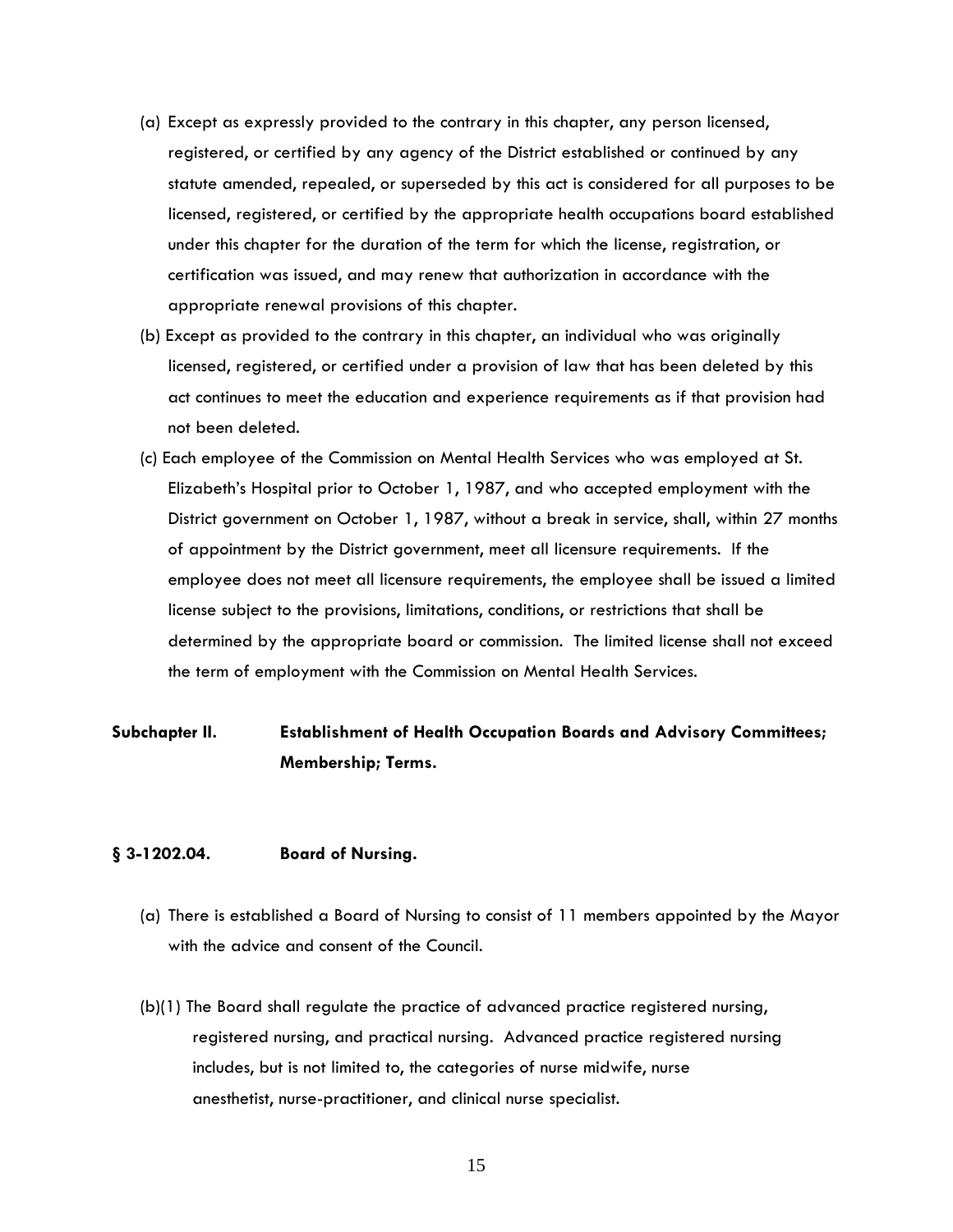(a) Except as expressly provided to the contrary in this chapter, any person licensed, registered, or certified by any agency of the District established or continued by any statute amended, repealed, or superseded by this act is considered for all purposes to be licensed, registered, or certified by the appropriate health occupations board established under this chapter for the duration of the term for which the license, registration, or certification was issued, and may renew that authorization in accordance with the appropriate renewal provisions of this chapter.

(b) Except as provided to the contrary in this chapter, an individual who was originally licensed, registered, or certified under a provision of law that has been deleted by this act continues to meet the education and experience requirements as if that provision had not been deleted.

(c) Each employee of the Commission on Mental Health Services who was employed at St. Elizabeth's Hospital prior to October 1, 1987, and who accepted employment with the District government on October 1, 1987, without a break in service, shall, within 27 months of appointment by the District government, meet all licensure requirements. If the employee does not meet all licensure requirements, the employee shall be issued a limited license subject to the provisions, limitations, conditions, or restrictions that shall be determined by the appropriate board or commission. The limited license shall not exceed the term of employment with the Commission on Mental Health Services.

## Subchapter II. Establishment of Health Occupation Boards and Advisory Committees; Membership; Terms.

### § 3-1202.04. Board of Nursing.

(a) There is established a Board of Nursing to consist of 11 members appointed by the Mayor with the advice and consent of the Council.

(b)(1) The Board shall regulate the practice of advanced practice registered nursing, registered nursing, and practical nursing. Advanced practice registered nursing includes, but is not limited to, the categories of nurse midwife, nurse anesthetist, nurse-practitioner, and clinical nurse specialist.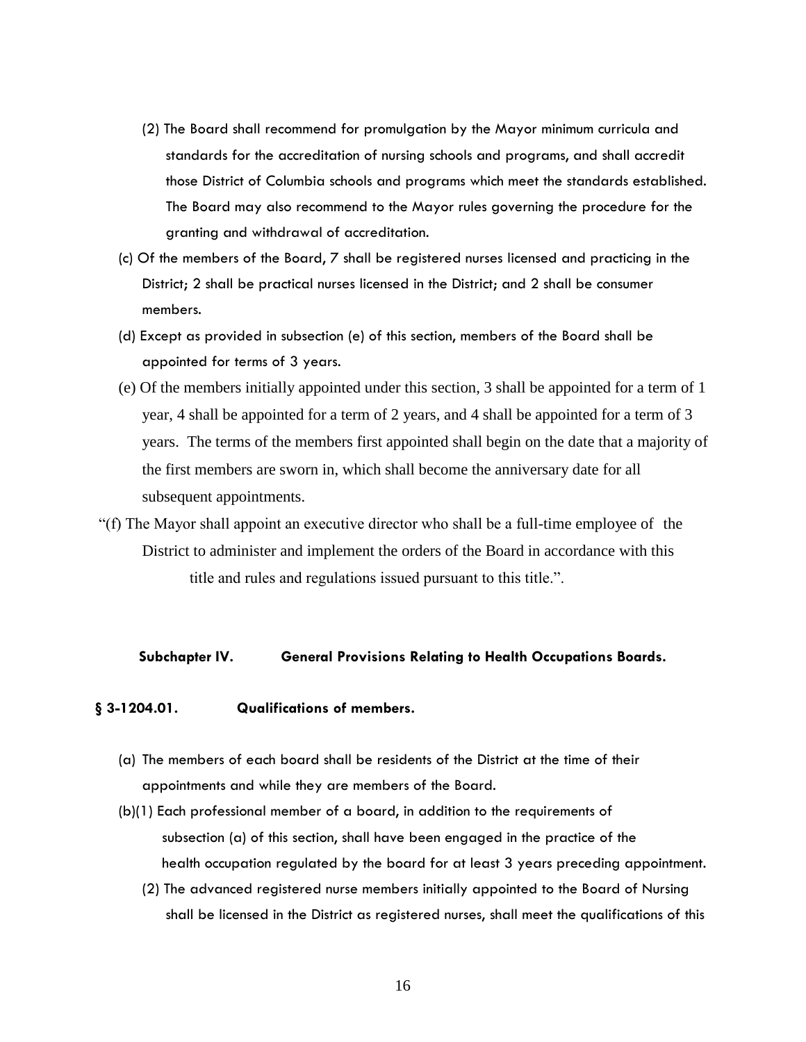(2) The Board shall recommend for promulgation by the Mayor minimum curricula and standards for the accreditation of nursing schools and programs, and shall accredit those District of Columbia schools and programs which meet the standards established. The Board may also recommend to the Mayor rules governing the procedure for the granting and withdrawal of accreditation.

(c) Of the members of the Board, 7 shall be registered nurses licensed and practicing in the District; 2 shall be practical nurses licensed in the District; and 2 shall be consumer members.

(d) Except as provided in subsection (e) of this section, members of the Board shall be appointed for terms of 3 years.

(e) Of the members initially appointed under this section, 3 shall be appointed for a term of 1 year, 4 shall be appointed for a term of 2 years, and 4 shall be appointed for a term of 3 years. The terms of the members first appointed shall begin on the date that a majority of the first members are sworn in, which shall become the anniversary date for all subsequent appointments.

"(f) The Mayor shall appoint an executive director who shall be a full-time employee of the District to administer and implement the orders of the Board in accordance with this title and rules and regulations issued pursuant to this title.".

## Subchapter IV. General Provisions Relating to Health Occupations Boards.

### § 3-1204.01. Qualifications of members.

(a) The members of each board shall be residents of the District at the time of their appointments and while they are members of the Board.

(b)(1) Each professional member of a board, in addition to the requirements of subsection (a) of this section, shall have been engaged in the practice of the health occupation regulated by the board for at least 3 years preceding appointment.

(2) The advanced registered nurse members initially appointed to the Board of Nursing shall be licensed in the District as registered nurses, shall meet the qualifications of this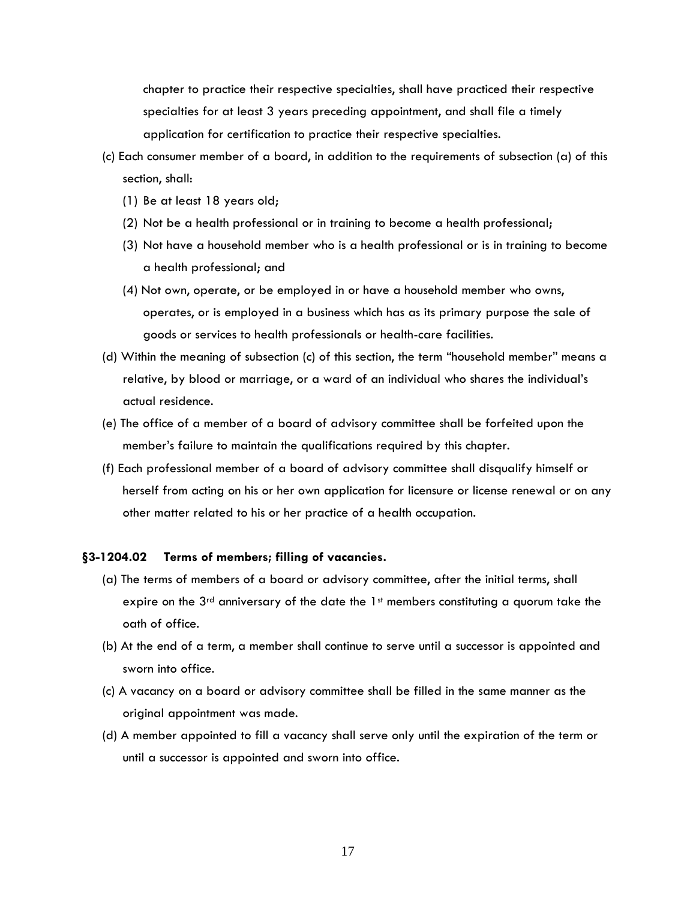chapter to practice their respective specialties, shall have practiced their respective specialties for at least 3 years preceding appointment, and shall file a timely application for certification to practice their respective specialties.

(c) Each consumer member of a board, in addition to the requirements of subsection (a) of this section, shall:

(1) Be at least 18 years old;

(2) Not be a health professional or in training to become a health professional;

(3) Not have a household member who is a health professional or is in training to become a health professional; and

(4) Not own, operate, or be employed in or have a household member who owns, operates, or is employed in a business which has as its primary purpose the sale of goods or services to health professionals or health-care facilities.

(d) Within the meaning of subsection (c) of this section, the term "household member" means a relative, by blood or marriage, or a ward of an individual who shares the individual's actual residence.

(e) The office of a member of a board of advisory committee shall be forfeited upon the member's failure to maintain the qualifications required by this chapter.

(f) Each professional member of a board of advisory committee shall disqualify himself or herself from acting on his or her own application for licensure or license renewal or on any other matter related to his or her practice of a health occupation.

**§3-1204.02 Terms of members; filling of vacancies.**

(a) The terms of members of a board or advisory committee, after the initial terms, shall expire on the 3rd anniversary of the date the 1st members constituting a quorum take the oath of office.

(b) At the end of a term, a member shall continue to serve until a successor is appointed and sworn into office.

(c) A vacancy on a board or advisory committee shall be filled in the same manner as the original appointment was made.

(d) A member appointed to fill a vacancy shall serve only until the expiration of the term or until a successor is appointed and sworn into office.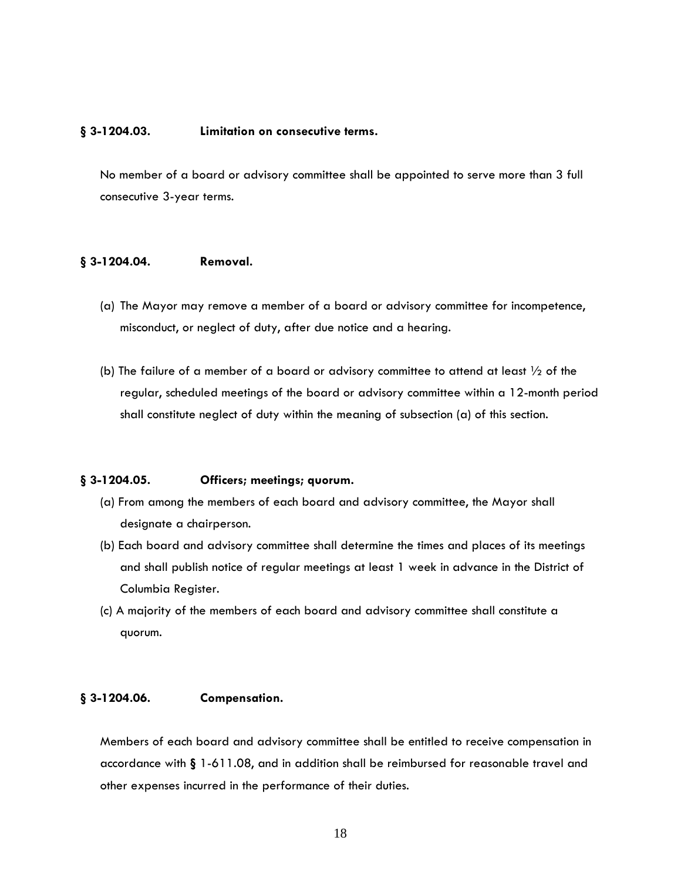### § 3-1204.03. Limitation on consecutive terms.

No member of a board or advisory committee shall be appointed to serve more than 3 full consecutive 3-year terms.

### § 3-1204.04. Removal.

(a) The Mayor may remove a member of a board or advisory committee for incompetence, misconduct, or neglect of duty, after due notice and a hearing.

(b) The failure of a member of a board or advisory committee to attend at least ½ of the regular, scheduled meetings of the board or advisory committee within a 12-month period shall constitute neglect of duty within the meaning of subsection (a) of this section.

### § 3-1204.05. Officers; meetings; quorum.

(a) From among the members of each board and advisory committee, the Mayor shall designate a chairperson.

(b) Each board and advisory committee shall determine the times and places of its meetings and shall publish notice of regular meetings at least 1 week in advance in the District of Columbia Register.

(c) A majority of the members of each board and advisory committee shall constitute a quorum.

### § 3-1204.06. Compensation.

Members of each board and advisory committee shall be entitled to receive compensation in accordance with **§** 1-611.08, and in addition shall be reimbursed for reasonable travel and other expenses incurred in the performance of their duties.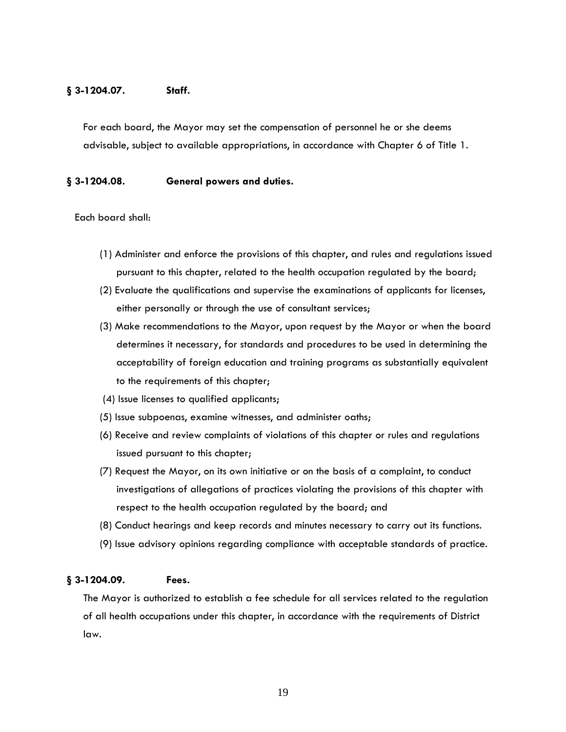**§ 3-1204.07. Staff.**

For each board, the Mayor may set the compensation of personnel he or she deems advisable, subject to available appropriations, in accordance with Chapter 6 of Title 1.

**§ 3-1204.08. General powers and duties.**

Each board shall:

(1) Administer and enforce the provisions of this chapter, and rules and regulations issued pursuant to this chapter, related to the health occupation regulated by the board;

(2) Evaluate the qualifications and supervise the examinations of applicants for licenses, either personally or through the use of consultant services;

(3) Make recommendations to the Mayor, upon request by the Mayor or when the board determines it necessary, for standards and procedures to be used in determining the acceptability of foreign education and training programs as substantially equivalent to the requirements of this chapter;

(4) Issue licenses to qualified applicants;

(5) Issue subpoenas, examine witnesses, and administer oaths;

(6) Receive and review complaints of violations of this chapter or rules and regulations issued pursuant to this chapter;

(7) Request the Mayor, on its own initiative or on the basis of a complaint, to conduct investigations of allegations of practices violating the provisions of this chapter with respect to the health occupation regulated by the board; and

(8) Conduct hearings and keep records and minutes necessary to carry out its functions.

(9) Issue advisory opinions regarding compliance with acceptable standards of practice.

**§ 3-1204.09. Fees.**

The Mayor is authorized to establish a fee schedule for all services related to the regulation of all health occupations under this chapter, in accordance with the requirements of District law.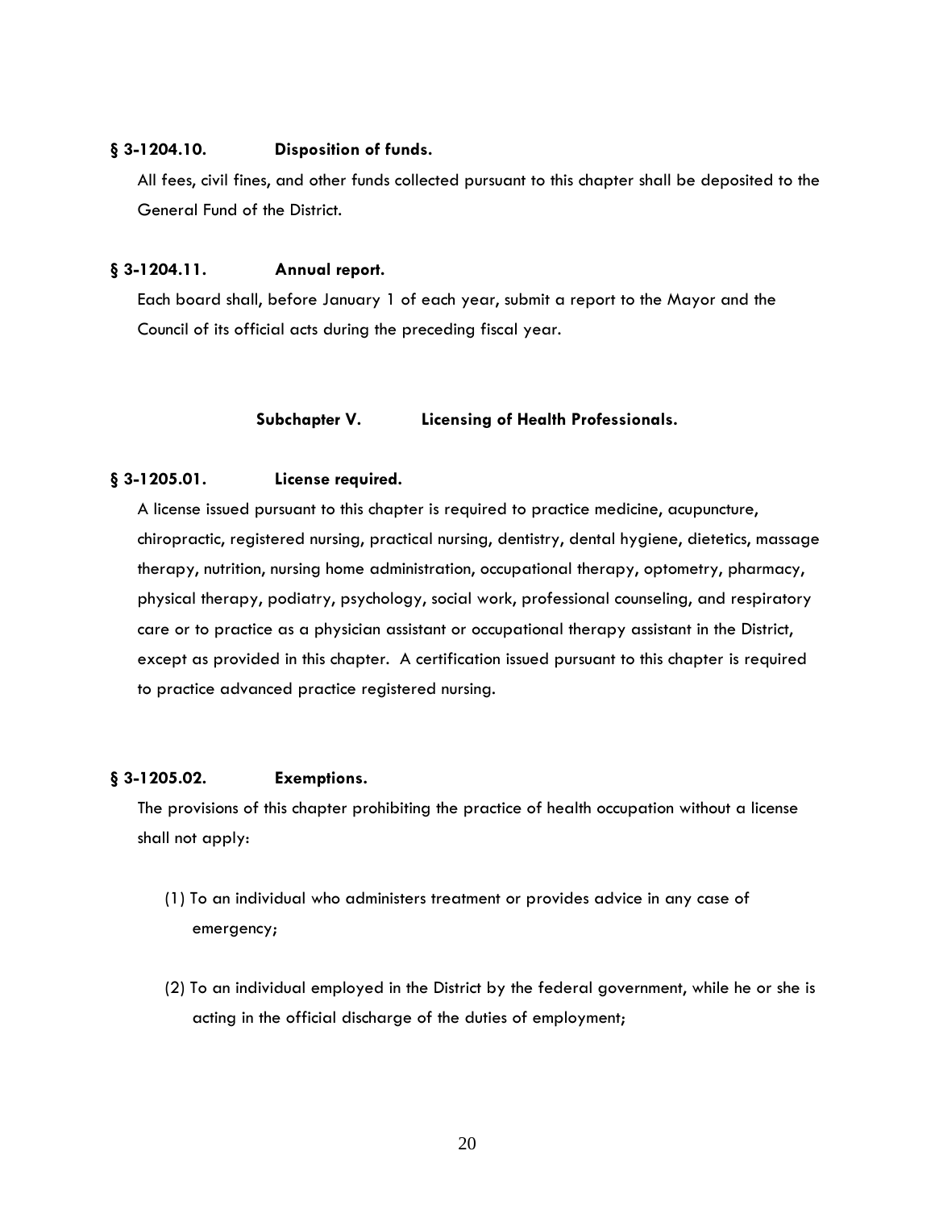### § 3-1204.10. Disposition of funds.

All fees, civil fines, and other funds collected pursuant to this chapter shall be deposited to the General Fund of the District.

### § 3-1204.11. Annual report.

Each board shall, before January 1 of each year, submit a report to the Mayor and the Council of its official acts during the preceding fiscal year.

## Subchapter V. Licensing of Health Professionals.

### § 3-1205.01. License required.

A license issued pursuant to this chapter is required to practice medicine, acupuncture, chiropractic, registered nursing, practical nursing, dentistry, dental hygiene, dietetics, massage therapy, nutrition, nursing home administration, occupational therapy, optometry, pharmacy, physical therapy, podiatry, psychology, social work, professional counseling, and respiratory care or to practice as a physician assistant or occupational therapy assistant in the District, except as provided in this chapter. A certification issued pursuant to this chapter is required to practice advanced practice registered nursing.

### § 3-1205.02. Exemptions.

The provisions of this chapter prohibiting the practice of health occupation without a license shall not apply:

(1) To an individual who administers treatment or provides advice in any case of emergency;

(2) To an individual employed in the District by the federal government, while he or she is acting in the official discharge of the duties of employment;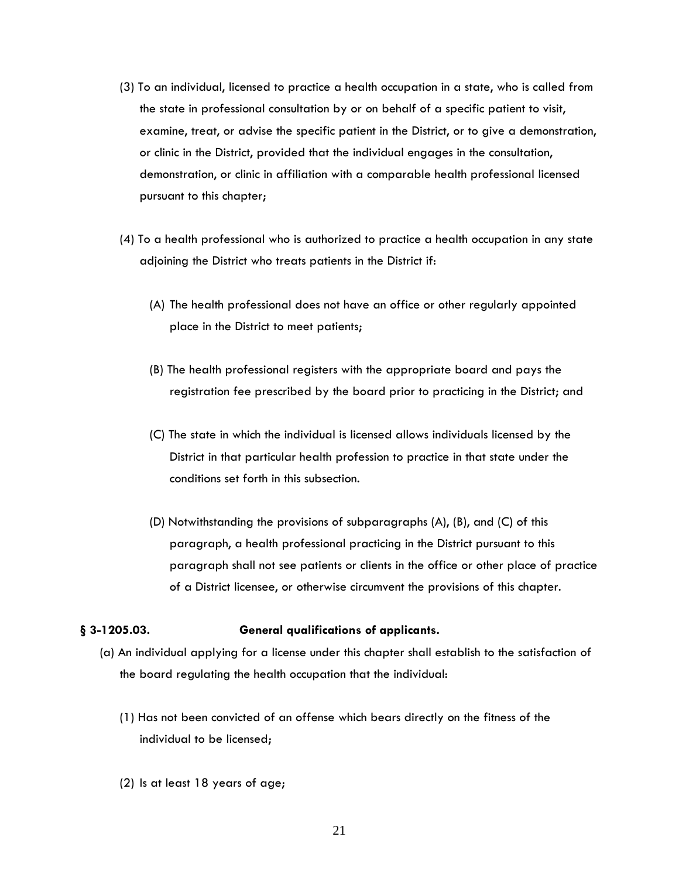(3) To an individual, licensed to practice a health occupation in a state, who is called from the state in professional consultation by or on behalf of a specific patient to visit, examine, treat, or advise the specific patient in the District, or to give a demonstration, or clinic in the District, provided that the individual engages in the consultation, demonstration, or clinic in affiliation with a comparable health professional licensed pursuant to this chapter;

(4) To a health professional who is authorized to practice a health occupation in any state adjoining the District who treats patients in the District if:

(A) The health professional does not have an office or other regularly appointed place in the District to meet patients;

(B) The health professional registers with the appropriate board and pays the registration fee prescribed by the board prior to practicing in the District; and

(C) The state in which the individual is licensed allows individuals licensed by the District in that particular health profession to practice in that state under the conditions set forth in this subsection.

(D) Notwithstanding the provisions of subparagraphs (A), (B), and (C) of this paragraph, a health professional practicing in the District pursuant to this paragraph shall not see patients or clients in the office or other place of practice of a District licensee, or otherwise circumvent the provisions of this chapter.

**§ 3-1205.03. General qualifications of applicants.**

(a) An individual applying for a license under this chapter shall establish to the satisfaction of the board regulating the health occupation that the individual:

(1) Has not been convicted of an offense which bears directly on the fitness of the individual to be licensed;

(2) Is at least 18 years of age;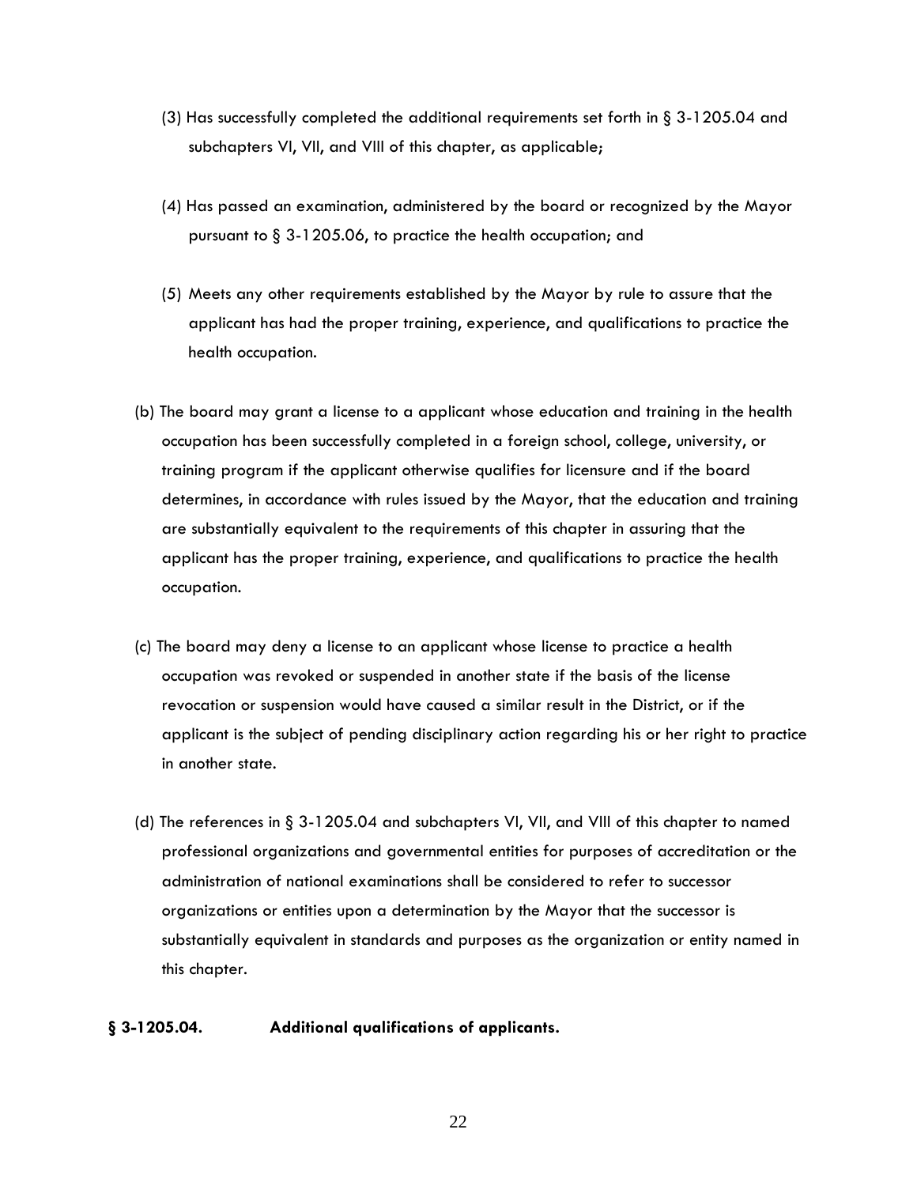(3) Has successfully completed the additional requirements set forth in § 3-1205.04 and subchapters VI, VII, and VIII of this chapter, as applicable;

(4) Has passed an examination, administered by the board or recognized by the Mayor pursuant to § 3-1205.06, to practice the health occupation; and

(5) Meets any other requirements established by the Mayor by rule to assure that the applicant has had the proper training, experience, and qualifications to practice the health occupation.

(b) The board may grant a license to a applicant whose education and training in the health occupation has been successfully completed in a foreign school, college, university, or training program if the applicant otherwise qualifies for licensure and if the board determines, in accordance with rules issued by the Mayor, that the education and training are substantially equivalent to the requirements of this chapter in assuring that the applicant has the proper training, experience, and qualifications to practice the health occupation.

(c) The board may deny a license to an applicant whose license to practice a health occupation was revoked or suspended in another state if the basis of the license revocation or suspension would have caused a similar result in the District, or if the applicant is the subject of pending disciplinary action regarding his or her right to practice in another state.

(d) The references in § 3-1205.04 and subchapters VI, VII, and VIII of this chapter to named professional organizations and governmental entities for purposes of accreditation or the administration of national examinations shall be considered to refer to successor organizations or entities upon a determination by the Mayor that the successor is substantially equivalent in standards and purposes as the organization or entity named in this chapter.

**§ 3-1205.04. Additional qualifications of applicants.**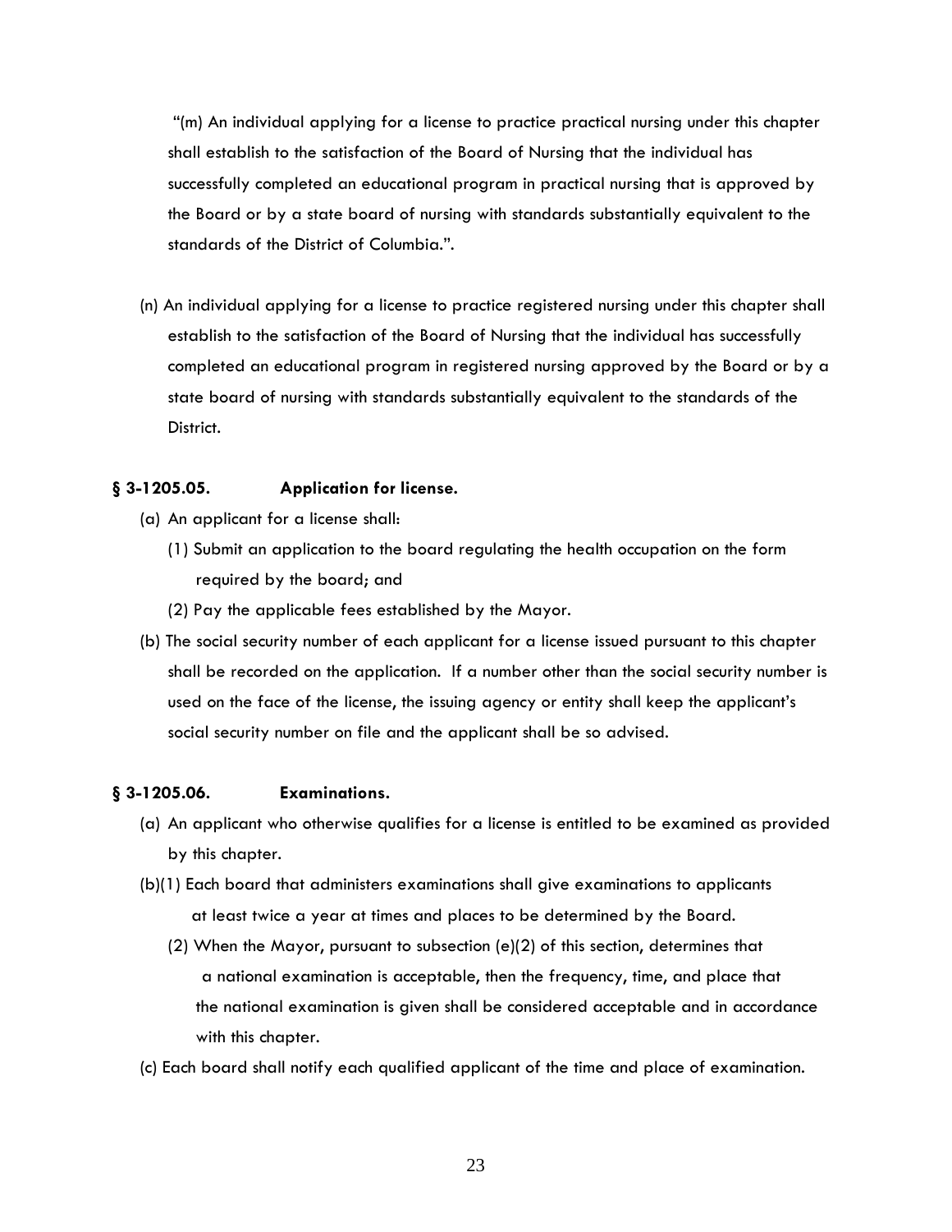"(m) An individual applying for a license to practice practical nursing under this chapter shall establish to the satisfaction of the Board of Nursing that the individual has successfully completed an educational program in practical nursing that is approved by the Board or by a state board of nursing with standards substantially equivalent to the standards of the District of Columbia.".

(n) An individual applying for a license to practice registered nursing under this chapter shall establish to the satisfaction of the Board of Nursing that the individual has successfully completed an educational program in registered nursing approved by the Board or by a state board of nursing with standards substantially equivalent to the standards of the District.

**§ 3-1205.05. Application for license.**

(a) An applicant for a license shall:

(1) Submit an application to the board regulating the health occupation on the form required by the board; and

(2) Pay the applicable fees established by the Mayor.

(b) The social security number of each applicant for a license issued pursuant to this chapter shall be recorded on the application. If a number other than the social security number is used on the face of the license, the issuing agency or entity shall keep the applicant's social security number on file and the applicant shall be so advised.

**§ 3-1205.06. Examinations.**

(a) An applicant who otherwise qualifies for a license is entitled to be examined as provided by this chapter.

(b)(1) Each board that administers examinations shall give examinations to applicants at least twice a year at times and places to be determined by the Board.

(2) When the Mayor, pursuant to subsection (e)(2) of this section, determines that a national examination is acceptable, then the frequency, time, and place that the national examination is given shall be considered acceptable and in accordance with this chapter.

(c) Each board shall notify each qualified applicant of the time and place of examination.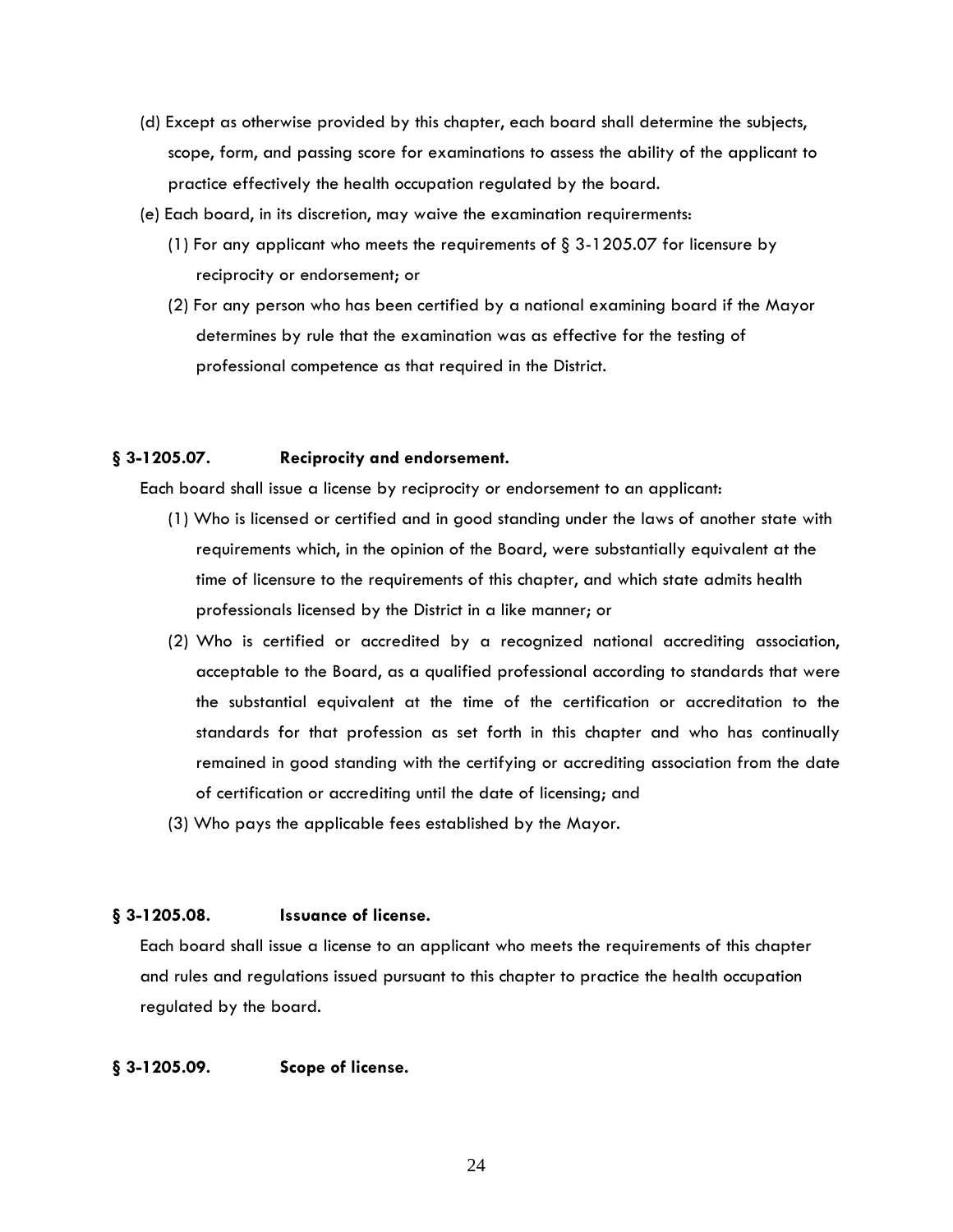(d) Except as otherwise provided by this chapter, each board shall determine the subjects, scope, form, and passing score for examinations to assess the ability of the applicant to practice effectively the health occupation regulated by the board.

(e) Each board, in its discretion, may waive the examination requirerments:

(1) For any applicant who meets the requirements of § 3-1205.07 for licensure by reciprocity or endorsement; or

(2) For any person who has been certified by a national examining board if the Mayor determines by rule that the examination was as effective for the testing of professional competence as that required in the District.

**§ 3-1205.07. Reciprocity and endorsement.**

Each board shall issue a license by reciprocity or endorsement to an applicant:

(1) Who is licensed or certified and in good standing under the laws of another state with requirements which, in the opinion of the Board, were substantially equivalent at the time of licensure to the requirements of this chapter, and which state admits health professionals licensed by the District in a like manner; or

(2) Who is certified or accredited by a recognized national accrediting association, acceptable to the Board, as a qualified professional according to standards that were the substantial equivalent at the time of the certification or accreditation to the standards for that profession as set forth in this chapter and who has continually remained in good standing with the certifying or accrediting association from the date of certification or accrediting until the date of licensing; and

(3) Who pays the applicable fees established by the Mayor.

**§ 3-1205.08. Issuance of license.**

Each board shall issue a license to an applicant who meets the requirements of this chapter and rules and regulations issued pursuant to this chapter to practice the health occupation regulated by the board.

**§ 3-1205.09. Scope of license.**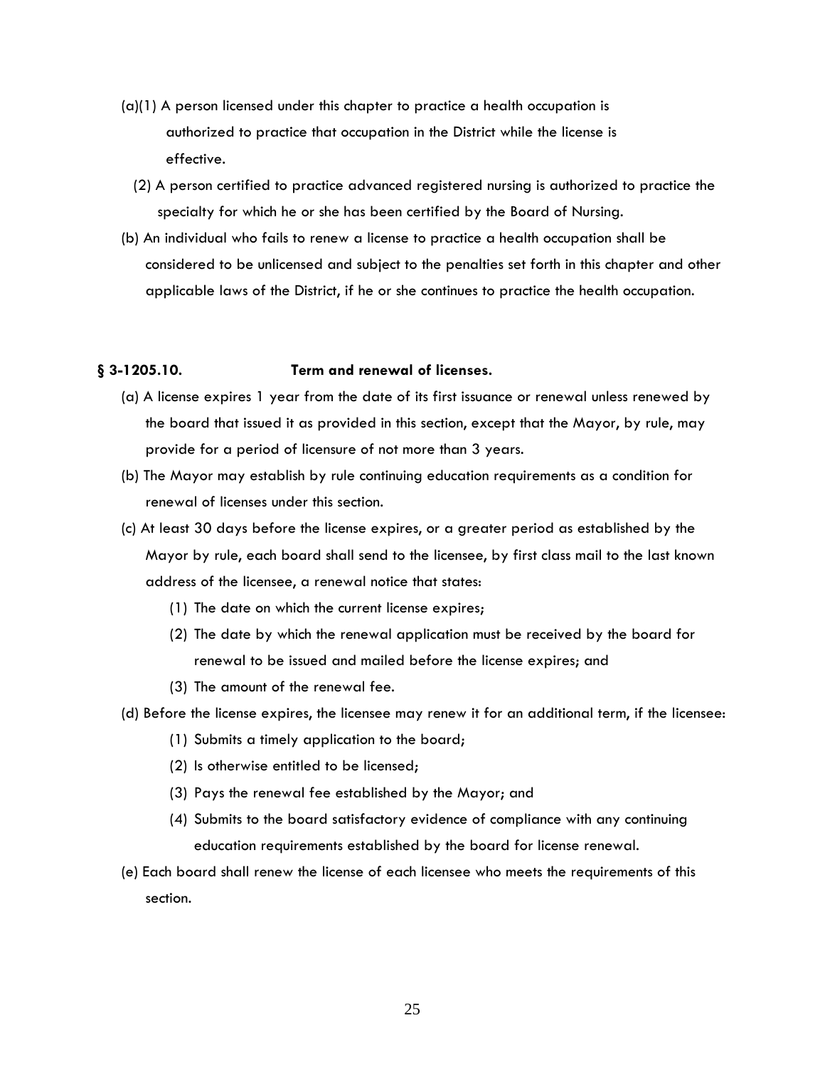(a)(1) A person licensed under this chapter to practice a health occupation is authorized to practice that occupation in the District while the license is effective.

(2) A person certified to practice advanced registered nursing is authorized to practice the specialty for which he or she has been certified by the Board of Nursing.

(b) An individual who fails to renew a license to practice a health occupation shall be considered to be unlicensed and subject to the penalties set forth in this chapter and other applicable laws of the District, if he or she continues to practice the health occupation.

**§ 3-1205.10. Term and renewal of licenses.**

(a) A license expires 1 year from the date of its first issuance or renewal unless renewed by the board that issued it as provided in this section, except that the Mayor, by rule, may provide for a period of licensure of not more than 3 years.

(b) The Mayor may establish by rule continuing education requirements as a condition for renewal of licenses under this section.

(c) At least 30 days before the license expires, or a greater period as established by the Mayor by rule, each board shall send to the licensee, by first class mail to the last known address of the licensee, a renewal notice that states:

(1) The date on which the current license expires;

(2) The date by which the renewal application must be received by the board for renewal to be issued and mailed before the license expires; and

(3) The amount of the renewal fee.

(d) Before the license expires, the licensee may renew it for an additional term, if the licensee:

(1) Submits a timely application to the board;

(2) Is otherwise entitled to be licensed;

(3) Pays the renewal fee established by the Mayor; and

(4) Submits to the board satisfactory evidence of compliance with any continuing education requirements established by the board for license renewal.

(e) Each board shall renew the license of each licensee who meets the requirements of this section.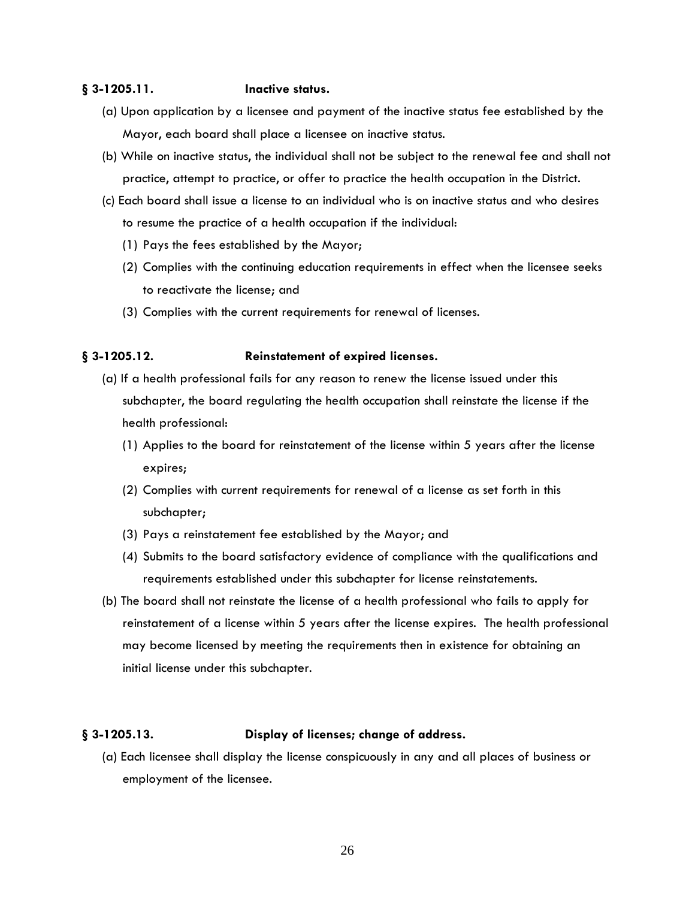**§ 3-1205.11. Inactive status.**

(a) Upon application by a licensee and payment of the inactive status fee established by the Mayor, each board shall place a licensee on inactive status.

(b) While on inactive status, the individual shall not be subject to the renewal fee and shall not practice, attempt to practice, or offer to practice the health occupation in the District.

(c) Each board shall issue a license to an individual who is on inactive status and who desires to resume the practice of a health occupation if the individual:

(1) Pays the fees established by the Mayor;

(2) Complies with the continuing education requirements in effect when the licensee seeks to reactivate the license; and

(3) Complies with the current requirements for renewal of licenses.

**§ 3-1205.12. Reinstatement of expired licenses.**

(a) If a health professional fails for any reason to renew the license issued under this subchapter, the board regulating the health occupation shall reinstate the license if the health professional:

(1) Applies to the board for reinstatement of the license within 5 years after the license expires;

(2) Complies with current requirements for renewal of a license as set forth in this subchapter;

(3) Pays a reinstatement fee established by the Mayor; and

(4) Submits to the board satisfactory evidence of compliance with the qualifications and requirements established under this subchapter for license reinstatements.

(b) The board shall not reinstate the license of a health professional who fails to apply for reinstatement of a license within 5 years after the license expires. The health professional may become licensed by meeting the requirements then in existence for obtaining an initial license under this subchapter.

**§ 3-1205.13. Display of licenses; change of address.**

(a) Each licensee shall display the license conspicuously in any and all places of business or employment of the licensee.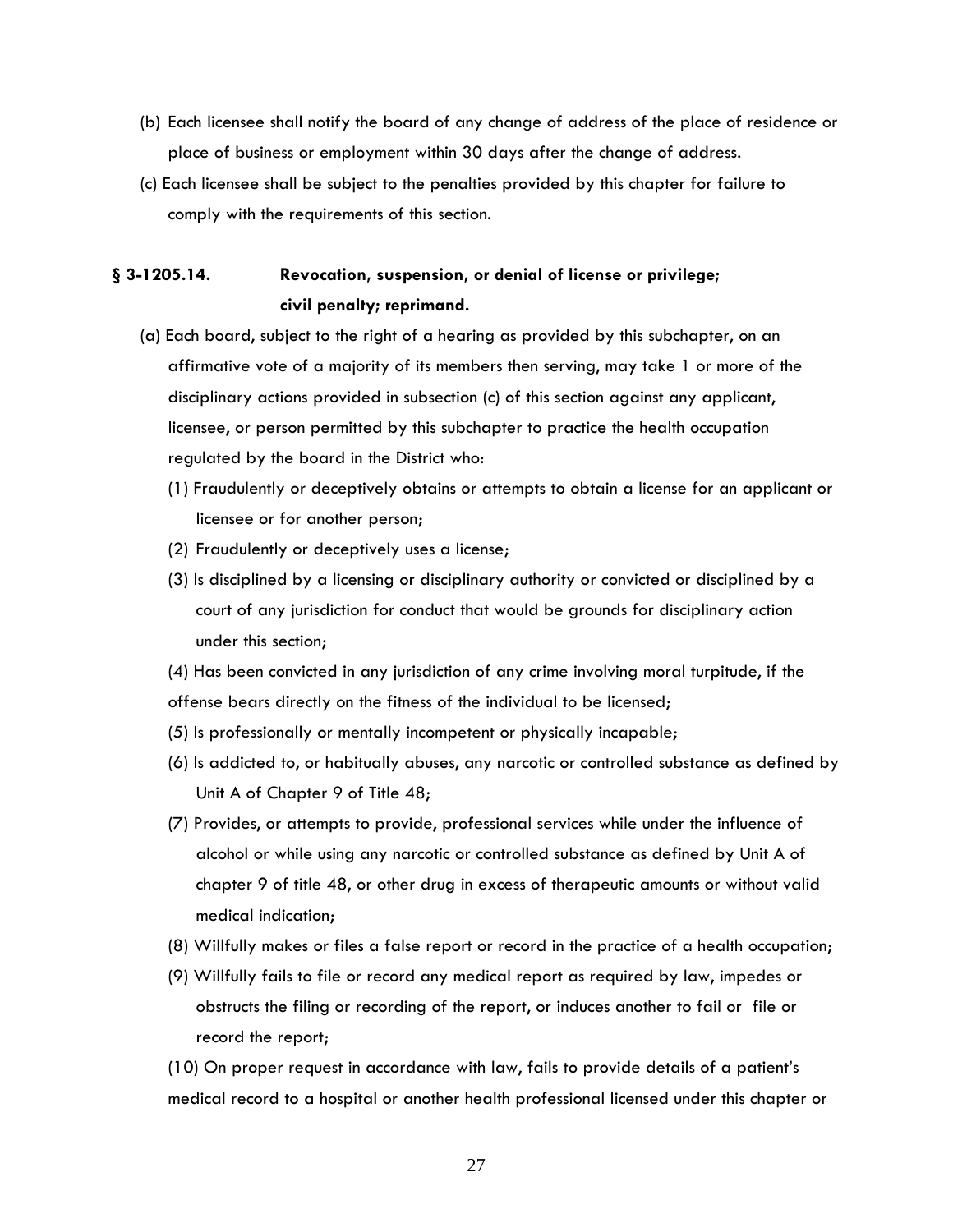(b) Each licensee shall notify the board of any change of address of the place of residence or place of business or employment within 30 days after the change of address.

(c) Each licensee shall be subject to the penalties provided by this chapter for failure to comply with the requirements of this section.

### § 3-1205.14. Revocation, suspension, or denial of license or privilege; civil penalty; reprimand.

(a) Each board, subject to the right of a hearing as provided by this subchapter, on an affirmative vote of a majority of its members then serving, may take 1 or more of the disciplinary actions provided in subsection (c) of this section against any applicant, licensee, or person permitted by this subchapter to practice the health occupation regulated by the board in the District who:

(1) Fraudulently or deceptively obtains or attempts to obtain a license for an applicant or licensee or for another person;

(2) Fraudulently or deceptively uses a license;

(3) Is disciplined by a licensing or disciplinary authority or convicted or disciplined by a court of any jurisdiction for conduct that would be grounds for disciplinary action under this section;

(4) Has been convicted in any jurisdiction of any crime involving moral turpitude, if the offense bears directly on the fitness of the individual to be licensed;

(5) Is professionally or mentally incompetent or physically incapable;

(6) Is addicted to, or habitually abuses, any narcotic or controlled substance as defined by Unit A of Chapter 9 of Title 48;

(7) Provides, or attempts to provide, professional services while under the influence of alcohol or while using any narcotic or controlled substance as defined by Unit A of chapter 9 of title 48, or other drug in excess of therapeutic amounts or without valid medical indication;

(8) Willfully makes or files a false report or record in the practice of a health occupation;

(9) Willfully fails to file or record any medical report as required by law, impedes or obstructs the filing or recording of the report, or induces another to fail or file or record the report;

(10) On proper request in accordance with law, fails to provide details of a patient's medical record to a hospital or another health professional licensed under this chapter or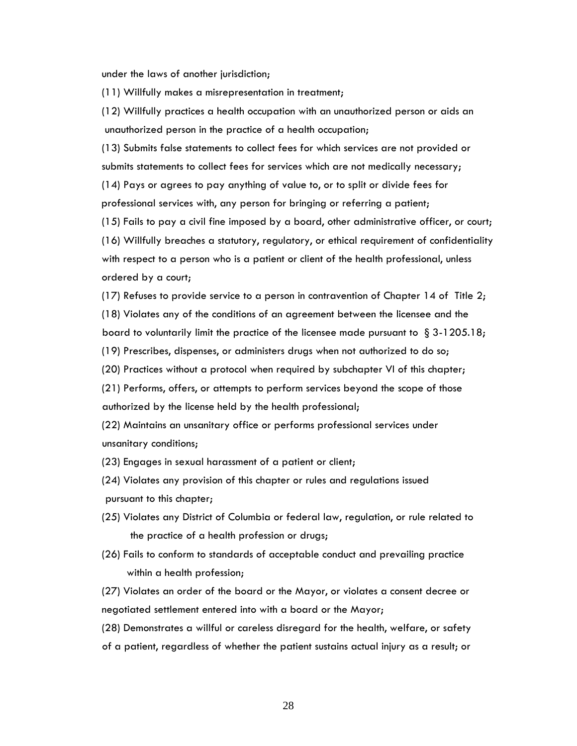under the laws of another jurisdiction;

(11) Willfully makes a misrepresentation in treatment;

(12) Willfully practices a health occupation with an unauthorized person or aids an unauthorized person in the practice of a health occupation;

(13) Submits false statements to collect fees for which services are not provided or submits statements to collect fees for services which are not medically necessary;

(14) Pays or agrees to pay anything of value to, or to split or divide fees for professional services with, any person for bringing or referring a patient;

(15) Fails to pay a civil fine imposed by a board, other administrative officer, or court;

(16) Willfully breaches a statutory, regulatory, or ethical requirement of confidentiality with respect to a person who is a patient or client of the health professional, unless ordered by a court;

(17) Refuses to provide service to a person in contravention of Chapter 14 of Title 2;

(18) Violates any of the conditions of an agreement between the licensee and the board to voluntarily limit the practice of the licensee made pursuant to § 3-1205.18;

(19) Prescribes, dispenses, or administers drugs when not authorized to do so;

(20) Practices without a protocol when required by subchapter VI of this chapter;

(21) Performs, offers, or attempts to perform services beyond the scope of those authorized by the license held by the health professional;

(22) Maintains an unsanitary office or performs professional services under unsanitary conditions;

(23) Engages in sexual harassment of a patient or client;

(24) Violates any provision of this chapter or rules and regulations issued pursuant to this chapter;

(25) Violates any District of Columbia or federal law, regulation, or rule related to the practice of a health profession or drugs;

(26) Fails to conform to standards of acceptable conduct and prevailing practice within a health profession;

(27) Violates an order of the board or the Mayor, or violates a consent decree or negotiated settlement entered into with a board or the Mayor;

(28) Demonstrates a willful or careless disregard for the health, welfare, or safety of a patient, regardless of whether the patient sustains actual injury as a result; or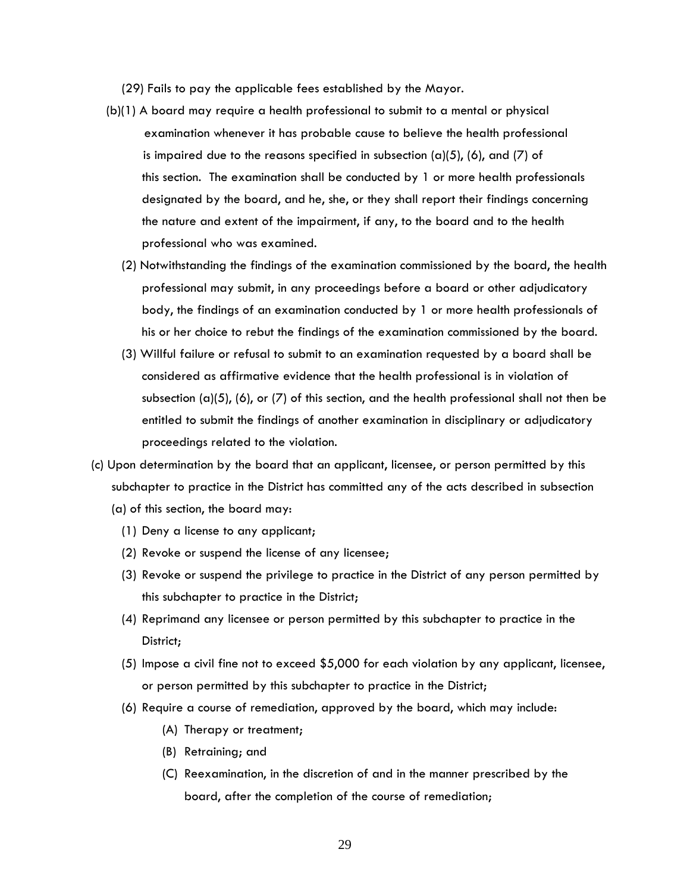(29) Fails to pay the applicable fees established by the Mayor.

(b)(1) A board may require a health professional to submit to a mental or physical examination whenever it has probable cause to believe the health professional is impaired due to the reasons specified in subsection (a)(5), (6), and (7) of this section. The examination shall be conducted by 1 or more health professionals designated by the board, and he, she, or they shall report their findings concerning the nature and extent of the impairment, if any, to the board and to the health professional who was examined.

(2) Notwithstanding the findings of the examination commissioned by the board, the health professional may submit, in any proceedings before a board or other adjudicatory body, the findings of an examination conducted by 1 or more health professionals of his or her choice to rebut the findings of the examination commissioned by the board.

(3) Willful failure or refusal to submit to an examination requested by a board shall be considered as affirmative evidence that the health professional is in violation of subsection (a)(5), (6), or (7) of this section, and the health professional shall not then be entitled to submit the findings of another examination in disciplinary or adjudicatory proceedings related to the violation.

(c) Upon determination by the board that an applicant, licensee, or person permitted by this subchapter to practice in the District has committed any of the acts described in subsection (a) of this section, the board may:

(1) Deny a license to any applicant;

(2) Revoke or suspend the license of any licensee;

(3) Revoke or suspend the privilege to practice in the District of any person permitted by this subchapter to practice in the District;

(4) Reprimand any licensee or person permitted by this subchapter to practice in the District;

(5) Impose a civil fine not to exceed $5,000 for each violation by any applicant, licensee, or person permitted by this subchapter to practice in the District;

(6) Require a course of remediation, approved by the board, which may include:

(A) Therapy or treatment;

(B) Retraining; and

(C) Reexamination, in the discretion of and in the manner prescribed by the board, after the completion of the course of remediation;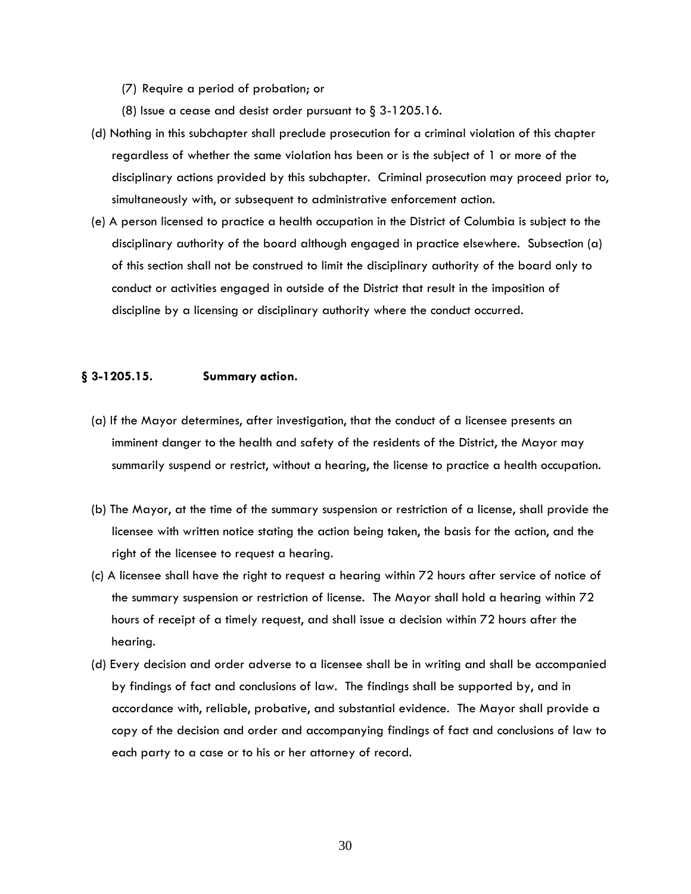(7) Require a period of probation; or

(8) Issue a cease and desist order pursuant to § 3-1205.16.

(d) Nothing in this subchapter shall preclude prosecution for a criminal violation of this chapter regardless of whether the same violation has been or is the subject of 1 or more of the disciplinary actions provided by this subchapter. Criminal prosecution may proceed prior to, simultaneously with, or subsequent to administrative enforcement action.

(e) A person licensed to practice a health occupation in the District of Columbia is subject to the disciplinary authority of the board although engaged in practice elsewhere. Subsection (a) of this section shall not be construed to limit the disciplinary authority of the board only to conduct or activities engaged in outside of the District that result in the imposition of discipline by a licensing or disciplinary authority where the conduct occurred.

**§ 3-1205.15. Summary action.**

(a) If the Mayor determines, after investigation, that the conduct of a licensee presents an imminent danger to the health and safety of the residents of the District, the Mayor may summarily suspend or restrict, without a hearing, the license to practice a health occupation.

(b) The Mayor, at the time of the summary suspension or restriction of a license, shall provide the licensee with written notice stating the action being taken, the basis for the action, and the right of the licensee to request a hearing.

(c) A licensee shall have the right to request a hearing within 72 hours after service of notice of the summary suspension or restriction of license. The Mayor shall hold a hearing within 72 hours of receipt of a timely request, and shall issue a decision within 72 hours after the hearing.

(d) Every decision and order adverse to a licensee shall be in writing and shall be accompanied by findings of fact and conclusions of law. The findings shall be supported by, and in accordance with, reliable, probative, and substantial evidence. The Mayor shall provide a copy of the decision and order and accompanying findings of fact and conclusions of law to each party to a case or to his or her attorney of record.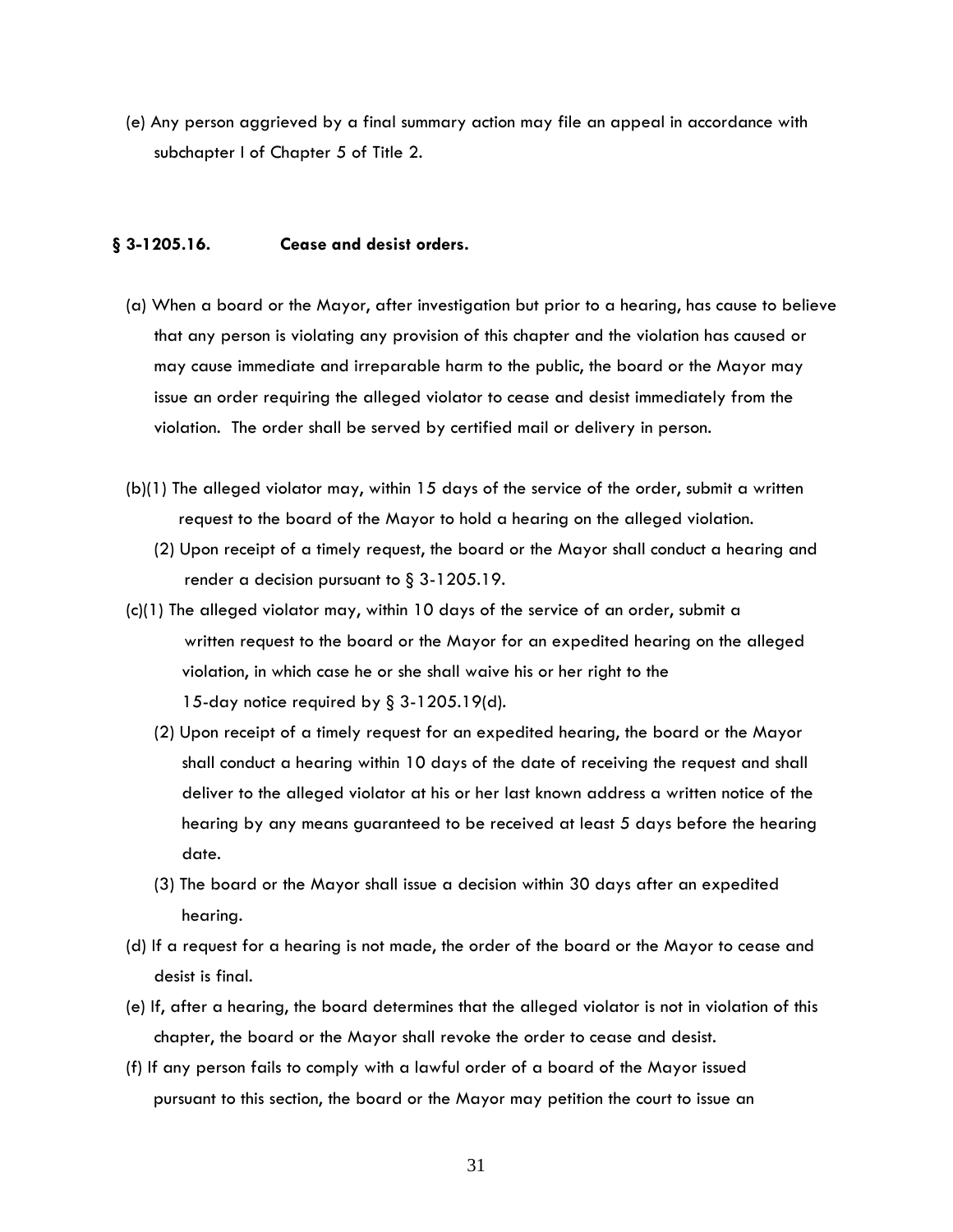(e) Any person aggrieved by a final summary action may file an appeal in accordance with subchapter I of Chapter 5 of Title 2.

### § 3-1205.16. Cease and desist orders.

(a) When a board or the Mayor, after investigation but prior to a hearing, has cause to believe that any person is violating any provision of this chapter and the violation has caused or may cause immediate and irreparable harm to the public, the board or the Mayor may issue an order requiring the alleged violator to cease and desist immediately from the violation. The order shall be served by certified mail or delivery in person.

(b)(1) The alleged violator may, within 15 days of the service of the order, submit a written request to the board of the Mayor to hold a hearing on the alleged violation.

(2) Upon receipt of a timely request, the board or the Mayor shall conduct a hearing and render a decision pursuant to § 3-1205.19.

(c)(1) The alleged violator may, within 10 days of the service of an order, submit a written request to the board or the Mayor for an expedited hearing on the alleged violation, in which case he or she shall waive his or her right to the 15-day notice required by § 3-1205.19(d).

(2) Upon receipt of a timely request for an expedited hearing, the board or the Mayor shall conduct a hearing within 10 days of the date of receiving the request and shall deliver to the alleged violator at his or her last known address a written notice of the hearing by any means guaranteed to be received at least 5 days before the hearing date.

(3) The board or the Mayor shall issue a decision within 30 days after an expedited hearing.

(d) If a request for a hearing is not made, the order of the board or the Mayor to cease and desist is final.

(e) If, after a hearing, the board determines that the alleged violator is not in violation of this chapter, the board or the Mayor shall revoke the order to cease and desist.

(f) If any person fails to comply with a lawful order of a board of the Mayor issued pursuant to this section, the board or the Mayor may petition the court to issue an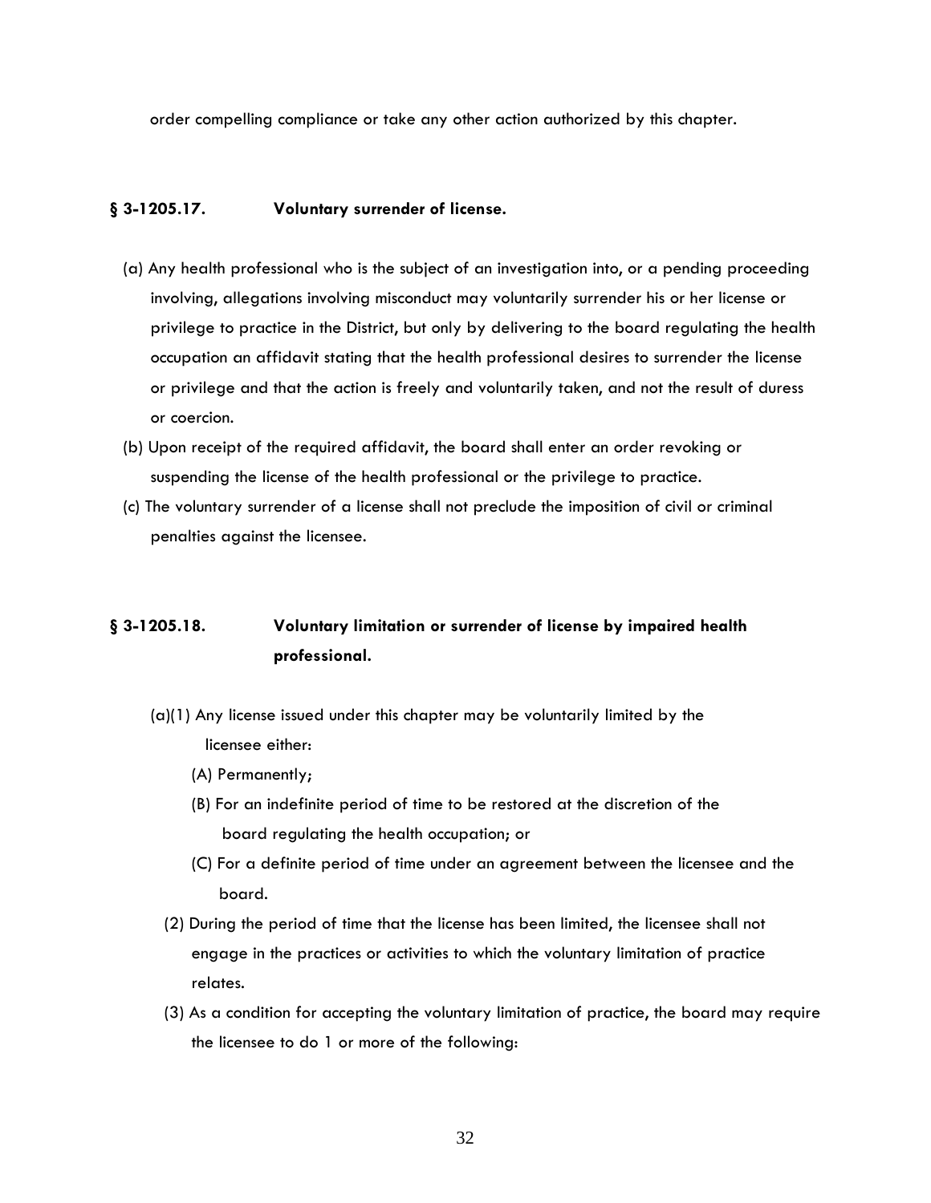order compelling compliance or take any other action authorized by this chapter.

### § 3-1205.17. Voluntary surrender of license.

(a) Any health professional who is the subject of an investigation into, or a pending proceeding involving, allegations involving misconduct may voluntarily surrender his or her license or privilege to practice in the District, but only by delivering to the board regulating the health occupation an affidavit stating that the health professional desires to surrender the license or privilege and that the action is freely and voluntarily taken, and not the result of duress or coercion.

(b) Upon receipt of the required affidavit, the board shall enter an order revoking or suspending the license of the health professional or the privilege to practice.

(c) The voluntary surrender of a license shall not preclude the imposition of civil or criminal penalties against the licensee.

### § 3-1205.18. Voluntary limitation or surrender of license by impaired health professional.

(a)(1) Any license issued under this chapter may be voluntarily limited by the licensee either:

(A) Permanently;

(B) For an indefinite period of time to be restored at the discretion of the board regulating the health occupation; or

(C) For a definite period of time under an agreement between the licensee and the board.

(2) During the period of time that the license has been limited, the licensee shall not engage in the practices or activities to which the voluntary limitation of practice relates.

(3) As a condition for accepting the voluntary limitation of practice, the board may require the licensee to do 1 or more of the following: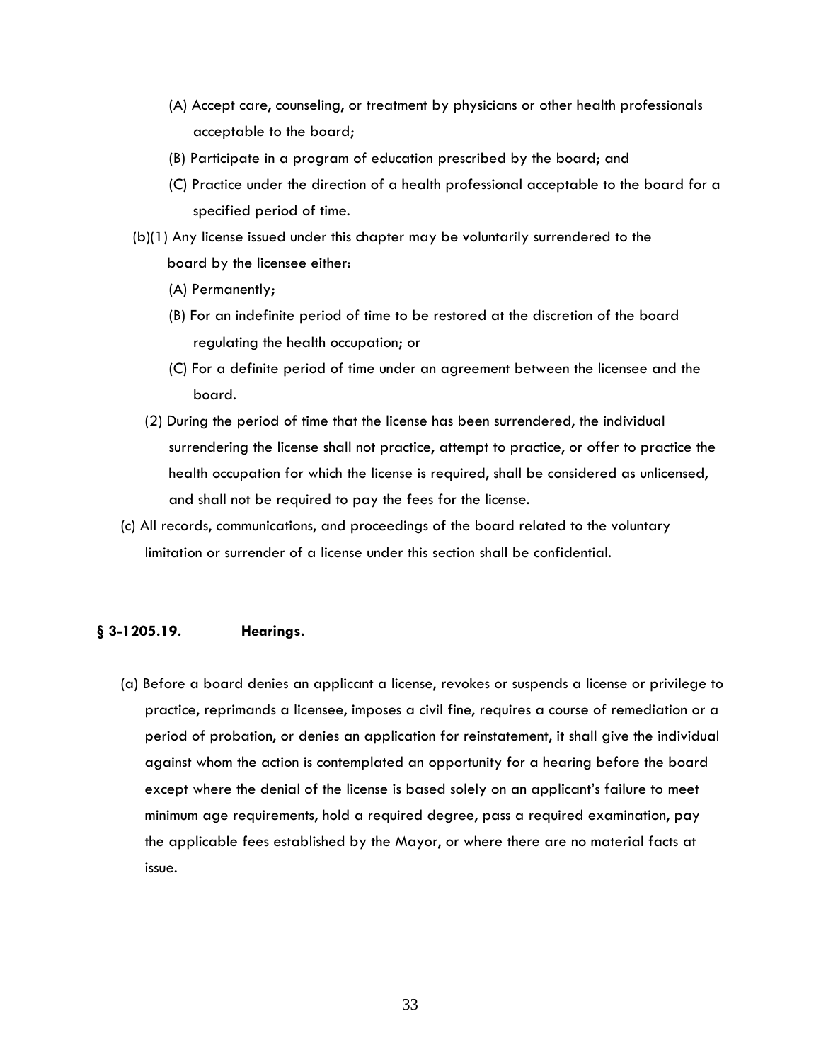(A) Accept care, counseling, or treatment by physicians or other health professionals acceptable to the board;

(B) Participate in a program of education prescribed by the board; and

(C) Practice under the direction of a health professional acceptable to the board for a specified period of time.

(b)(1) Any license issued under this chapter may be voluntarily surrendered to the board by the licensee either:

(A) Permanently;

(B) For an indefinite period of time to be restored at the discretion of the board regulating the health occupation; or

(C) For a definite period of time under an agreement between the licensee and the board.

(2) During the period of time that the license has been surrendered, the individual surrendering the license shall not practice, attempt to practice, or offer to practice the health occupation for which the license is required, shall be considered as unlicensed, and shall not be required to pay the fees for the license.

(c) All records, communications, and proceedings of the board related to the voluntary limitation or surrender of a license under this section shall be confidential.

### § 3-1205.19. Hearings.

(a) Before a board denies an applicant a license, revokes or suspends a license or privilege to practice, reprimands a licensee, imposes a civil fine, requires a course of remediation or a period of probation, or denies an application for reinstatement, it shall give the individual against whom the action is contemplated an opportunity for a hearing before the board except where the denial of the license is based solely on an applicant's failure to meet minimum age requirements, hold a required degree, pass a required examination, pay the applicable fees established by the Mayor, or where there are no material facts at issue.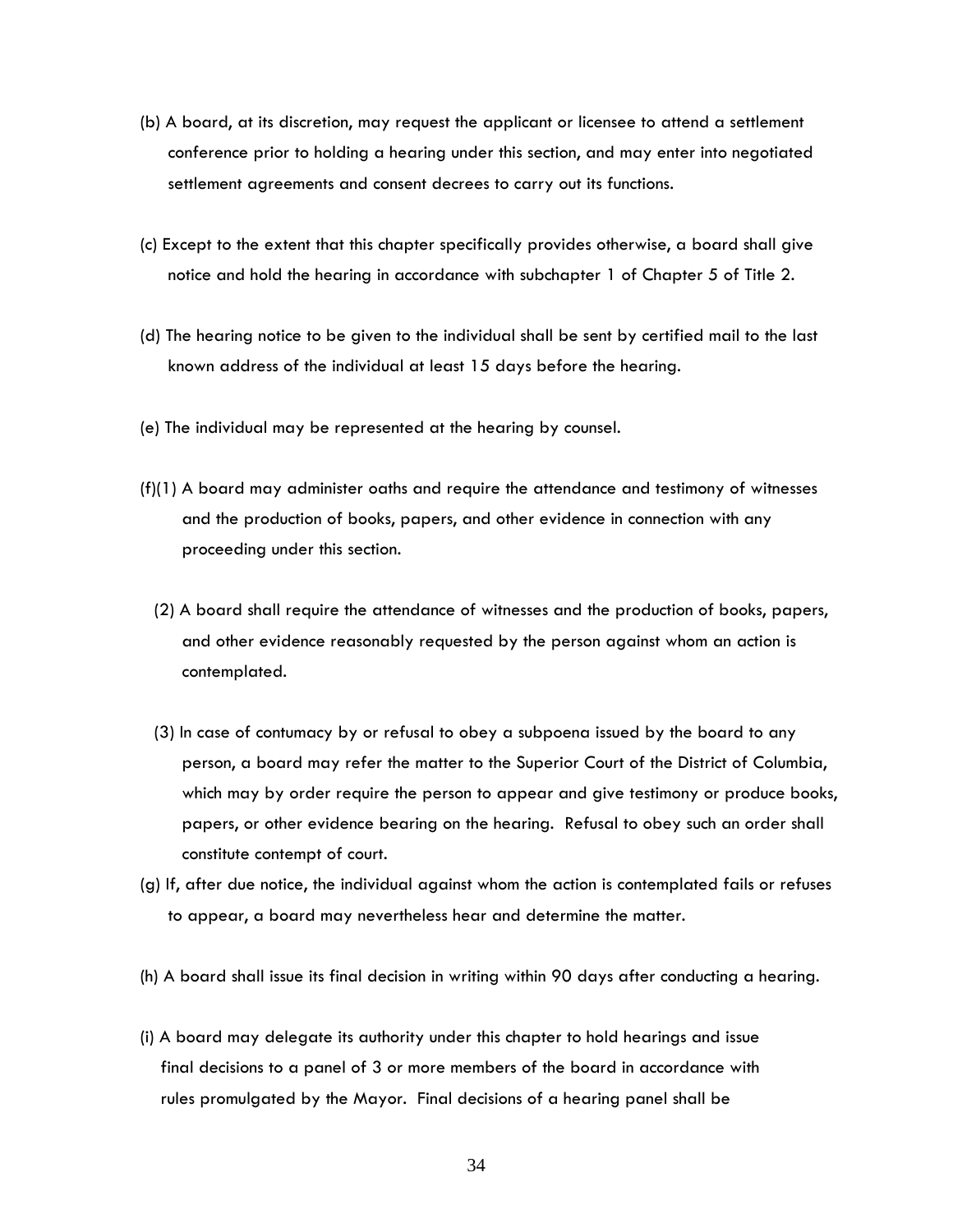(b) A board, at its discretion, may request the applicant or licensee to attend a settlement conference prior to holding a hearing under this section, and may enter into negotiated settlement agreements and consent decrees to carry out its functions.

(c) Except to the extent that this chapter specifically provides otherwise, a board shall give notice and hold the hearing in accordance with subchapter 1 of Chapter 5 of Title 2.

(d) The hearing notice to be given to the individual shall be sent by certified mail to the last known address of the individual at least 15 days before the hearing.

(e) The individual may be represented at the hearing by counsel.

(f)(1) A board may administer oaths and require the attendance and testimony of witnesses and the production of books, papers, and other evidence in connection with any proceeding under this section.

(2) A board shall require the attendance of witnesses and the production of books, papers, and other evidence reasonably requested by the person against whom an action is contemplated.

(3) In case of contumacy by or refusal to obey a subpoena issued by the board to any person, a board may refer the matter to the Superior Court of the District of Columbia, which may by order require the person to appear and give testimony or produce books, papers, or other evidence bearing on the hearing. Refusal to obey such an order shall constitute contempt of court.

(g) If, after due notice, the individual against whom the action is contemplated fails or refuses to appear, a board may nevertheless hear and determine the matter.

(h) A board shall issue its final decision in writing within 90 days after conducting a hearing.

(i) A board may delegate its authority under this chapter to hold hearings and issue final decisions to a panel of 3 or more members of the board in accordance with rules promulgated by the Mayor. Final decisions of a hearing panel shall be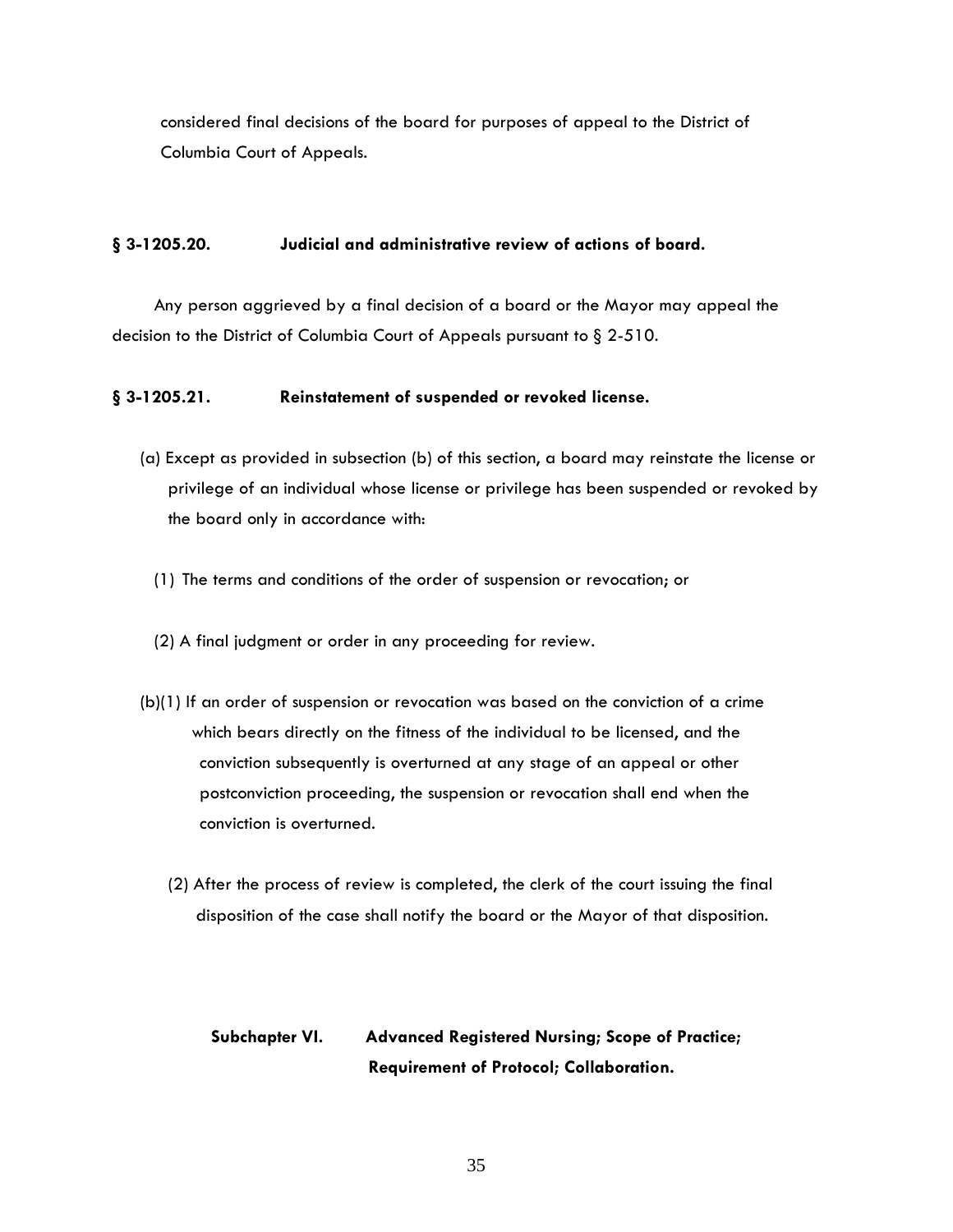considered final decisions of the board for purposes of appeal to the District of Columbia Court of Appeals.

### § 3-1205.20. Judicial and administrative review of actions of board.

Any person aggrieved by a final decision of a board or the Mayor may appeal the decision to the District of Columbia Court of Appeals pursuant to § 2-510.

### § 3-1205.21. Reinstatement of suspended or revoked license.

(a) Except as provided in subsection (b) of this section, a board may reinstate the license or privilege of an individual whose license or privilege has been suspended or revoked by the board only in accordance with:

(1) The terms and conditions of the order of suspension or revocation; or

(2) A final judgment or order in any proceeding for review.

(b)(1) If an order of suspension or revocation was based on the conviction of a crime which bears directly on the fitness of the individual to be licensed, and the conviction subsequently is overturned at any stage of an appeal or other postconviction proceeding, the suspension or revocation shall end when the conviction is overturned.

(2) After the process of review is completed, the clerk of the court issuing the final disposition of the case shall notify the board or the Mayor of that disposition.

## Subchapter VI. Advanced Registered Nursing; Scope of Practice; Requirement of Protocol; Collaboration.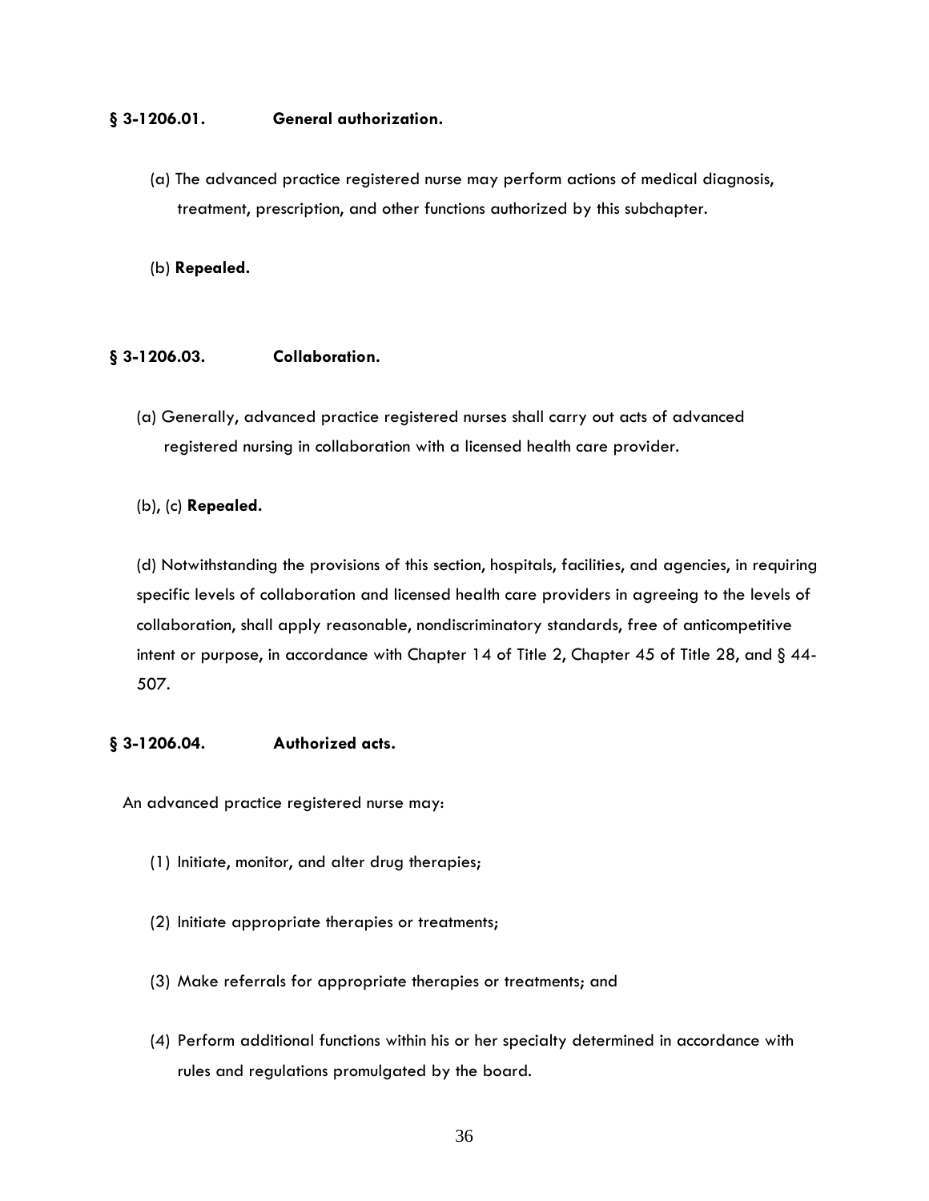**§ 3-1206.01. General authorization.**

(a) The advanced practice registered nurse may perform actions of medical diagnosis, treatment, prescription, and other functions authorized by this subchapter.

(b) **Repealed.**

**§ 3-1206.03. Collaboration.**

(a) Generally, advanced practice registered nurses shall carry out acts of advanced registered nursing in collaboration with a licensed health care provider.

(b), (c) **Repealed.**

(d) Notwithstanding the provisions of this section, hospitals, facilities, and agencies, in requiring specific levels of collaboration and licensed health care providers in agreeing to the levels of collaboration, shall apply reasonable, nondiscriminatory standards, free of anticompetitive intent or purpose, in accordance with Chapter 14 of Title 2, Chapter 45 of Title 28, and § 44-507.

**§ 3-1206.04. Authorized acts.**

An advanced practice registered nurse may:

(1) Initiate, monitor, and alter drug therapies;

(2) Initiate appropriate therapies or treatments;

(3) Make referrals for appropriate therapies or treatments; and

(4) Perform additional functions within his or her specialty determined in accordance with rules and regulations promulgated by the board.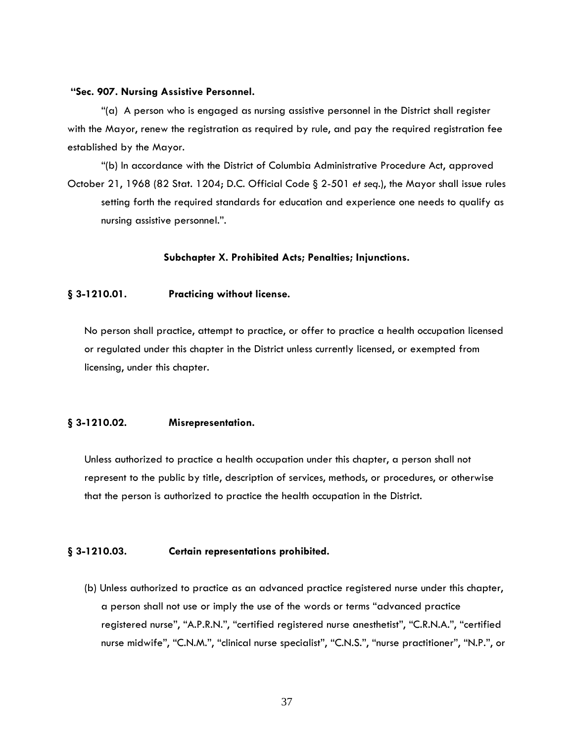**"Sec. 907. Nursing Assistive Personnel.**

"(a) A person who is engaged as nursing assistive personnel in the District shall register with the Mayor, renew the registration as required by rule, and pay the required registration fee established by the Mayor.

"(b) In accordance with the District of Columbia Administrative Procedure Act, approved October 21, 1968 (82 Stat. 1204; D.C. Official Code § 2-501 *et seq.*), the Mayor shall issue rules setting forth the required standards for education and experience one needs to qualify as nursing assistive personnel.".

**Subchapter X. Prohibited Acts; Penalties; Injunctions.**

**§ 3-1210.01. Practicing without license.**

No person shall practice, attempt to practice, or offer to practice a health occupation licensed or regulated under this chapter in the District unless currently licensed, or exempted from licensing, under this chapter.

**§ 3-1210.02. Misrepresentation.**

Unless authorized to practice a health occupation under this chapter, a person shall not represent to the public by title, description of services, methods, or procedures, or otherwise that the person is authorized to practice the health occupation in the District.

**§ 3-1210.03. Certain representations prohibited.**

(b) Unless authorized to practice as an advanced practice registered nurse under this chapter, a person shall not use or imply the use of the words or terms "advanced practice registered nurse", "A.P.R.N.", "certified registered nurse anesthetist", "C.R.N.A.", "certified nurse midwife", "C.N.M.", "clinical nurse specialist", "C.N.S.", "nurse practitioner", "N.P.", or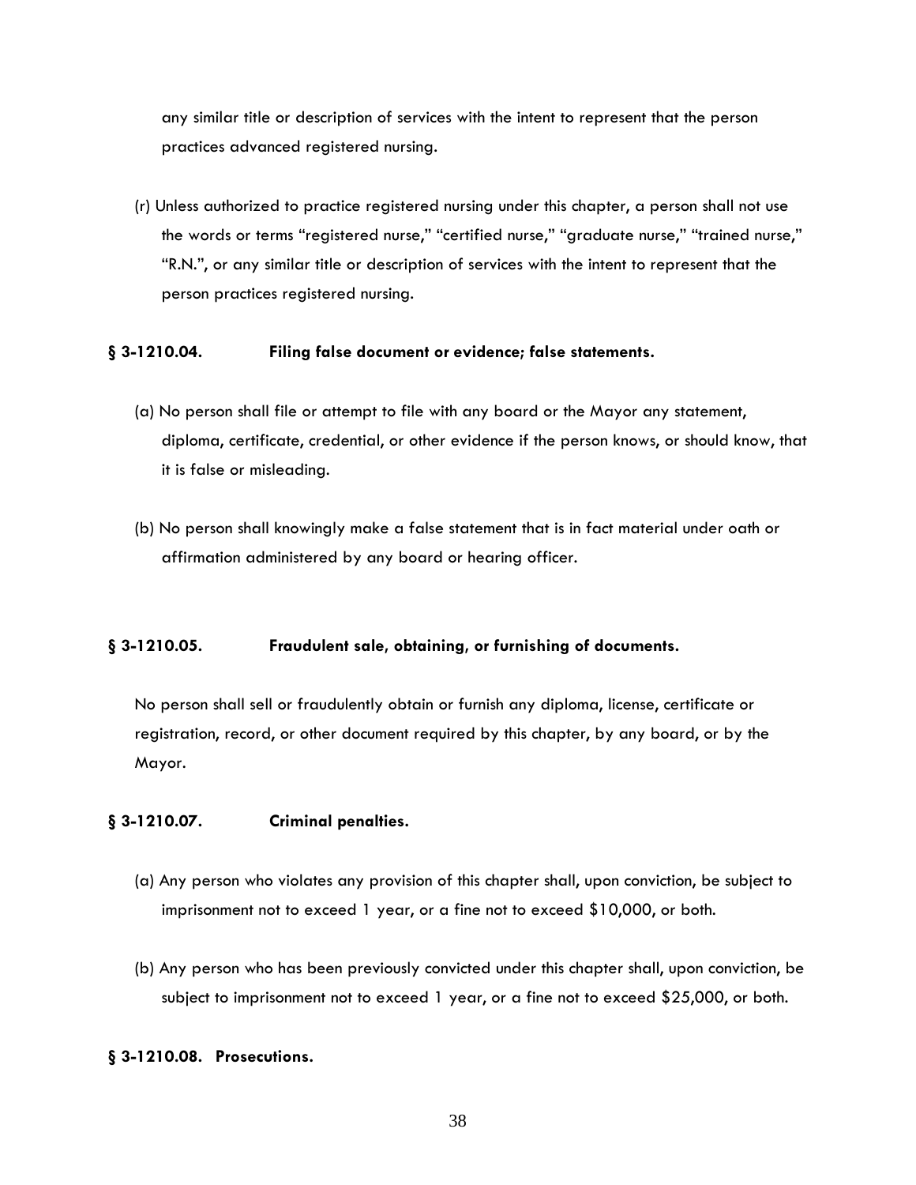any similar title or description of services with the intent to represent that the person practices advanced registered nursing.

(r) Unless authorized to practice registered nursing under this chapter, a person shall not use the words or terms "registered nurse," "certified nurse," "graduate nurse," "trained nurse," "R.N.", or any similar title or description of services with the intent to represent that the person practices registered nursing.

### § 3-1210.04. Filing false document or evidence; false statements.

(a) No person shall file or attempt to file with any board or the Mayor any statement, diploma, certificate, credential, or other evidence if the person knows, or should know, that it is false or misleading.

(b) No person shall knowingly make a false statement that is in fact material under oath or affirmation administered by any board or hearing officer.

### § 3-1210.05. Fraudulent sale, obtaining, or furnishing of documents.

No person shall sell or fraudulently obtain or furnish any diploma, license, certificate or registration, record, or other document required by this chapter, by any board, or by the Mayor.

### § 3-1210.07. Criminal penalties.

(a) Any person who violates any provision of this chapter shall, upon conviction, be subject to imprisonment not to exceed 1 year, or a fine not to exceed $10,000, or both.

(b) Any person who has been previously convicted under this chapter shall, upon conviction, be subject to imprisonment not to exceed 1 year, or a fine not to exceed $25,000, or both.

### § 3-1210.08. Prosecutions.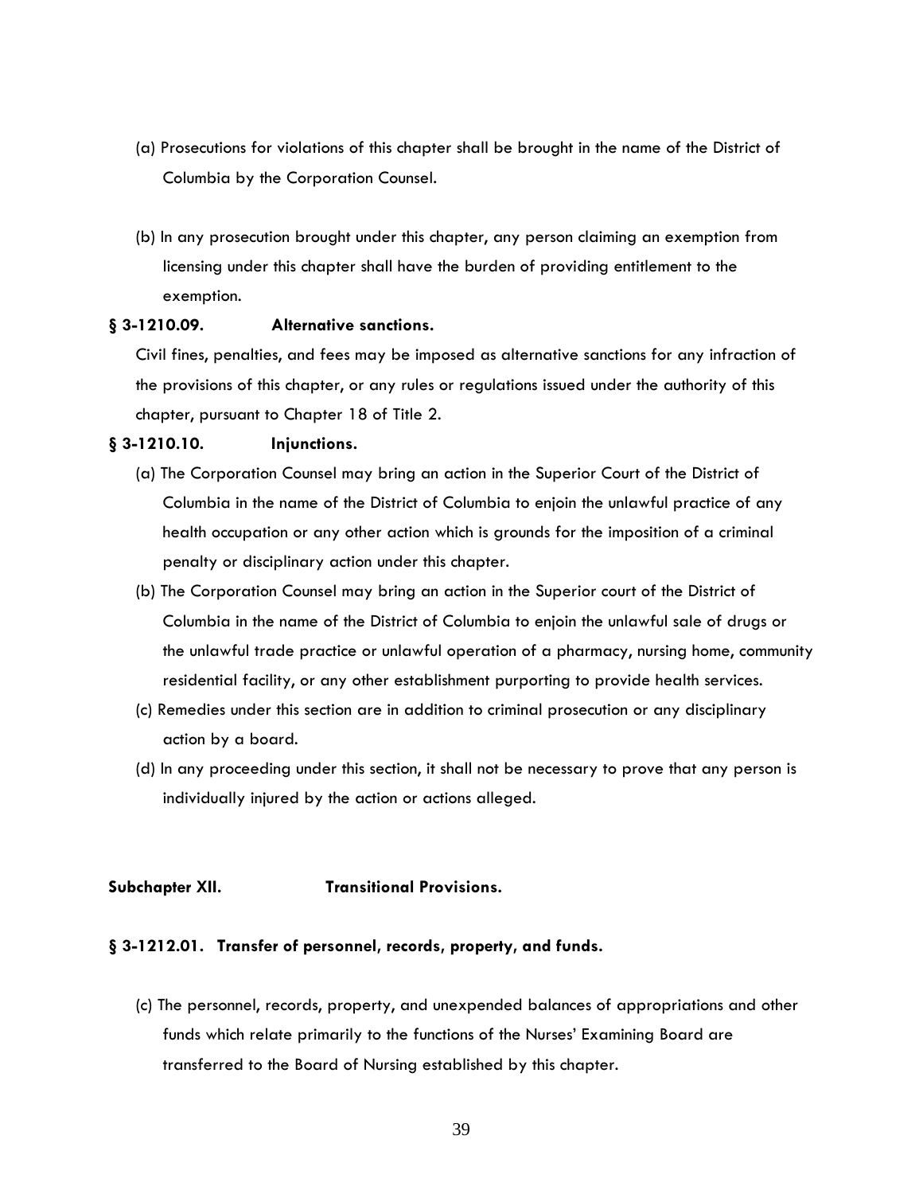(a) Prosecutions for violations of this chapter shall be brought in the name of the District of Columbia by the Corporation Counsel.

(b) In any prosecution brought under this chapter, any person claiming an exemption from licensing under this chapter shall have the burden of providing entitlement to the exemption.

**§ 3-1210.09. Alternative sanctions.**

Civil fines, penalties, and fees may be imposed as alternative sanctions for any infraction of the provisions of this chapter, or any rules or regulations issued under the authority of this chapter, pursuant to Chapter 18 of Title 2.

**§ 3-1210.10. Injunctions.**

(a) The Corporation Counsel may bring an action in the Superior Court of the District of Columbia in the name of the District of Columbia to enjoin the unlawful practice of any health occupation or any other action which is grounds for the imposition of a criminal penalty or disciplinary action under this chapter.

(b) The Corporation Counsel may bring an action in the Superior court of the District of Columbia in the name of the District of Columbia to enjoin the unlawful sale of drugs or the unlawful trade practice or unlawful operation of a pharmacy, nursing home, community residential facility, or any other establishment purporting to provide health services.

(c) Remedies under this section are in addition to criminal prosecution or any disciplinary action by a board.

(d) In any proceeding under this section, it shall not be necessary to prove that any person is individually injured by the action or actions alleged.

**Subchapter XII. Transitional Provisions.**

**§ 3-1212.01. Transfer of personnel, records, property, and funds.**

(c) The personnel, records, property, and unexpended balances of appropriations and other funds which relate primarily to the functions of the Nurses' Examining Board are transferred to the Board of Nursing established by this chapter.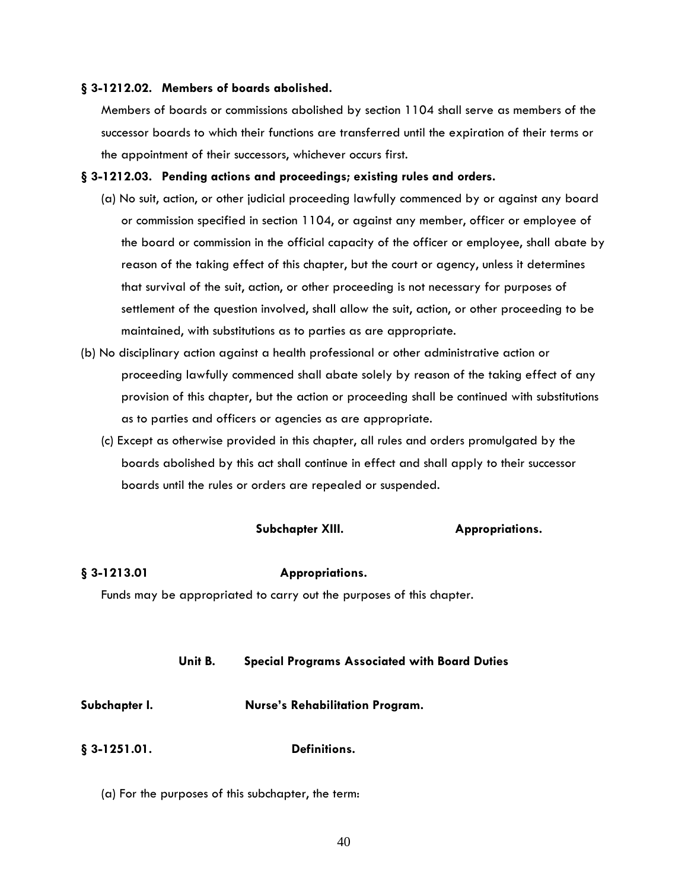### § 3-1212.02. Members of boards abolished.

Members of boards or commissions abolished by section 1104 shall serve as members of the successor boards to which their functions are transferred until the expiration of their terms or the appointment of their successors, whichever occurs first.

### § 3-1212.03. Pending actions and proceedings; existing rules and orders.

(a) No suit, action, or other judicial proceeding lawfully commenced by or against any board or commission specified in section 1104, or against any member, officer or employee of the board or commission in the official capacity of the officer or employee, shall abate by reason of the taking effect of this chapter, but the court or agency, unless it determines that survival of the suit, action, or other proceeding is not necessary for purposes of settlement of the question involved, shall allow the suit, action, or other proceeding to be maintained, with substitutions as to parties as are appropriate.

(b) No disciplinary action against a health professional or other administrative action or proceeding lawfully commenced shall abate solely by reason of the taking effect of any provision of this chapter, but the action or proceeding shall be continued with substitutions as to parties and officers or agencies as are appropriate.

(c) Except as otherwise provided in this chapter, all rules and orders promulgated by the boards abolished by this act shall continue in effect and shall apply to their successor boards until the rules or orders are repealed or suspended.

## Subchapter XIII. Appropriations.

### § 3-1213.01 Appropriations.

Funds may be appropriated to carry out the purposes of this chapter.

# Unit B. Special Programs Associated with Board Duties

## Subchapter I. Nurse's Rehabilitation Program.

### § 3-1251.01. Definitions.

(a) For the purposes of this subchapter, the term: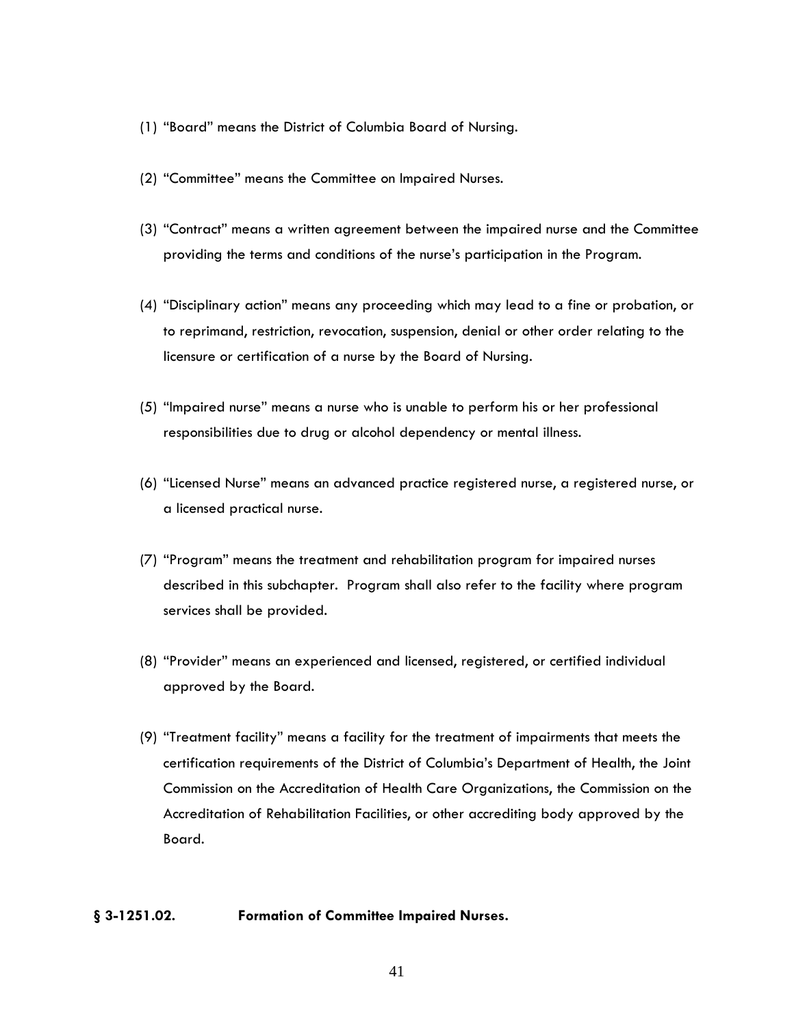(1) "Board" means the District of Columbia Board of Nursing.

(2) "Committee" means the Committee on Impaired Nurses.

(3) "Contract" means a written agreement between the impaired nurse and the Committee providing the terms and conditions of the nurse's participation in the Program.

(4) "Disciplinary action" means any proceeding which may lead to a fine or probation, or to reprimand, restriction, revocation, suspension, denial or other order relating to the licensure or certification of a nurse by the Board of Nursing.

(5) "Impaired nurse" means a nurse who is unable to perform his or her professional responsibilities due to drug or alcohol dependency or mental illness.

(6) "Licensed Nurse" means an advanced practice registered nurse, a registered nurse, or a licensed practical nurse.

(7) "Program" means the treatment and rehabilitation program for impaired nurses described in this subchapter. Program shall also refer to the facility where program services shall be provided.

(8) "Provider" means an experienced and licensed, registered, or certified individual approved by the Board.

(9) "Treatment facility" means a facility for the treatment of impairments that meets the certification requirements of the District of Columbia's Department of Health, the Joint Commission on the Accreditation of Health Care Organizations, the Commission on the Accreditation of Rehabilitation Facilities, or other accrediting body approved by the Board.

**§ 3-1251.02. Formation of Committee Impaired Nurses.**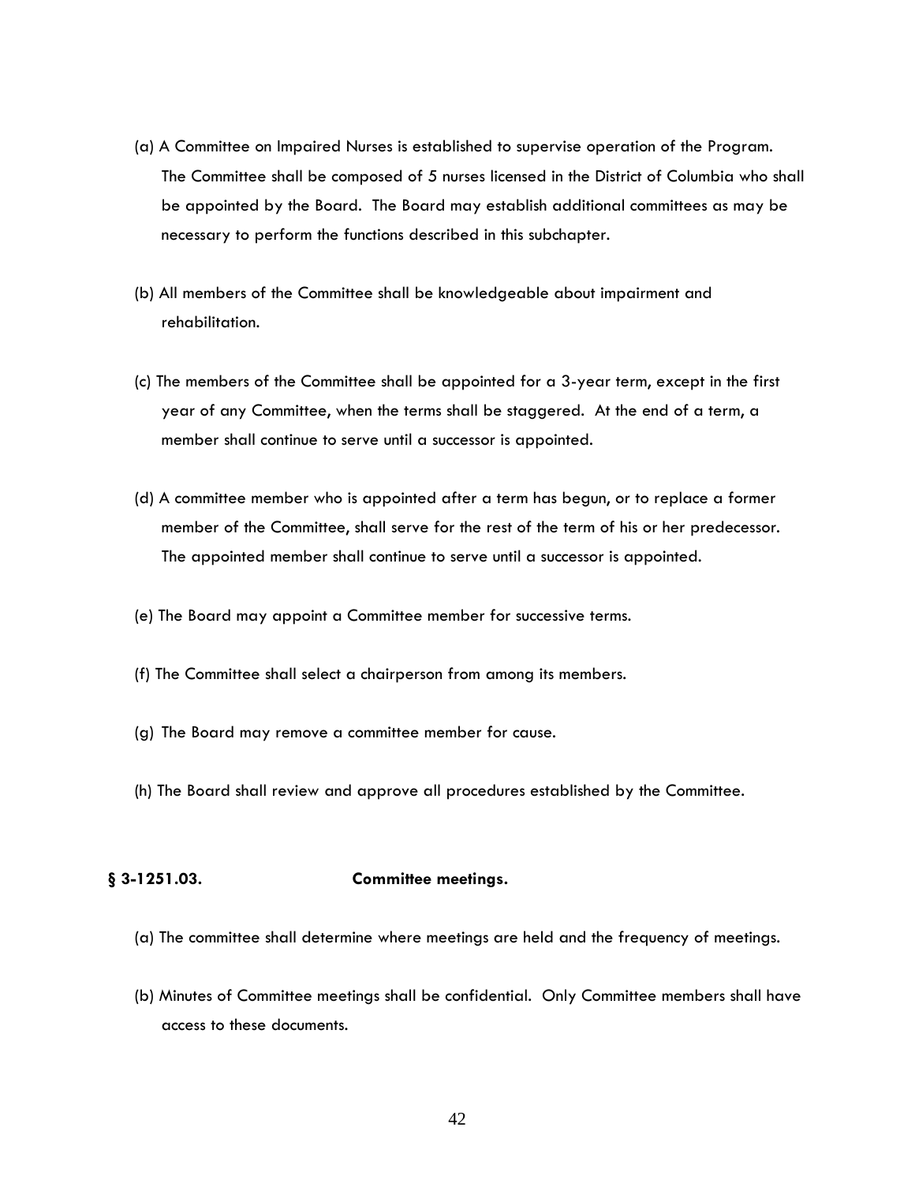(a) A Committee on Impaired Nurses is established to supervise operation of the Program. The Committee shall be composed of 5 nurses licensed in the District of Columbia who shall be appointed by the Board. The Board may establish additional committees as may be necessary to perform the functions described in this subchapter.

(b) All members of the Committee shall be knowledgeable about impairment and rehabilitation.

(c) The members of the Committee shall be appointed for a 3-year term, except in the first year of any Committee, when the terms shall be staggered. At the end of a term, a member shall continue to serve until a successor is appointed.

(d) A committee member who is appointed after a term has begun, or to replace a former member of the Committee, shall serve for the rest of the term of his or her predecessor. The appointed member shall continue to serve until a successor is appointed.

(e) The Board may appoint a Committee member for successive terms.

(f) The Committee shall select a chairperson from among its members.

(g) The Board may remove a committee member for cause.

(h) The Board shall review and approve all procedures established by the Committee.

**§ 3-1251.03. Committee meetings.**

(a) The committee shall determine where meetings are held and the frequency of meetings.

(b) Minutes of Committee meetings shall be confidential. Only Committee members shall have access to these documents.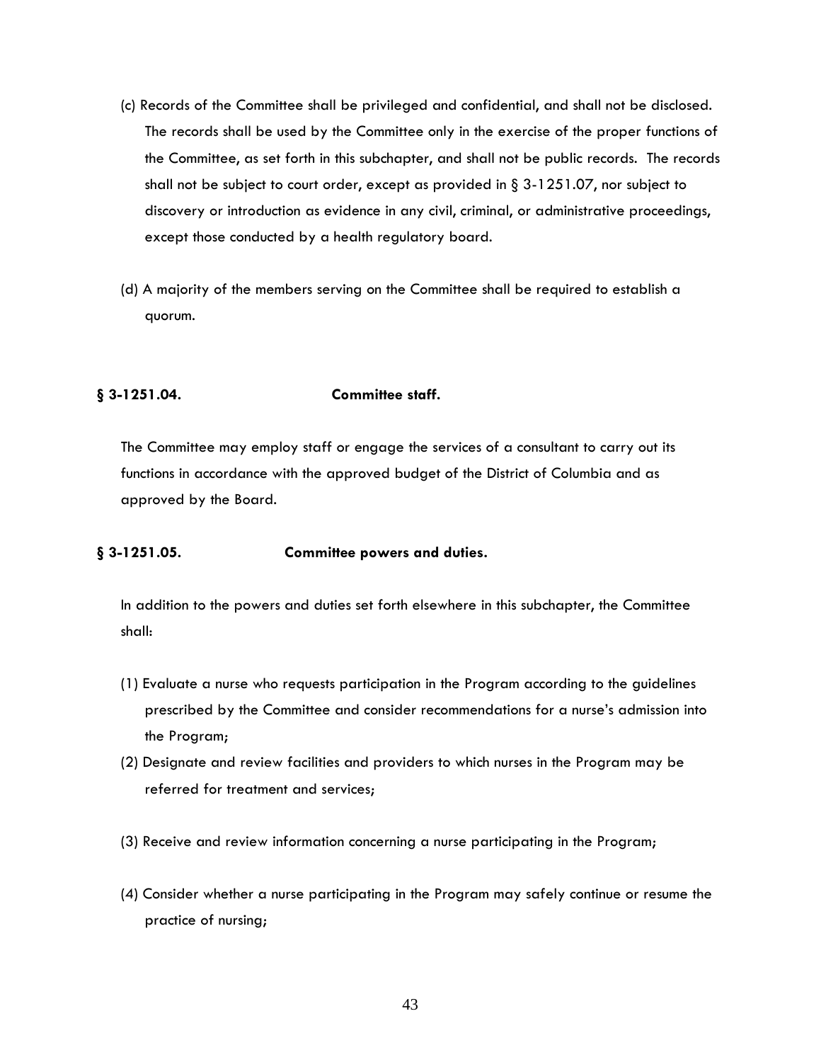(c) Records of the Committee shall be privileged and confidential, and shall not be disclosed. The records shall be used by the Committee only in the exercise of the proper functions of the Committee, as set forth in this subchapter, and shall not be public records. The records shall not be subject to court order, except as provided in § 3-1251.07, nor subject to discovery or introduction as evidence in any civil, criminal, or administrative proceedings, except those conducted by a health regulatory board.

(d) A majority of the members serving on the Committee shall be required to establish a quorum.

**§ 3-1251.04. Committee staff.**

The Committee may employ staff or engage the services of a consultant to carry out its functions in accordance with the approved budget of the District of Columbia and as approved by the Board.

**§ 3-1251.05. Committee powers and duties.**

In addition to the powers and duties set forth elsewhere in this subchapter, the Committee shall:

(1) Evaluate a nurse who requests participation in the Program according to the guidelines prescribed by the Committee and consider recommendations for a nurse's admission into the Program;

(2) Designate and review facilities and providers to which nurses in the Program may be referred for treatment and services;

(3) Receive and review information concerning a nurse participating in the Program;

(4) Consider whether a nurse participating in the Program may safely continue or resume the practice of nursing;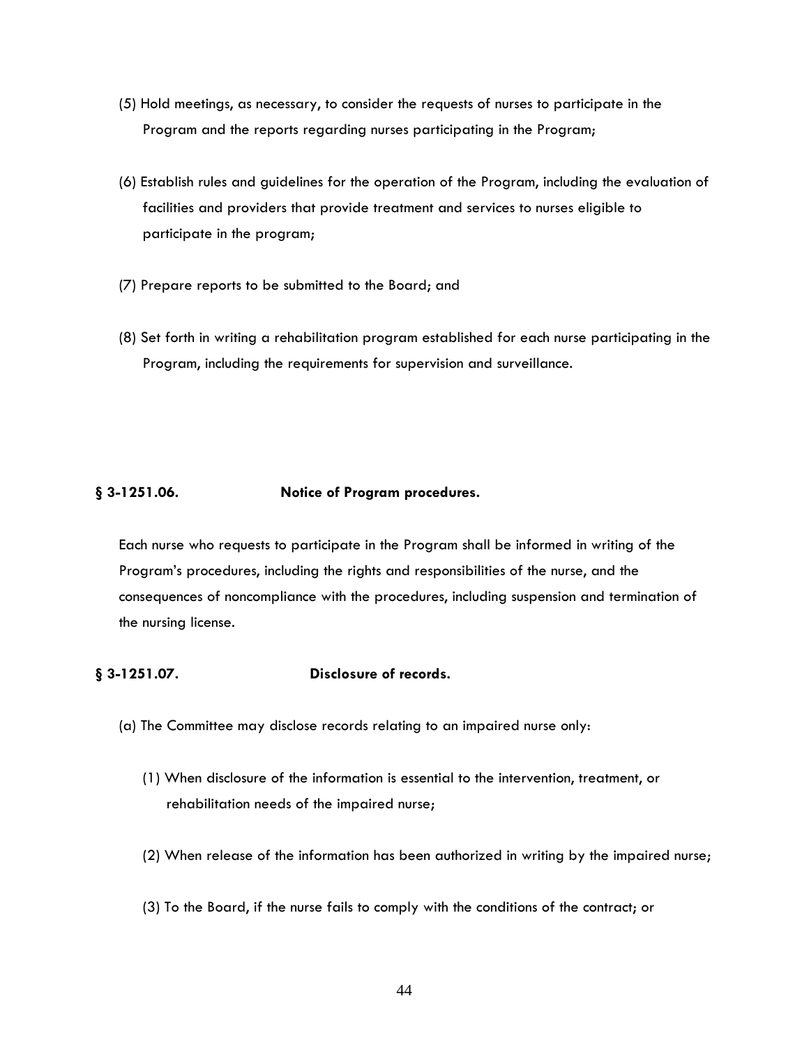(5) Hold meetings, as necessary, to consider the requests of nurses to participate in the Program and the reports regarding nurses participating in the Program;

(6) Establish rules and guidelines for the operation of the Program, including the evaluation of facilities and providers that provide treatment and services to nurses eligible to participate in the program;

(7) Prepare reports to be submitted to the Board; and

(8) Set forth in writing a rehabilitation program established for each nurse participating in the Program, including the requirements for supervision and surveillance.

**§ 3-1251.06. Notice of Program procedures.**

Each nurse who requests to participate in the Program shall be informed in writing of the Program's procedures, including the rights and responsibilities of the nurse, and the consequences of noncompliance with the procedures, including suspension and termination of the nursing license.

**§ 3-1251.07. Disclosure of records.**

(a) The Committee may disclose records relating to an impaired nurse only:

(1) When disclosure of the information is essential to the intervention, treatment, or rehabilitation needs of the impaired nurse;

(2) When release of the information has been authorized in writing by the impaired nurse;

(3) To the Board, if the nurse fails to comply with the conditions of the contract; or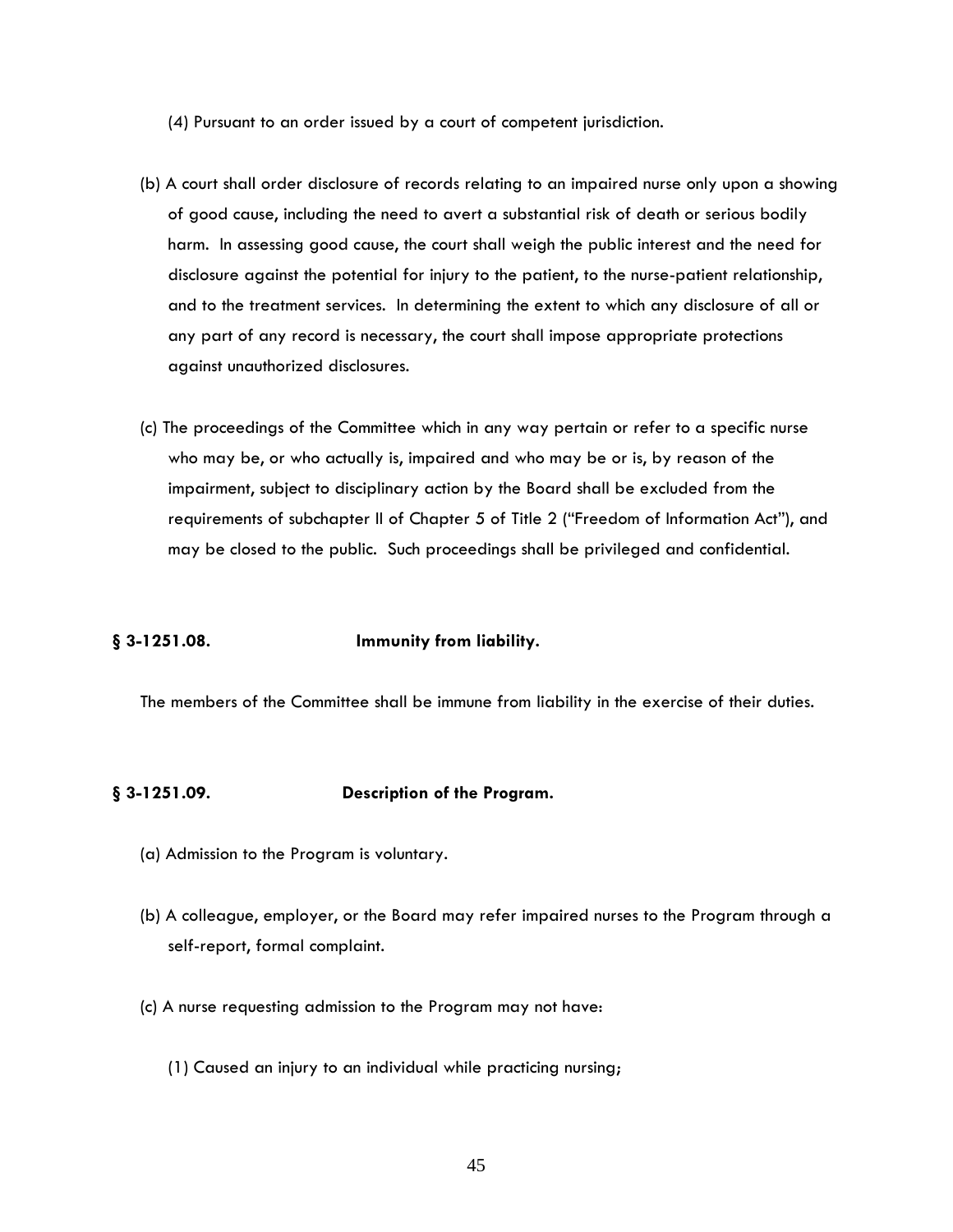(4) Pursuant to an order issued by a court of competent jurisdiction.

(b) A court shall order disclosure of records relating to an impaired nurse only upon a showing of good cause, including the need to avert a substantial risk of death or serious bodily harm. In assessing good cause, the court shall weigh the public interest and the need for disclosure against the potential for injury to the patient, to the nurse-patient relationship, and to the treatment services. In determining the extent to which any disclosure of all or any part of any record is necessary, the court shall impose appropriate protections against unauthorized disclosures.

(c) The proceedings of the Committee which in any way pertain or refer to a specific nurse who may be, or who actually is, impaired and who may be or is, by reason of the impairment, subject to disciplinary action by the Board shall be excluded from the requirements of subchapter II of Chapter 5 of Title 2 ("Freedom of Information Act"), and may be closed to the public. Such proceedings shall be privileged and confidential.

**§ 3-1251.08. Immunity from liability.**

The members of the Committee shall be immune from liability in the exercise of their duties.

**§ 3-1251.09. Description of the Program.**

(a) Admission to the Program is voluntary.

(b) A colleague, employer, or the Board may refer impaired nurses to the Program through a self-report, formal complaint.

(c) A nurse requesting admission to the Program may not have:

(1) Caused an injury to an individual while practicing nursing;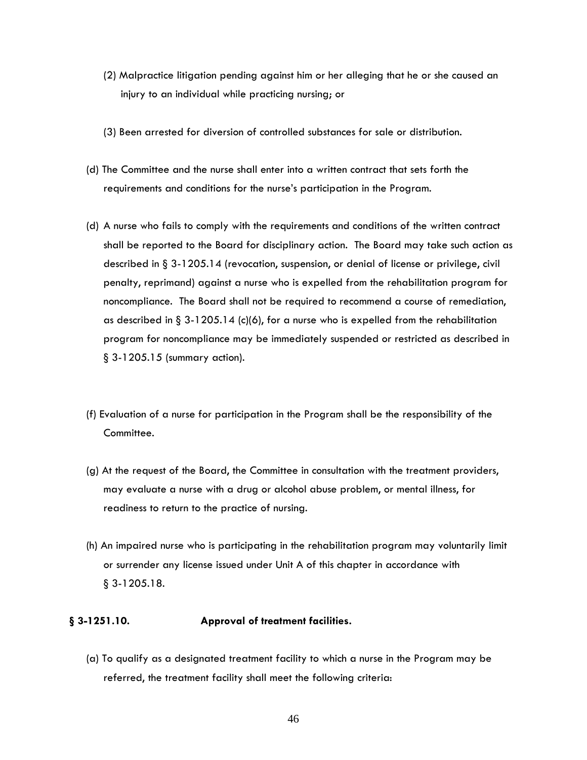(2) Malpractice litigation pending against him or her alleging that he or she caused an injury to an individual while practicing nursing; or

(3) Been arrested for diversion of controlled substances for sale or distribution.

(d) The Committee and the nurse shall enter into a written contract that sets forth the requirements and conditions for the nurse's participation in the Program.

(d) A nurse who fails to comply with the requirements and conditions of the written contract shall be reported to the Board for disciplinary action. The Board may take such action as described in § 3-1205.14 (revocation, suspension, or denial of license or privilege, civil penalty, reprimand) against a nurse who is expelled from the rehabilitation program for noncompliance. The Board shall not be required to recommend a course of remediation, as described in § 3-1205.14 (c)(6), for a nurse who is expelled from the rehabilitation program for noncompliance may be immediately suspended or restricted as described in § 3-1205.15 (summary action).

(f) Evaluation of a nurse for participation in the Program shall be the responsibility of the Committee.

(g) At the request of the Board, the Committee in consultation with the treatment providers, may evaluate a nurse with a drug or alcohol abuse problem, or mental illness, for readiness to return to the practice of nursing.

(h) An impaired nurse who is participating in the rehabilitation program may voluntarily limit or surrender any license issued under Unit A of this chapter in accordance with § 3-1205.18.

**§ 3-1251.10. Approval of treatment facilities.**

(a) To qualify as a designated treatment facility to which a nurse in the Program may be referred, the treatment facility shall meet the following criteria: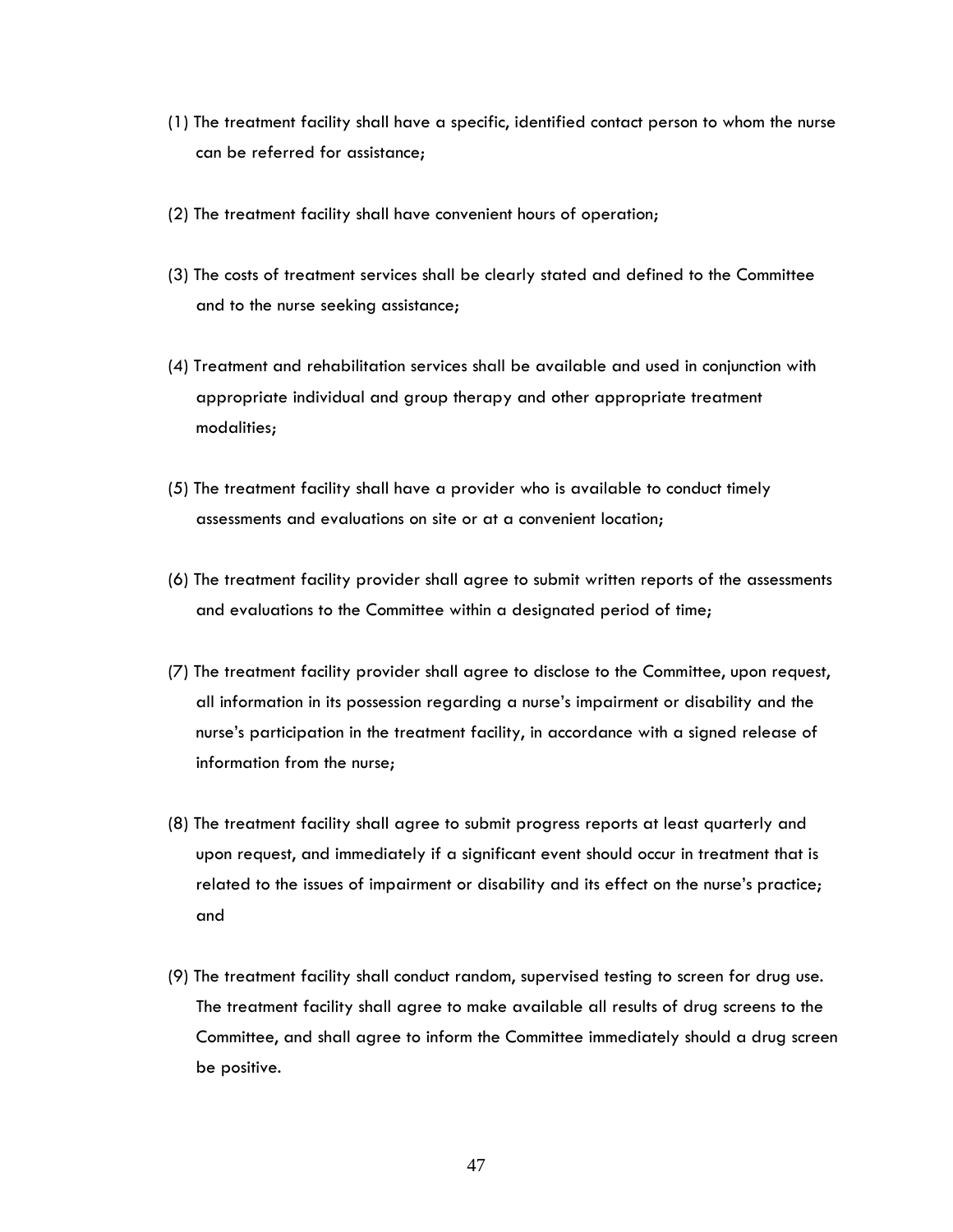(1) The treatment facility shall have a specific, identified contact person to whom the nurse can be referred for assistance;

(2) The treatment facility shall have convenient hours of operation;

(3) The costs of treatment services shall be clearly stated and defined to the Committee and to the nurse seeking assistance;

(4) Treatment and rehabilitation services shall be available and used in conjunction with appropriate individual and group therapy and other appropriate treatment modalities;

(5) The treatment facility shall have a provider who is available to conduct timely assessments and evaluations on site or at a convenient location;

(6) The treatment facility provider shall agree to submit written reports of the assessments and evaluations to the Committee within a designated period of time;

(7) The treatment facility provider shall agree to disclose to the Committee, upon request, all information in its possession regarding a nurse's impairment or disability and the nurse's participation in the treatment facility, in accordance with a signed release of information from the nurse;

(8) The treatment facility shall agree to submit progress reports at least quarterly and upon request, and immediately if a significant event should occur in treatment that is related to the issues of impairment or disability and its effect on the nurse's practice; and

(9) The treatment facility shall conduct random, supervised testing to screen for drug use. The treatment facility shall agree to make available all results of drug screens to the Committee, and shall agree to inform the Committee immediately should a drug screen be positive.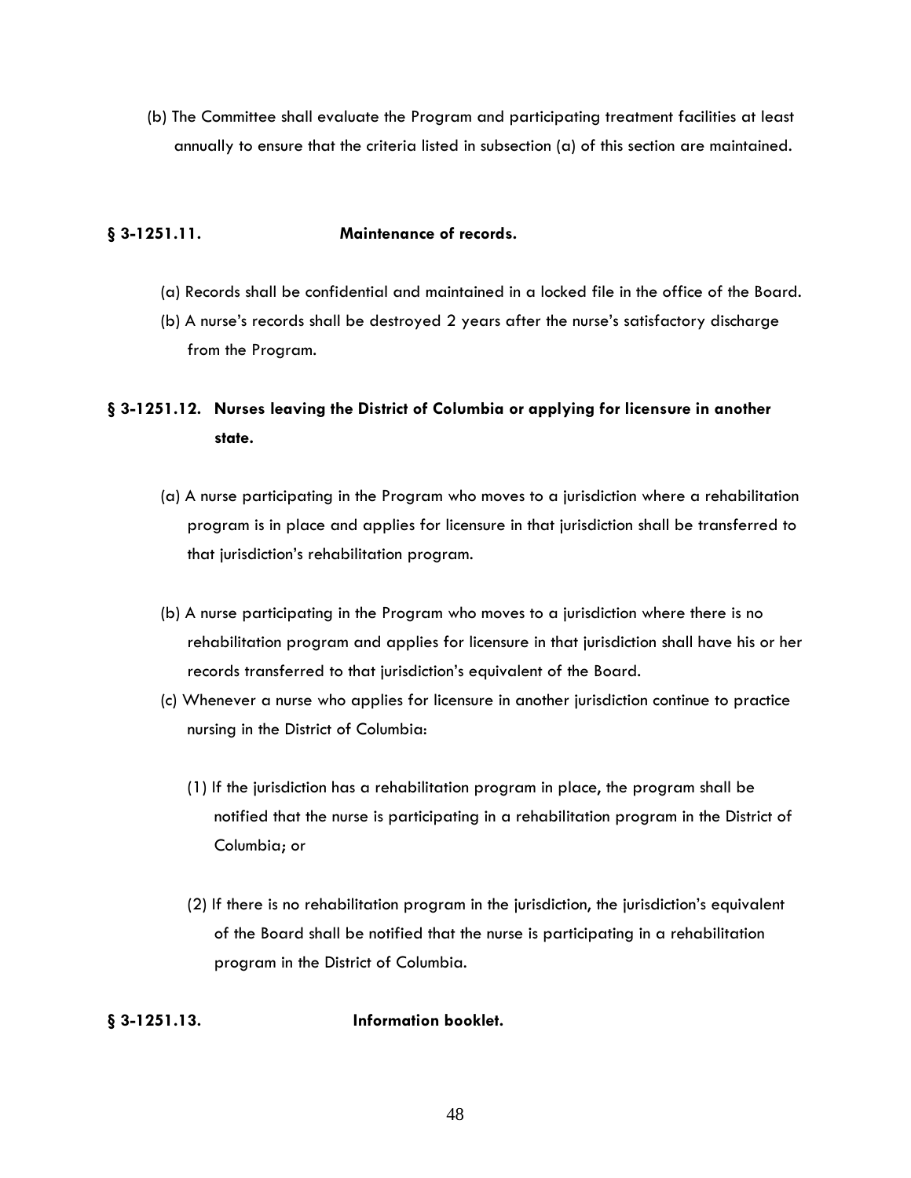(b) The Committee shall evaluate the Program and participating treatment facilities at least annually to ensure that the criteria listed in subsection (a) of this section are maintained.

**§ 3-1251.11. Maintenance of records.**

(a) Records shall be confidential and maintained in a locked file in the office of the Board.

(b) A nurse's records shall be destroyed 2 years after the nurse's satisfactory discharge from the Program.

**§ 3-1251.12. Nurses leaving the District of Columbia or applying for licensure in another state.**

(a) A nurse participating in the Program who moves to a jurisdiction where a rehabilitation program is in place and applies for licensure in that jurisdiction shall be transferred to that jurisdiction's rehabilitation program.

(b) A nurse participating in the Program who moves to a jurisdiction where there is no rehabilitation program and applies for licensure in that jurisdiction shall have his or her records transferred to that jurisdiction's equivalent of the Board.

(c) Whenever a nurse who applies for licensure in another jurisdiction continue to practice nursing in the District of Columbia:

(1) If the jurisdiction has a rehabilitation program in place, the program shall be notified that the nurse is participating in a rehabilitation program in the District of Columbia; or

(2) If there is no rehabilitation program in the jurisdiction, the jurisdiction's equivalent of the Board shall be notified that the nurse is participating in a rehabilitation program in the District of Columbia.

**§ 3-1251.13. Information booklet.**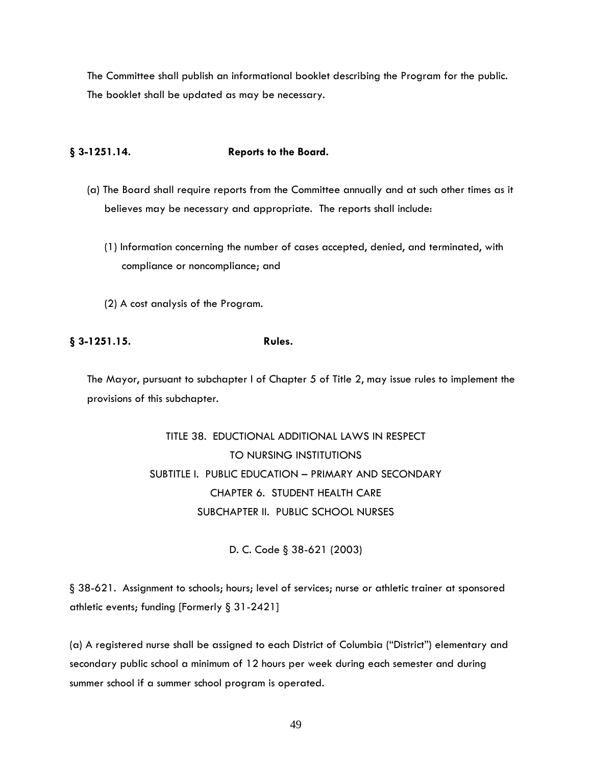The Committee shall publish an informational booklet describing the Program for the public. The booklet shall be updated as may be necessary.

### § 3-1251.14. Reports to the Board.

(a) The Board shall require reports from the Committee annually and at such other times as it believes may be necessary and appropriate. The reports shall include:

(1) Information concerning the number of cases accepted, denied, and terminated, with compliance or noncompliance; and

(2) A cost analysis of the Program.

### § 3-1251.15. Rules.

The Mayor, pursuant to subchapter I of Chapter 5 of Title 2, may issue rules to implement the provisions of this subchapter.

## TITLE 38. EDUCTIONAL ADDITIONAL LAWS IN RESPECT TO NURSING INSTITUTIONS
## SUBTITLE I. PUBLIC EDUCATION – PRIMARY AND SECONDARY
## CHAPTER 6. STUDENT HEALTH CARE
## SUBCHAPTER II. PUBLIC SCHOOL NURSES

D. C. Code § 38-621 (2003)

§ 38-621. Assignment to schools; hours; level of services; nurse or athletic trainer at sponsored athletic events; funding [Formerly § 31-2421]

(a) A registered nurse shall be assigned to each District of Columbia ("District") elementary and secondary public school a minimum of 12 hours per week during each semester and during summer school if a summer school program is operated.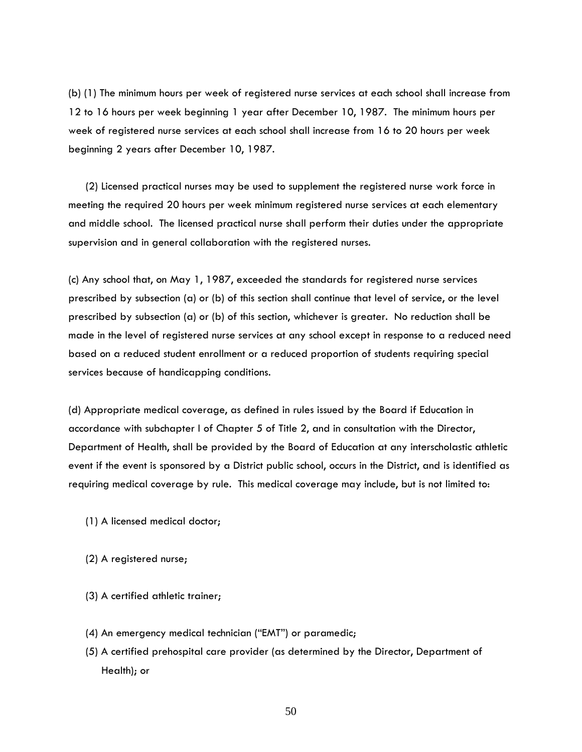(b) (1) The minimum hours per week of registered nurse services at each school shall increase from 12 to 16 hours per week beginning 1 year after December 10, 1987. The minimum hours per week of registered nurse services at each school shall increase from 16 to 20 hours per week beginning 2 years after December 10, 1987.

(2) Licensed practical nurses may be used to supplement the registered nurse work force in meeting the required 20 hours per week minimum registered nurse services at each elementary and middle school. The licensed practical nurse shall perform their duties under the appropriate supervision and in general collaboration with the registered nurses.

(c) Any school that, on May 1, 1987, exceeded the standards for registered nurse services prescribed by subsection (a) or (b) of this section shall continue that level of service, or the level prescribed by subsection (a) or (b) of this section, whichever is greater. No reduction shall be made in the level of registered nurse services at any school except in response to a reduced need based on a reduced student enrollment or a reduced proportion of students requiring special services because of handicapping conditions.

(d) Appropriate medical coverage, as defined in rules issued by the Board if Education in accordance with subchapter I of Chapter 5 of Title 2, and in consultation with the Director, Department of Health, shall be provided by the Board of Education at any interscholastic athletic event if the event is sponsored by a District public school, occurs in the District, and is identified as requiring medical coverage by rule. This medical coverage may include, but is not limited to:

(1) A licensed medical doctor;

(2) A registered nurse;

(3) A certified athletic trainer;

(4) An emergency medical technician ("EMT") or paramedic;

(5) A certified prehospital care provider (as determined by the Director, Department of Health); or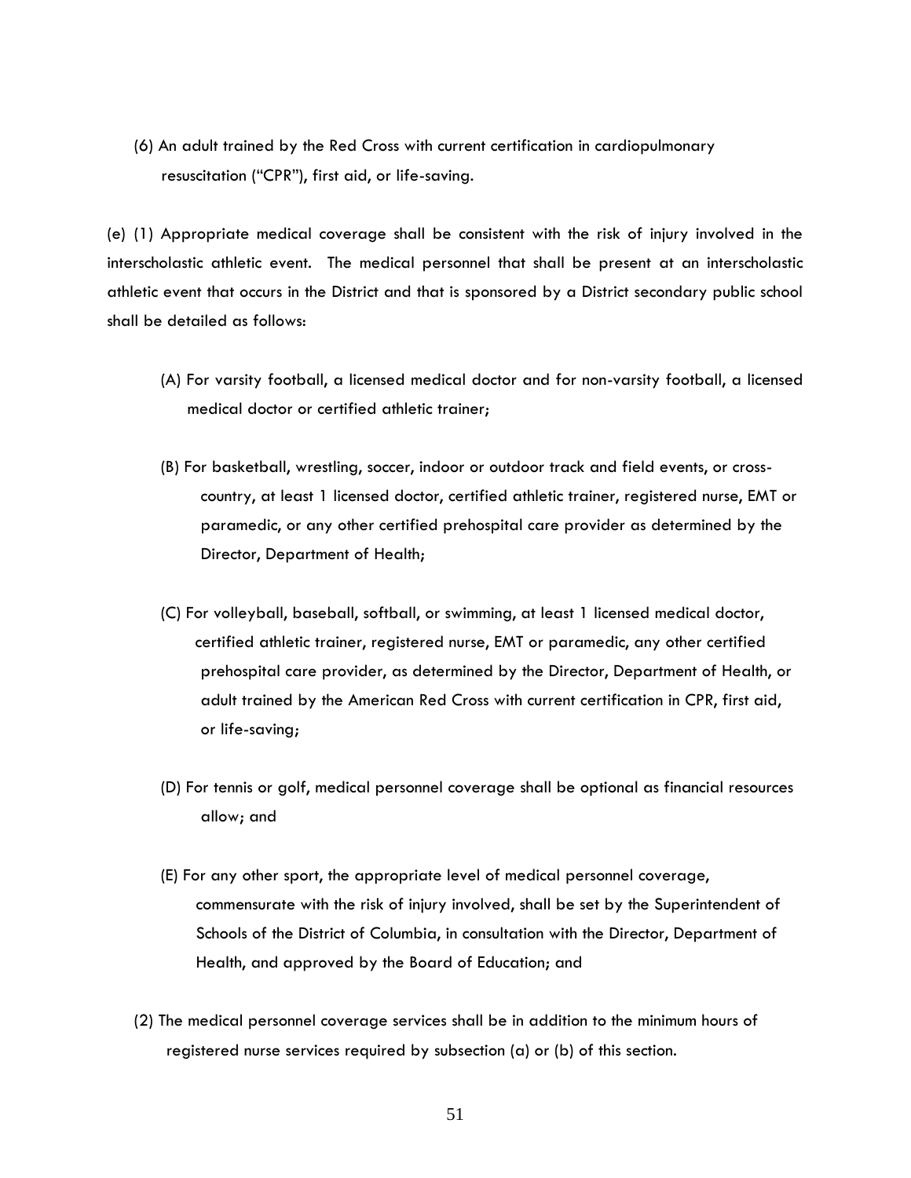(6) An adult trained by the Red Cross with current certification in cardiopulmonary resuscitation ("CPR"), first aid, or life-saving.

(e) (1) Appropriate medical coverage shall be consistent with the risk of injury involved in the interscholastic athletic event. The medical personnel that shall be present at an interscholastic athletic event that occurs in the District and that is sponsored by a District secondary public school shall be detailed as follows:

(A) For varsity football, a licensed medical doctor and for non-varsity football, a licensed medical doctor or certified athletic trainer;

(B) For basketball, wrestling, soccer, indoor or outdoor track and field events, or cross-country, at least 1 licensed doctor, certified athletic trainer, registered nurse, EMT or paramedic, or any other certified prehospital care provider as determined by the Director, Department of Health;

(C) For volleyball, baseball, softball, or swimming, at least 1 licensed medical doctor, certified athletic trainer, registered nurse, EMT or paramedic, any other certified prehospital care provider, as determined by the Director, Department of Health, or adult trained by the American Red Cross with current certification in CPR, first aid, or life-saving;

(D) For tennis or golf, medical personnel coverage shall be optional as financial resources allow; and

(E) For any other sport, the appropriate level of medical personnel coverage, commensurate with the risk of injury involved, shall be set by the Superintendent of Schools of the District of Columbia, in consultation with the Director, Department of Health, and approved by the Board of Education; and

(2) The medical personnel coverage services shall be in addition to the minimum hours of registered nurse services required by subsection (a) or (b) of this section.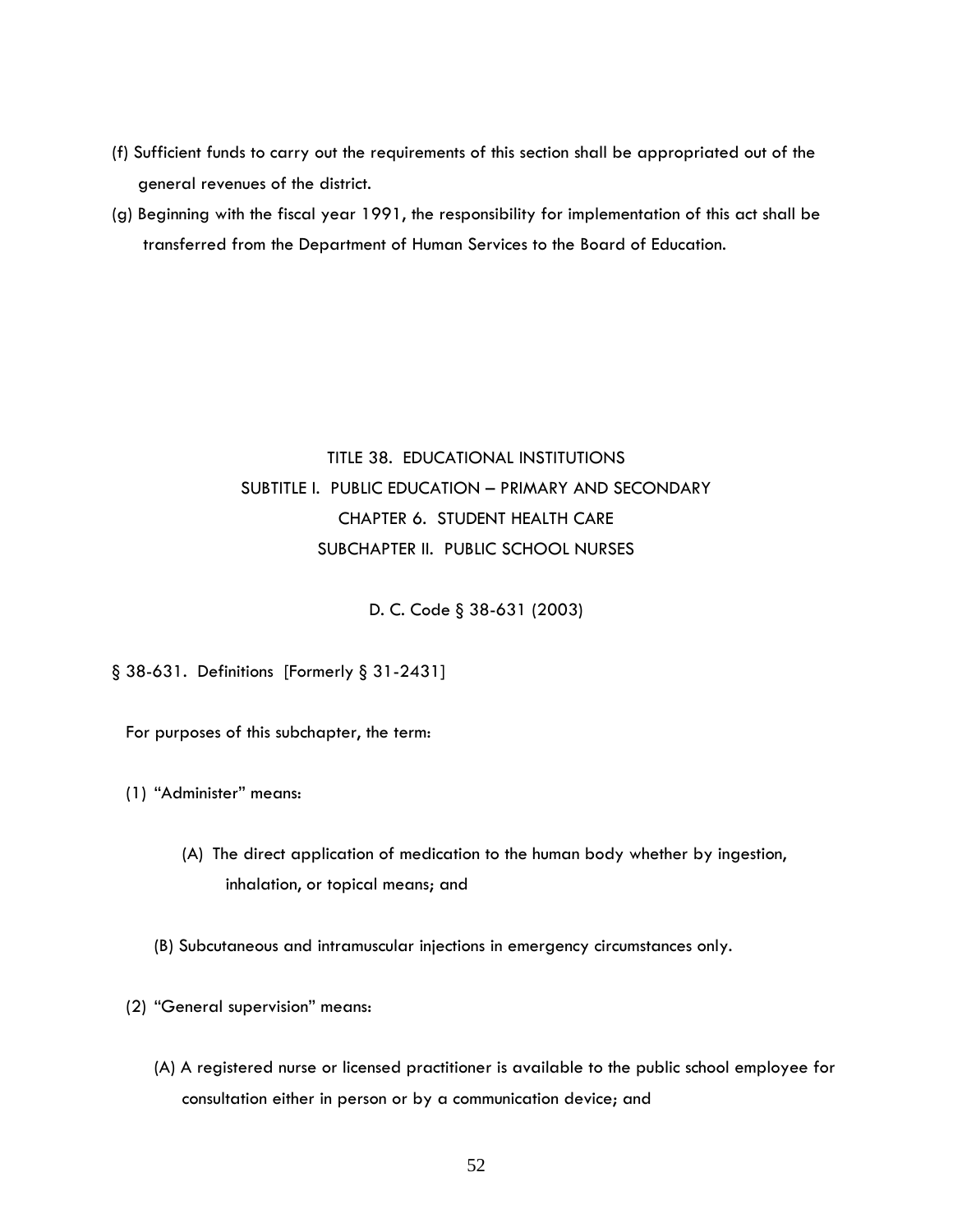(f) Sufficient funds to carry out the requirements of this section shall be appropriated out of the general revenues of the district.

(g) Beginning with the fiscal year 1991, the responsibility for implementation of this act shall be transferred from the Department of Human Services to the Board of Education.

## TITLE 38. EDUCATIONAL INSTITUTIONS
## SUBTITLE I. PUBLIC EDUCATION – PRIMARY AND SECONDARY
## CHAPTER 6. STUDENT HEALTH CARE
## SUBCHAPTER II. PUBLIC SCHOOL NURSES

D. C. Code § 38-631 (2003)

§ 38-631. Definitions [Formerly § 31-2431]

For purposes of this subchapter, the term:

(1) "Administer" means:

(A) The direct application of medication to the human body whether by ingestion, inhalation, or topical means; and

(B) Subcutaneous and intramuscular injections in emergency circumstances only.

(2) "General supervision" means:

(A) A registered nurse or licensed practitioner is available to the public school employee for consultation either in person or by a communication device; and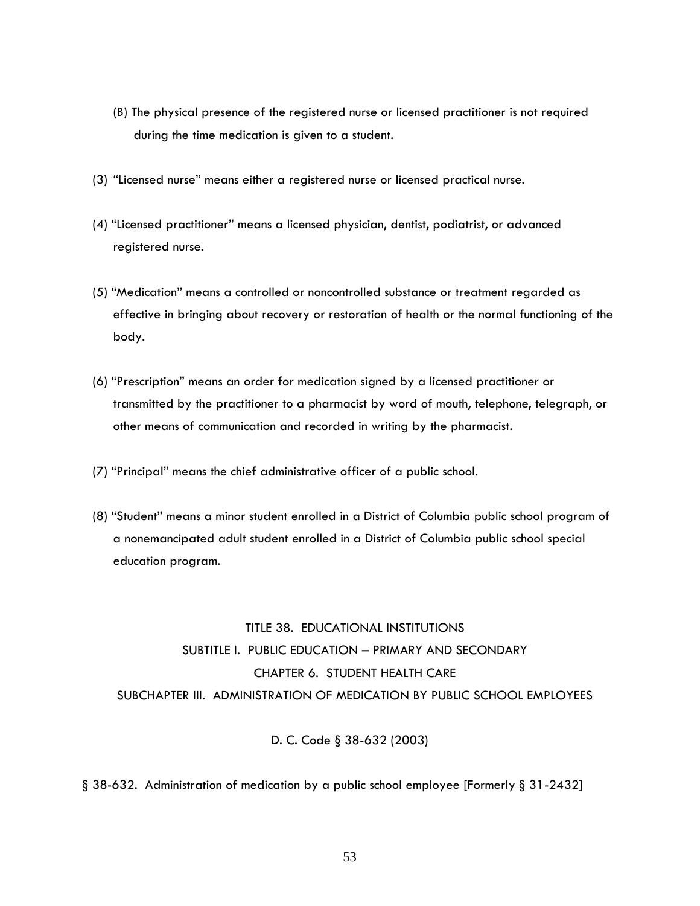(B) The physical presence of the registered nurse or licensed practitioner is not required during the time medication is given to a student.

(3) "Licensed nurse" means either a registered nurse or licensed practical nurse.

(4) "Licensed practitioner" means a licensed physician, dentist, podiatrist, or advanced registered nurse.

(5) "Medication" means a controlled or noncontrolled substance or treatment regarded as effective in bringing about recovery or restoration of health or the normal functioning of the body.

(6) "Prescription" means an order for medication signed by a licensed practitioner or transmitted by the practitioner to a pharmacist by word of mouth, telephone, telegraph, or other means of communication and recorded in writing by the pharmacist.

(7) "Principal" means the chief administrative officer of a public school.

(8) "Student" means a minor student enrolled in a District of Columbia public school program of a nonemancipated adult student enrolled in a District of Columbia public school special education program.

TITLE 38. EDUCATIONAL INSTITUTIONS

SUBTITLE I. PUBLIC EDUCATION – PRIMARY AND SECONDARY

CHAPTER 6. STUDENT HEALTH CARE

SUBCHAPTER III. ADMINISTRATION OF MEDICATION BY PUBLIC SCHOOL EMPLOYEES

D. C. Code § 38-632 (2003)

§ 38-632. Administration of medication by a public school employee [Formerly § 31-2432]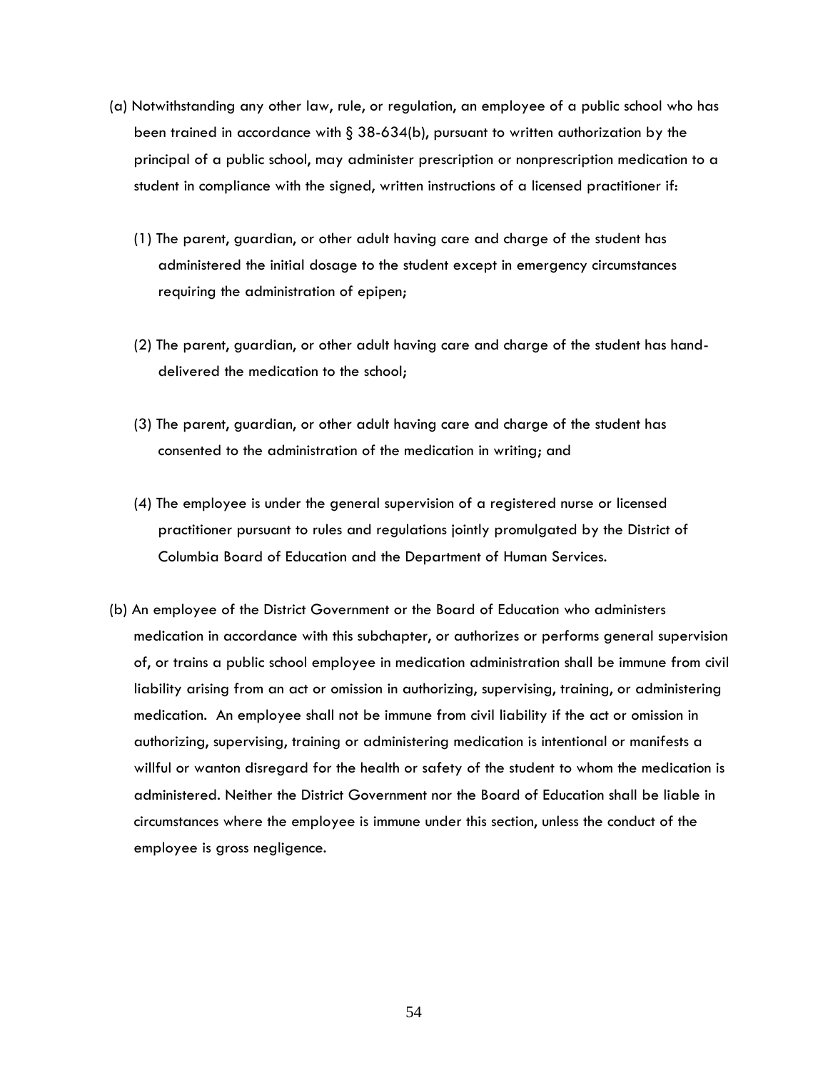(a) Notwithstanding any other law, rule, or regulation, an employee of a public school who has been trained in accordance with § 38-634(b), pursuant to written authorization by the principal of a public school, may administer prescription or nonprescription medication to a student in compliance with the signed, written instructions of a licensed practitioner if:

(1) The parent, guardian, or other adult having care and charge of the student has administered the initial dosage to the student except in emergency circumstances requiring the administration of epipen;

(2) The parent, guardian, or other adult having care and charge of the student has hand-delivered the medication to the school;

(3) The parent, guardian, or other adult having care and charge of the student has consented to the administration of the medication in writing; and

(4) The employee is under the general supervision of a registered nurse or licensed practitioner pursuant to rules and regulations jointly promulgated by the District of Columbia Board of Education and the Department of Human Services.

(b) An employee of the District Government or the Board of Education who administers medication in accordance with this subchapter, or authorizes or performs general supervision of, or trains a public school employee in medication administration shall be immune from civil liability arising from an act or omission in authorizing, supervising, training, or administering medication. An employee shall not be immune from civil liability if the act or omission in authorizing, supervising, training or administering medication is intentional or manifests a willful or wanton disregard for the health or safety of the student to whom the medication is administered. Neither the District Government nor the Board of Education shall be liable in circumstances where the employee is immune under this section, unless the conduct of the employee is gross negligence.